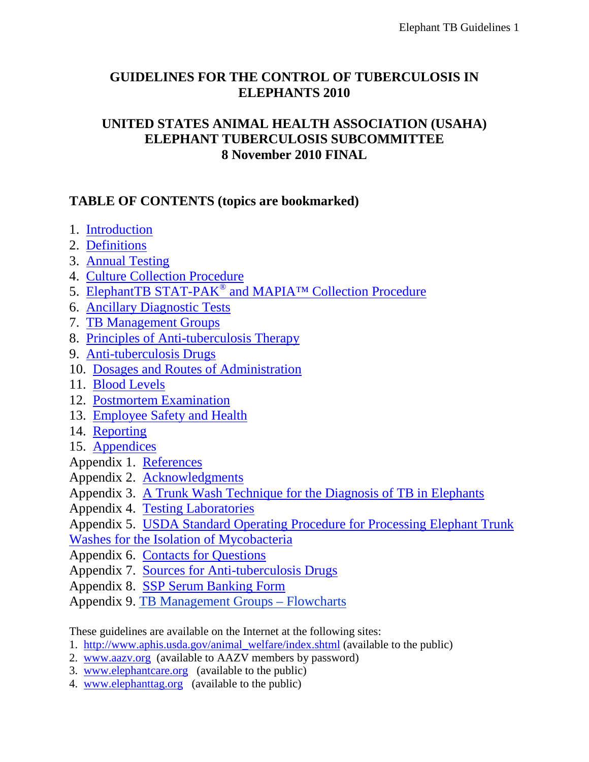# GUIDELINES FOR THE CONTROL OF TUBERCULOSIS IN ELEPHANTS 2010

## UNITED STATES ANIMAL HEALTH ASSOCIATION (USAHA) ELEPHANT TUBERCULOSIS SUBCOMMITTEE 8 November 2010 FINAL

### TABLE OF CONTENTS (topics are bookmarked)

1. Introduction
2. Definitions
3. Annual Testing
4. Culture Collection Procedure
5. ElephantTB STAT-PAK® and MAPIA™ Collection Procedure
6. Ancillary Diagnostic Tests
7. TB Management Groups
8. Principles of Anti-tuberculosis Therapy
9. Anti-tuberculosis Drugs
10. Dosages and Routes of Administration
11. Blood Levels
12. Postmortem Examination
13. Employee Safety and Health
14. Reporting
15. Appendices

Appendix 1. References
Appendix 2. Acknowledgments
Appendix 3. A Trunk Wash Technique for the Diagnosis of TB in Elephants
Appendix 4. Testing Laboratories
Appendix 5. USDA Standard Operating Procedure for Processing Elephant Trunk Washes for the Isolation of Mycobacteria
Appendix 6. Contacts for Questions
Appendix 7. Sources for Anti-tuberculosis Drugs
Appendix 8. SSP Serum Banking Form
Appendix 9. TB Management Groups – Flowcharts

These guidelines are available on the Internet at the following sites:

1. http://www.aphis.usda.gov/animal_welfare/index.shtml (available to the public)
2. www.aazv.org (available to AAZV members by password)
3. www.elephantcare.org (available to the public)
4. www.elephanttag.org (available to the public)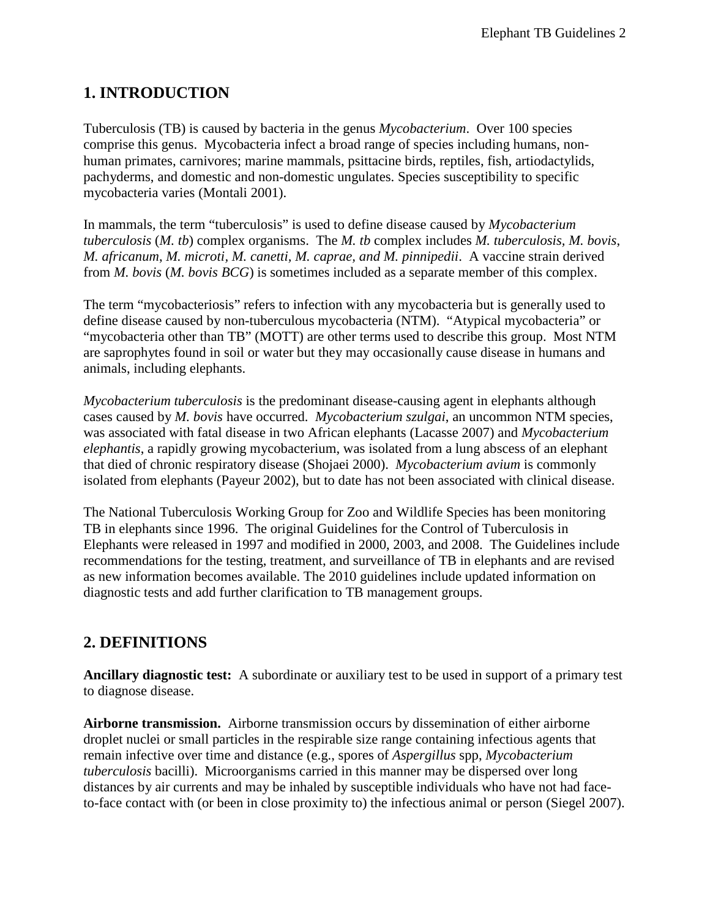## 1. INTRODUCTION

Tuberculosis (TB) is caused by bacteria in the genus *Mycobacterium*. Over 100 species comprise this genus. Mycobacteria infect a broad range of species including humans, non-human primates, carnivores; marine mammals, psittacine birds, reptiles, fish, artiodactylids, pachyderms, and domestic and non-domestic ungulates. Species susceptibility to specific mycobacteria varies (Montali 2001).

In mammals, the term "tuberculosis" is used to define disease caused by *Mycobacterium tuberculosis* (*M. tb*) complex organisms. The *M. tb* complex includes *M. tuberculosis*, *M. bovis*, *M. africanum*, *M. microti, M. canetti, M. caprae, and M. pinnipedii*. A vaccine strain derived from *M. bovis* (*M. bovis BCG*) is sometimes included as a separate member of this complex.

The term "mycobacteriosis" refers to infection with any mycobacteria but is generally used to define disease caused by non-tuberculous mycobacteria (NTM). "Atypical mycobacteria" or "mycobacteria other than TB" (MOTT) are other terms used to describe this group. Most NTM are saprophytes found in soil or water but they may occasionally cause disease in humans and animals, including elephants.

*Mycobacterium tuberculosis* is the predominant disease-causing agent in elephants although cases caused by *M. bovis* have occurred. *Mycobacterium szulgai*, an uncommon NTM species, was associated with fatal disease in two African elephants (Lacasse 2007) and *Mycobacterium elephantis*, a rapidly growing mycobacterium, was isolated from a lung abscess of an elephant that died of chronic respiratory disease (Shojaei 2000). *Mycobacterium avium* is commonly isolated from elephants (Payeur 2002), but to date has not been associated with clinical disease.

The National Tuberculosis Working Group for Zoo and Wildlife Species has been monitoring TB in elephants since 1996. The original Guidelines for the Control of Tuberculosis in Elephants were released in 1997 and modified in 2000, 2003, and 2008. The Guidelines include recommendations for the testing, treatment, and surveillance of TB in elephants and are revised as new information becomes available. The 2010 guidelines include updated information on diagnostic tests and add further clarification to TB management groups.

## 2. DEFINITIONS

**Ancillary diagnostic test:** A subordinate or auxiliary test to be used in support of a primary test to diagnose disease.

**Airborne transmission.** Airborne transmission occurs by dissemination of either airborne droplet nuclei or small particles in the respirable size range containing infectious agents that remain infective over time and distance (e.g., spores of *Aspergillus* spp, *Mycobacterium tuberculosis* bacilli). Microorganisms carried in this manner may be dispersed over long distances by air currents and may be inhaled by susceptible individuals who have not had face-to-face contact with (or been in close proximity to) the infectious animal or person (Siegel 2007).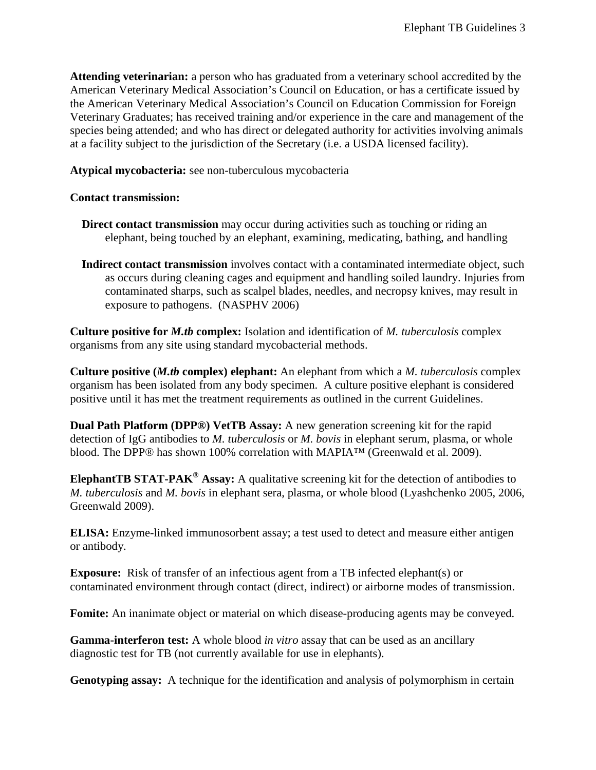**Attending veterinarian:** a person who has graduated from a veterinary school accredited by the American Veterinary Medical Association's Council on Education, or has a certificate issued by the American Veterinary Medical Association's Council on Education Commission for Foreign Veterinary Graduates; has received training and/or experience in the care and management of the species being attended; and who has direct or delegated authority for activities involving animals at a facility subject to the jurisdiction of the Secretary (i.e. a USDA licensed facility).

**Atypical mycobacteria:** see non-tuberculous mycobacteria

**Contact transmission:**

**Direct contact transmission** may occur during activities such as touching or riding an elephant, being touched by an elephant, examining, medicating, bathing, and handling

**Indirect contact transmission** involves contact with a contaminated intermediate object, such as occurs during cleaning cages and equipment and handling soiled laundry. Injuries from contaminated sharps, such as scalpel blades, needles, and necropsy knives, may result in exposure to pathogens. (NASPHV 2006)

**Culture positive for *M.tb* complex:** Isolation and identification of *M. tuberculosis* complex organisms from any site using standard mycobacterial methods.

**Culture positive (*M.tb* complex) elephant:** An elephant from which a *M. tuberculosis* complex organism has been isolated from any body specimen. A culture positive elephant is considered positive until it has met the treatment requirements as outlined in the current Guidelines.

**Dual Path Platform (DPP®) VetTB Assay:** A new generation screening kit for the rapid detection of IgG antibodies to *M. tuberculosis* or *M. bovis* in elephant serum, plasma, or whole blood. The DPP® has shown 100% correlation with MAPIA™ (Greenwald et al. 2009).

**ElephantTB STAT-PAK® Assay:** A qualitative screening kit for the detection of antibodies to *M. tuberculosis* and *M. bovis* in elephant sera, plasma, or whole blood (Lyashchenko 2005, 2006, Greenwald 2009).

**ELISA:** Enzyme-linked immunosorbent assay; a test used to detect and measure either antigen or antibody.

**Exposure:** Risk of transfer of an infectious agent from a TB infected elephant(s) or contaminated environment through contact (direct, indirect) or airborne modes of transmission.

**Fomite:** An inanimate object or material on which disease-producing agents may be conveyed.

**Gamma-interferon test:** A whole blood *in vitro* assay that can be used as an ancillary diagnostic test for TB (not currently available for use in elephants).

**Genotyping assay:** A technique for the identification and analysis of polymorphism in certain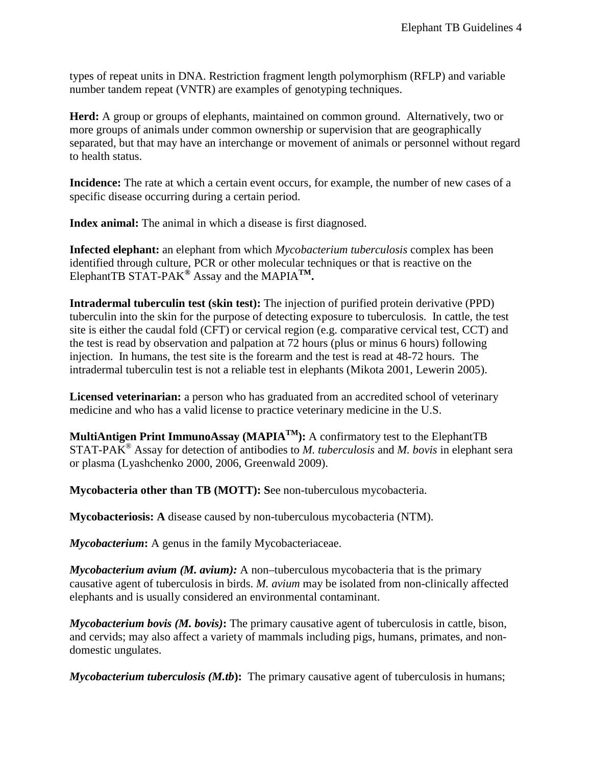types of repeat units in DNA. Restriction fragment length polymorphism (RFLP) and variable number tandem repeat (VNTR) are examples of genotyping techniques.

**Herd:** A group or groups of elephants, maintained on common ground. Alternatively, two or more groups of animals under common ownership or supervision that are geographically separated, but that may have an interchange or movement of animals or personnel without regard to health status.

**Incidence:** The rate at which a certain event occurs, for example, the number of new cases of a specific disease occurring during a certain period.

**Index animal:** The animal in which a disease is first diagnosed.

**Infected elephant:** an elephant from which *Mycobacterium tuberculosis* complex has been identified through culture, PCR or other molecular techniques or that is reactive on the ElephantTB STAT-PAK® Assay and the MAPIA™.

**Intradermal tuberculin test (skin test):** The injection of purified protein derivative (PPD) tuberculin into the skin for the purpose of detecting exposure to tuberculosis. In cattle, the test site is either the caudal fold (CFT) or cervical region (e.g. comparative cervical test, CCT) and the test is read by observation and palpation at 72 hours (plus or minus 6 hours) following injection. In humans, the test site is the forearm and the test is read at 48-72 hours. The intradermal tuberculin test is not a reliable test in elephants (Mikota 2001, Lewerin 2005).

**Licensed veterinarian:** a person who has graduated from an accredited school of veterinary medicine and who has a valid license to practice veterinary medicine in the U.S.

**MultiAntigen Print ImmunoAssay (MAPIA™):** A confirmatory test to the ElephantTB STAT-PAK® Assay for detection of antibodies to *M. tuberculosis* and *M. bovis* in elephant sera or plasma (Lyashchenko 2000, 2006, Greenwald 2009).

**Mycobacteria other than TB (MOTT): S**ee non-tuberculous mycobacteria.

**Mycobacteriosis: A** disease caused by non-tuberculous mycobacteria (NTM).

***Mycobacterium*:** A genus in the family Mycobacteriaceae.

***Mycobacterium avium (M. avium):*** A non–tuberculous mycobacteria that is the primary causative agent of tuberculosis in birds. *M. avium* may be isolated from non-clinically affected elephants and is usually considered an environmental contaminant.

***Mycobacterium bovis (M. bovis)*:** The primary causative agent of tuberculosis in cattle, bison, and cervids; may also affect a variety of mammals including pigs, humans, primates, and non-domestic ungulates.

***Mycobacterium tuberculosis (M.tb*):** The primary causative agent of tuberculosis in humans;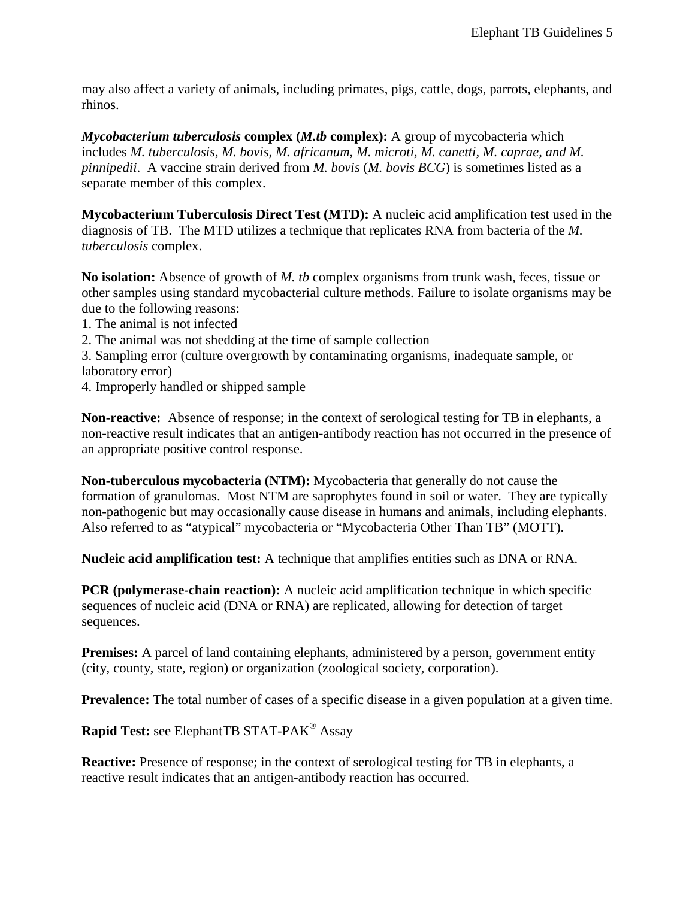may also affect a variety of animals, including primates, pigs, cattle, dogs, parrots, elephants, and rhinos.

***Mycobacterium tuberculosis* complex (*M.tb* complex):** A group of mycobacteria which includes *M. tuberculosis*, *M. bovis*, *M. africanum*, *M. microti*, *M. canetti*, *M. caprae, and M. pinnipedii*. A vaccine strain derived from *M. bovis* (*M. bovis BCG*) is sometimes listed as a separate member of this complex.

**Mycobacterium Tuberculosis Direct Test (MTD):** A nucleic acid amplification test used in the diagnosis of TB. The MTD utilizes a technique that replicates RNA from bacteria of the *M. tuberculosis* complex.

**No isolation:** Absence of growth of *M. tb* complex organisms from trunk wash, feces, tissue or other samples using standard mycobacterial culture methods. Failure to isolate organisms may be due to the following reasons:

1. The animal is not infected
2. The animal was not shedding at the time of sample collection
3. Sampling error (culture overgrowth by contaminating organisms, inadequate sample, or laboratory error)
4. Improperly handled or shipped sample

**Non-reactive:** Absence of response; in the context of serological testing for TB in elephants, a non-reactive result indicates that an antigen-antibody reaction has not occurred in the presence of an appropriate positive control response.

**Non-tuberculous mycobacteria (NTM):** Mycobacteria that generally do not cause the formation of granulomas. Most NTM are saprophytes found in soil or water. They are typically non-pathogenic but may occasionally cause disease in humans and animals, including elephants. Also referred to as "atypical" mycobacteria or "Mycobacteria Other Than TB" (MOTT).

**Nucleic acid amplification test:** A technique that amplifies entities such as DNA or RNA.

**PCR (polymerase-chain reaction):** A nucleic acid amplification technique in which specific sequences of nucleic acid (DNA or RNA) are replicated, allowing for detection of target sequences.

**Premises:** A parcel of land containing elephants, administered by a person, government entity (city, county, state, region) or organization (zoological society, corporation).

**Prevalence:** The total number of cases of a specific disease in a given population at a given time.

**Rapid Test:** see ElephantTB STAT-PAK® Assay

**Reactive:** Presence of response; in the context of serological testing for TB in elephants, a reactive result indicates that an antigen-antibody reaction has occurred.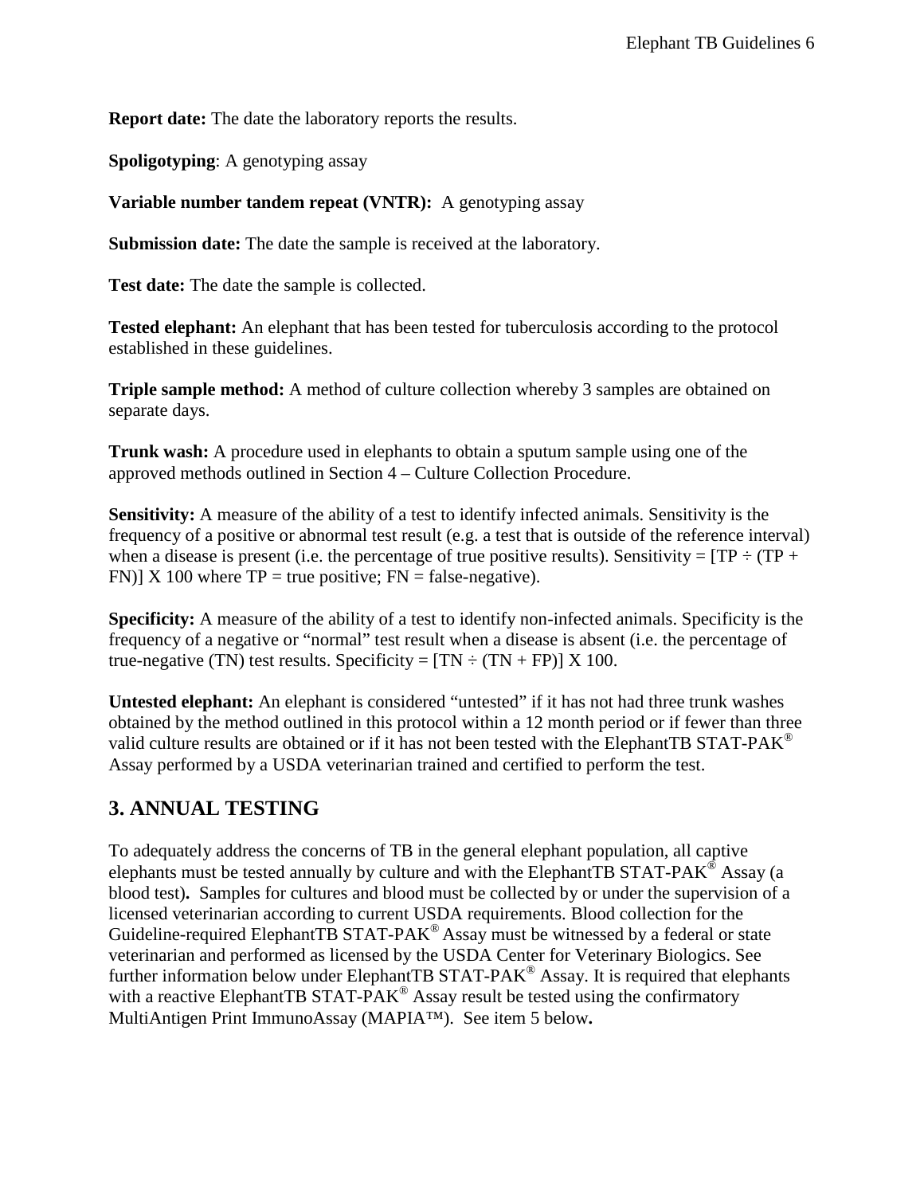**Report date:** The date the laboratory reports the results.

**Spoligotyping**: A genotyping assay

**Variable number tandem repeat (VNTR):** A genotyping assay

**Submission date:** The date the sample is received at the laboratory.

**Test date:** The date the sample is collected.

**Tested elephant:** An elephant that has been tested for tuberculosis according to the protocol established in these guidelines.

**Triple sample method:** A method of culture collection whereby 3 samples are obtained on separate days.

**Trunk wash:** A procedure used in elephants to obtain a sputum sample using one of the approved methods outlined in Section 4 – Culture Collection Procedure.

**Sensitivity:** A measure of the ability of a test to identify infected animals. Sensitivity is the frequency of a positive or abnormal test result (e.g. a test that is outside of the reference interval) when a disease is present (i.e. the percentage of true positive results). Sensitivity = $[TP \div (TP + FN)] \times 100$ where TP = true positive; FN = false-negative).

**Specificity:** A measure of the ability of a test to identify non-infected animals. Specificity is the frequency of a negative or "normal" test result when a disease is absent (i.e. the percentage of true-negative (TN) test results. Specificity = $[TN \div (TN + FP)] \times 100$.

**Untested elephant:** An elephant is considered "untested" if it has not had three trunk washes obtained by the method outlined in this protocol within a 12 month period or if fewer than three valid culture results are obtained or if it has not been tested with the ElephantTB STAT-PAK® Assay performed by a USDA veterinarian trained and certified to perform the test.

## 3. ANNUAL TESTING

To adequately address the concerns of TB in the general elephant population, all captive elephants must be tested annually by culture and with the ElephantTB STAT-PAK® Assay (a blood test)**.** Samples for cultures and blood must be collected by or under the supervision of a licensed veterinarian according to current USDA requirements. Blood collection for the Guideline-required ElephantTB STAT-PAK® Assay must be witnessed by a federal or state veterinarian and performed as licensed by the USDA Center for Veterinary Biologics. See further information below under ElephantTB STAT-PAK® Assay. It is required that elephants with a reactive ElephantTB STAT-PAK® Assay result be tested using the confirmatory MultiAntigen Print ImmunoAssay (MAPIA™). See item 5 below**.**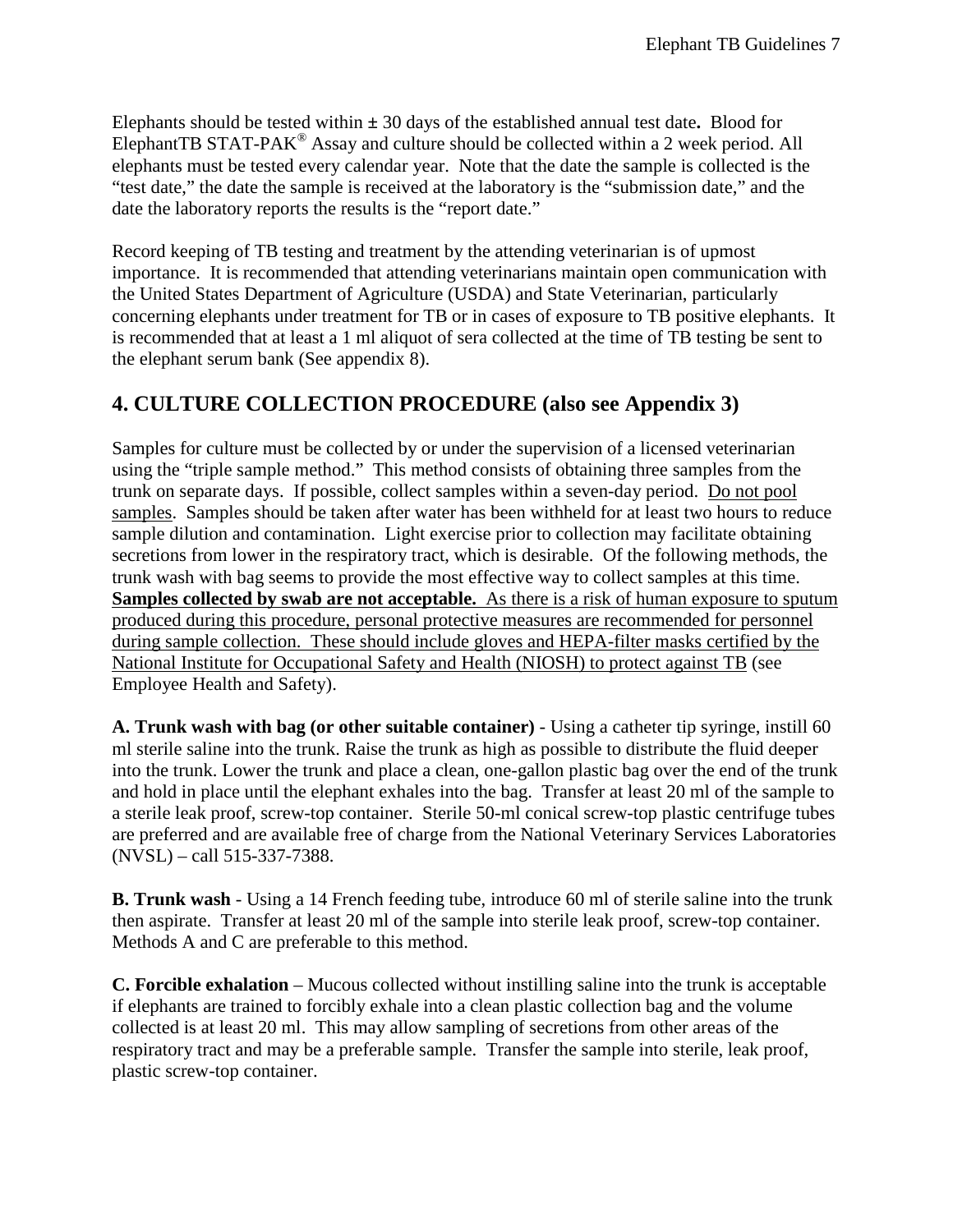Elephants should be tested within ± 30 days of the established annual test date**.** Blood for ElephantTB STAT-PAK® Assay and culture should be collected within a 2 week period. All elephants must be tested every calendar year. Note that the date the sample is collected is the "test date," the date the sample is received at the laboratory is the "submission date," and the date the laboratory reports the results is the "report date."

Record keeping of TB testing and treatment by the attending veterinarian is of upmost importance. It is recommended that attending veterinarians maintain open communication with the United States Department of Agriculture (USDA) and State Veterinarian, particularly concerning elephants under treatment for TB or in cases of exposure to TB positive elephants. It is recommended that at least a 1 ml aliquot of sera collected at the time of TB testing be sent to the elephant serum bank (See appendix 8).

## 4. CULTURE COLLECTION PROCEDURE (also see Appendix 3)

Samples for culture must be collected by or under the supervision of a licensed veterinarian using the "triple sample method." This method consists of obtaining three samples from the trunk on separate days. If possible, collect samples within a seven-day period. Do not pool samples. Samples should be taken after water has been withheld for at least two hours to reduce sample dilution and contamination. Light exercise prior to collection may facilitate obtaining secretions from lower in the respiratory tract, which is desirable. Of the following methods, the trunk wash with bag seems to provide the most effective way to collect samples at this time. **Samples collected by swab are not acceptable.** As there is a risk of human exposure to sputum produced during this procedure, personal protective measures are recommended for personnel during sample collection. These should include gloves and HEPA-filter masks certified by the National Institute for Occupational Safety and Health (NIOSH) to protect against TB (see Employee Health and Safety).

**A. Trunk wash with bag (or other suitable container)** - Using a catheter tip syringe, instill 60 ml sterile saline into the trunk. Raise the trunk as high as possible to distribute the fluid deeper into the trunk. Lower the trunk and place a clean, one-gallon plastic bag over the end of the trunk and hold in place until the elephant exhales into the bag. Transfer at least 20 ml of the sample to a sterile leak proof, screw-top container. Sterile 50-ml conical screw-top plastic centrifuge tubes are preferred and are available free of charge from the National Veterinary Services Laboratories (NVSL) – call 515-337-7388.

**B. Trunk wash** - Using a 14 French feeding tube, introduce 60 ml of sterile saline into the trunk then aspirate. Transfer at least 20 ml of the sample into sterile leak proof, screw-top container. Methods A and C are preferable to this method.

**C. Forcible exhalation** – Mucous collected without instilling saline into the trunk is acceptable if elephants are trained to forcibly exhale into a clean plastic collection bag and the volume collected is at least 20 ml. This may allow sampling of secretions from other areas of the respiratory tract and may be a preferable sample. Transfer the sample into sterile, leak proof, plastic screw-top container.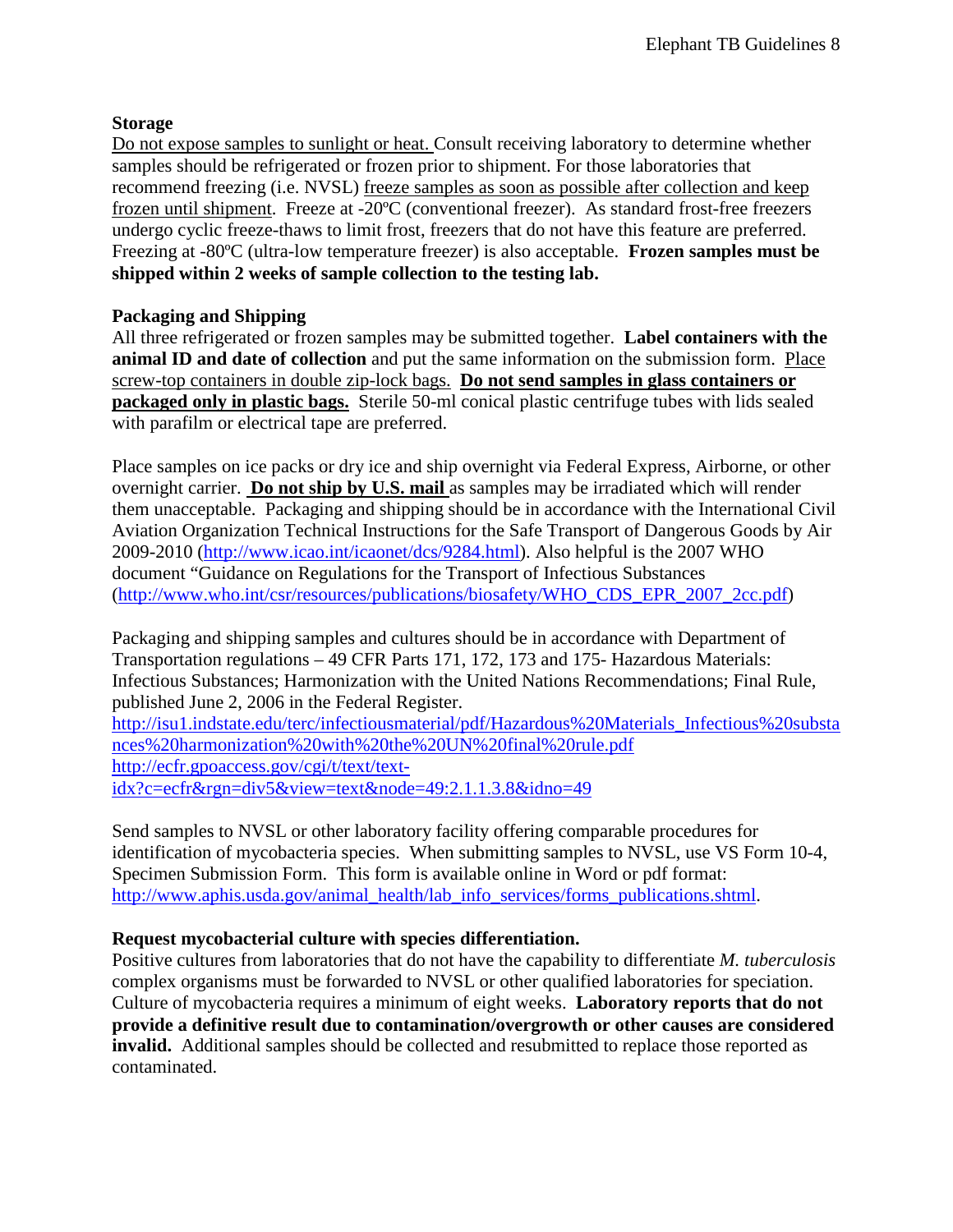**Storage**

Do not expose samples to sunlight or heat. Consult receiving laboratory to determine whether samples should be refrigerated or frozen prior to shipment. For those laboratories that recommend freezing (i.e. NVSL) freeze samples as soon as possible after collection and keep frozen until shipment. Freeze at -20ºC (conventional freezer). As standard frost-free freezers undergo cyclic freeze-thaws to limit frost, freezers that do not have this feature are preferred. Freezing at -80ºC (ultra-low temperature freezer) is also acceptable. **Frozen samples must be shipped within 2 weeks of sample collection to the testing lab.**

**Packaging and Shipping**

All three refrigerated or frozen samples may be submitted together. **Label containers with the animal ID and date of collection** and put the same information on the submission form. Place screw-top containers in double zip-lock bags. **Do not send samples in glass containers or packaged only in plastic bags.** Sterile 50-ml conical plastic centrifuge tubes with lids sealed with parafilm or electrical tape are preferred.

Place samples on ice packs or dry ice and ship overnight via Federal Express, Airborne, or other overnight carrier. **Do not ship by U.S. mail** as samples may be irradiated which will render them unacceptable. Packaging and shipping should be in accordance with the International Civil Aviation Organization Technical Instructions for the Safe Transport of Dangerous Goods by Air 2009-2010 (http://www.icao.int/icaonet/dcs/9284.html). Also helpful is the 2007 WHO document "Guidance on Regulations for the Transport of Infectious Substances (http://www.who.int/csr/resources/publications/biosafety/WHO_CDS_EPR_2007_2cc.pdf)

Packaging and shipping samples and cultures should be in accordance with Department of Transportation regulations – 49 CFR Parts 171, 172, 173 and 175- Hazardous Materials: Infectious Substances; Harmonization with the United Nations Recommendations; Final Rule, published June 2, 2006 in the Federal Register.
http://isu1.indstate.edu/terc/infectiousmaterial/pdf/Hazardous%20Materials_Infectious%20substances%20harmonization%20with%20the%20UN%20final%20rule.pdf
http://ecfr.gpoaccess.gov/cgi/t/text/text-idx?c=ecfr&rgn=div5&view=text&node=49:2.1.1.3.8&idno=49

Send samples to NVSL or other laboratory facility offering comparable procedures for identification of mycobacteria species. When submitting samples to NVSL, use VS Form 10-4, Specimen Submission Form. This form is available online in Word or pdf format: http://www.aphis.usda.gov/animal_health/lab_info_services/forms_publications.shtml.

**Request mycobacterial culture with species differentiation.**

Positive cultures from laboratories that do not have the capability to differentiate *M. tuberculosis* complex organisms must be forwarded to NVSL or other qualified laboratories for speciation. Culture of mycobacteria requires a minimum of eight weeks. **Laboratory reports that do not provide a definitive result due to contamination/overgrowth or other causes are considered invalid.** Additional samples should be collected and resubmitted to replace those reported as contaminated.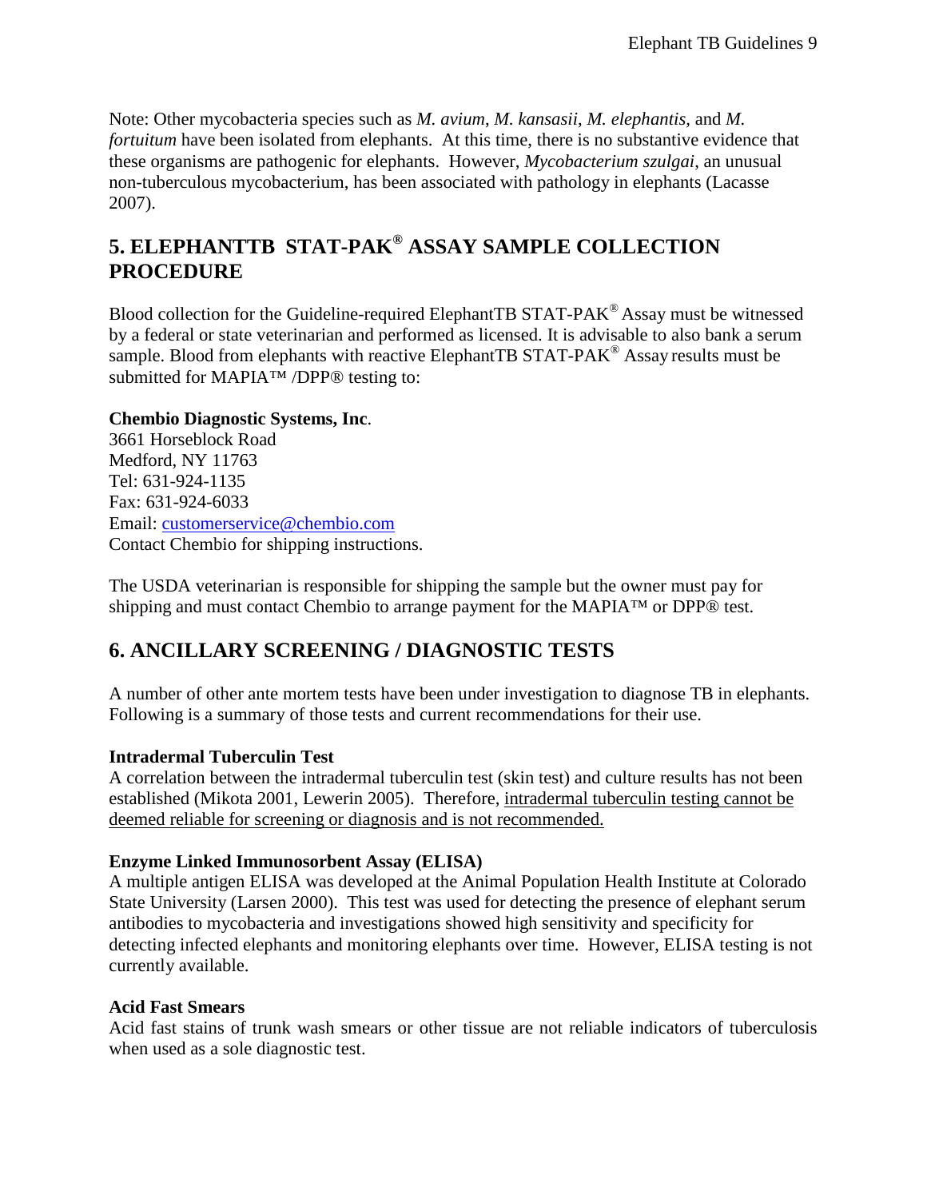Note: Other mycobacteria species such as *M. avium*, *M. kansasii*, *M. elephantis,* and *M. fortuitum* have been isolated from elephants. At this time, there is no substantive evidence that these organisms are pathogenic for elephants. However, *Mycobacterium szulgai*, an unusual non-tuberculous mycobacterium, has been associated with pathology in elephants (Lacasse 2007).

## 5. ELEPHANTTB STAT-PAK® ASSAY SAMPLE COLLECTION PROCEDURE

Blood collection for the Guideline-required ElephantTB STAT-PAK® Assay must be witnessed by a federal or state veterinarian and performed as licensed. It is advisable to also bank a serum sample. Blood from elephants with reactive ElephantTB STAT-PAK® Assay results must be submitted for MAPIA™ /DPP® testing to:

**Chembio Diagnostic Systems, Inc**.
3661 Horseblock Road
Medford, NY 11763
Tel: 631-924-1135
Fax: 631-924-6033
Email: customerservice@chembio.com
Contact Chembio for shipping instructions.

The USDA veterinarian is responsible for shipping the sample but the owner must pay for shipping and must contact Chembio to arrange payment for the MAPIA™ or DPP® test.

## 6. ANCILLARY SCREENING / DIAGNOSTIC TESTS

A number of other ante mortem tests have been under investigation to diagnose TB in elephants. Following is a summary of those tests and current recommendations for their use.

**Intradermal Tuberculin Test**
A correlation between the intradermal tuberculin test (skin test) and culture results has not been established (Mikota 2001, Lewerin 2005). Therefore, intradermal tuberculin testing cannot be deemed reliable for screening or diagnosis and is not recommended.

**Enzyme Linked Immunosorbent Assay (ELISA)**
A multiple antigen ELISA was developed at the Animal Population Health Institute at Colorado State University (Larsen 2000). This test was used for detecting the presence of elephant serum antibodies to mycobacteria and investigations showed high sensitivity and specificity for detecting infected elephants and monitoring elephants over time. However, ELISA testing is not currently available.

**Acid Fast Smears**
Acid fast stains of trunk wash smears or other tissue are not reliable indicators of tuberculosis when used as a sole diagnostic test.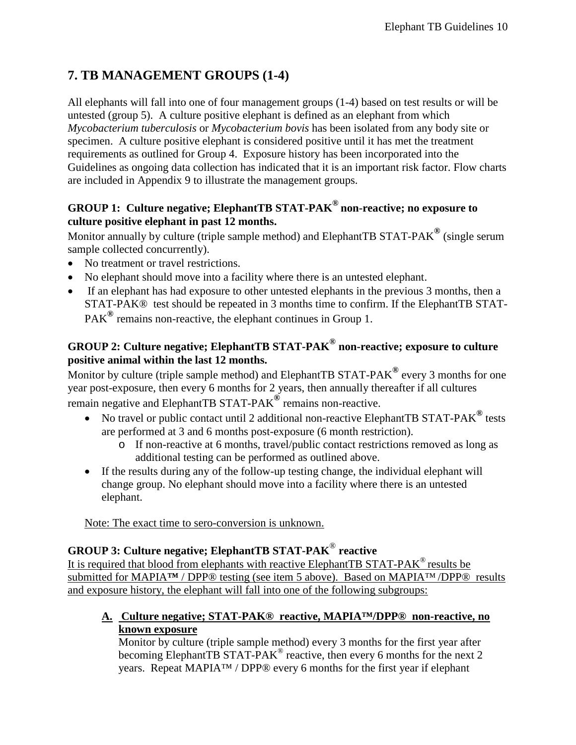## 7. TB MANAGEMENT GROUPS (1-4)

All elephants will fall into one of four management groups (1-4) based on test results or will be untested (group 5). A culture positive elephant is defined as an elephant from which *Mycobacterium tuberculosis* or *Mycobacterium bovis* has been isolated from any body site or specimen. A culture positive elephant is considered positive until it has met the treatment requirements as outlined for Group 4. Exposure history has been incorporated into the Guidelines as ongoing data collection has indicated that it is an important risk factor. Flow charts are included in Appendix 9 to illustrate the management groups.

### GROUP 1: Culture negative; ElephantTB STAT-PAK® non-reactive; no exposure to culture positive elephant in past 12 months.

Monitor annually by culture (triple sample method) and ElephantTB STAT-PAK® (single serum sample collected concurrently).

- No treatment or travel restrictions.
- No elephant should move into a facility where there is an untested elephant.
- If an elephant has had exposure to other untested elephants in the previous 3 months, then a STAT-PAK® test should be repeated in 3 months time to confirm. If the ElephantTB STAT-PAK® remains non-reactive, the elephant continues in Group 1.

### GROUP 2: Culture negative; ElephantTB STAT-PAK® non-reactive; exposure to culture positive animal within the last 12 months.

Monitor by culture (triple sample method) and ElephantTB STAT-PAK® every 3 months for one year post-exposure, then every 6 months for 2 years, then annually thereafter if all cultures remain negative and ElephantTB STAT-PAK® remains non-reactive.

- No travel or public contact until 2 additional non-reactive ElephantTB STAT-PAK® tests are performed at 3 and 6 months post-exposure (6 month restriction).
  - If non-reactive at 6 months, travel/public contact restrictions removed as long as additional testing can be performed as outlined above.
- If the results during any of the follow-up testing change, the individual elephant will change group. No elephant should move into a facility where there is an untested elephant.

Note: The exact time to sero-conversion is unknown.

### GROUP 3: Culture negative; ElephantTB STAT-PAK® reactive

It is required that blood from elephants with reactive ElephantTB STAT-PAK® results be submitted for MAPIA™ / DPP® testing (see item 5 above). Based on MAPIA™ /DPP® results and exposure history, the elephant will fall into one of the following subgroups:

**A. Culture negative; STAT-PAK® reactive, MAPIA™/DPP® non-reactive, no known exposure**

Monitor by culture (triple sample method) every 3 months for the first year after becoming ElephantTB STAT-PAK® reactive, then every 6 months for the next 2 years. Repeat MAPIA™ / DPP® every 6 months for the first year if elephant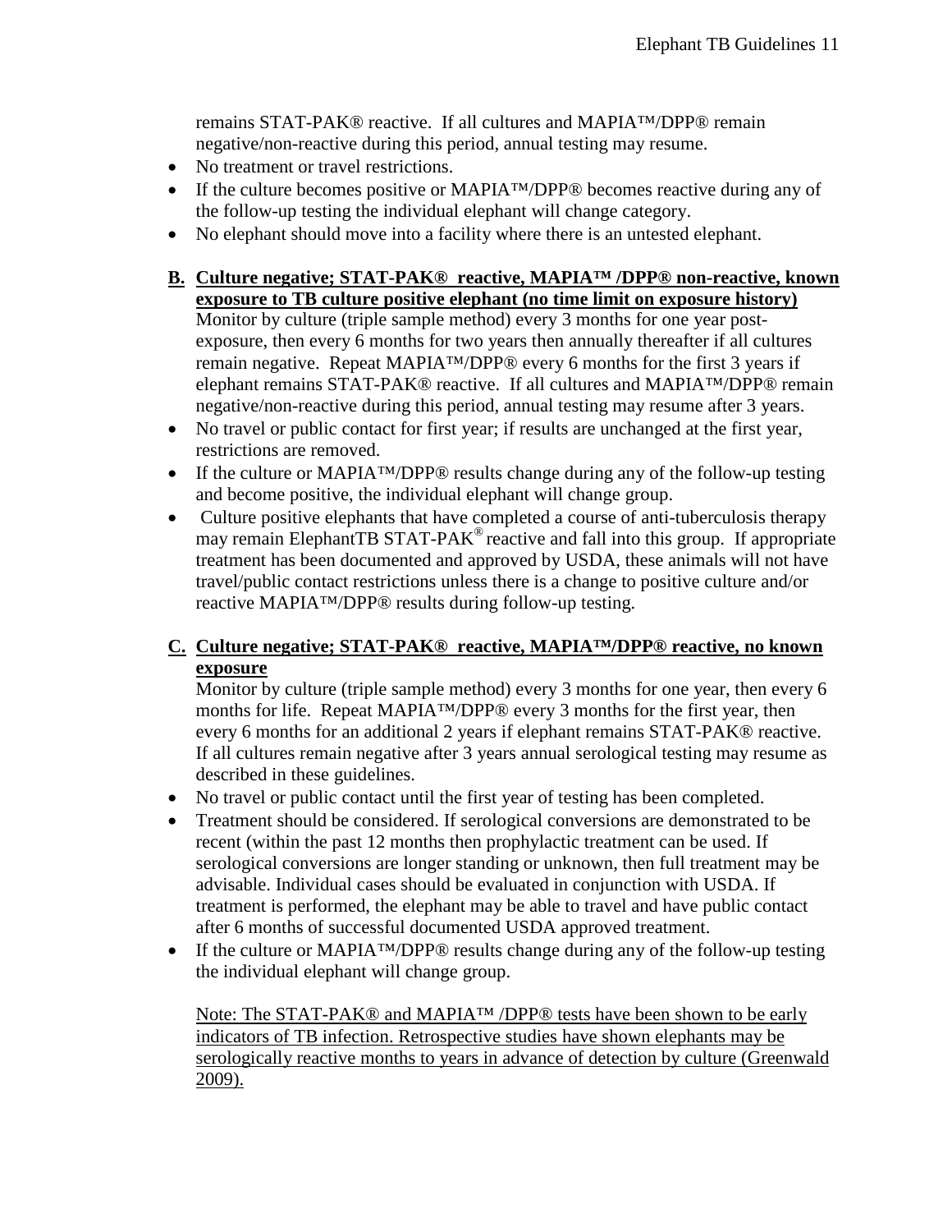remains STAT-PAK® reactive. If all cultures and MAPIA™/DPP® remain negative/non-reactive during this period, annual testing may resume.

- No treatment or travel restrictions.
- If the culture becomes positive or MAPIA™/DPP® becomes reactive during any of the follow-up testing the individual elephant will change category.
- No elephant should move into a facility where there is an untested elephant.

**B. <u>Culture negative; STAT-PAK® reactive, MAPIA™ /DPP® non-reactive, known exposure to TB culture positive elephant (no time limit on exposure history)</u>**

Monitor by culture (triple sample method) every 3 months for one year post-exposure, then every 6 months for two years then annually thereafter if all cultures remain negative. Repeat MAPIA™/DPP® every 6 months for the first 3 years if elephant remains STAT-PAK® reactive. If all cultures and MAPIA™/DPP® remain negative/non-reactive during this period, annual testing may resume after 3 years.

- No travel or public contact for first year; if results are unchanged at the first year, restrictions are removed.
- If the culture or MAPIA™/DPP® results change during any of the follow-up testing and become positive, the individual elephant will change group.
- Culture positive elephants that have completed a course of anti-tuberculosis therapy may remain ElephantTB STAT-PAK® reactive and fall into this group. If appropriate treatment has been documented and approved by USDA, these animals will not have travel/public contact restrictions unless there is a change to positive culture and/or reactive MAPIA™/DPP® results during follow-up testing.

**C. <u>Culture negative; STAT-PAK® reactive, MAPIA™/DPP® reactive, no known exposure</u>**

Monitor by culture (triple sample method) every 3 months for one year, then every 6 months for life. Repeat MAPIA™/DPP® every 3 months for the first year, then every 6 months for an additional 2 years if elephant remains STAT-PAK® reactive. If all cultures remain negative after 3 years annual serological testing may resume as described in these guidelines.

- No travel or public contact until the first year of testing has been completed.
- Treatment should be considered. If serological conversions are demonstrated to be recent (within the past 12 months then prophylactic treatment can be used. If serological conversions are longer standing or unknown, then full treatment may be advisable. Individual cases should be evaluated in conjunction with USDA. If treatment is performed, the elephant may be able to travel and have public contact after 6 months of successful documented USDA approved treatment.
- If the culture or MAPIA™/DPP® results change during any of the follow-up testing the individual elephant will change group.

<u>Note: The STAT-PAK® and MAPIA™ /DPP® tests have been shown to be early indicators of TB infection. Retrospective studies have shown elephants may be serologically reactive months to years in advance of detection by culture (Greenwald 2009).</u>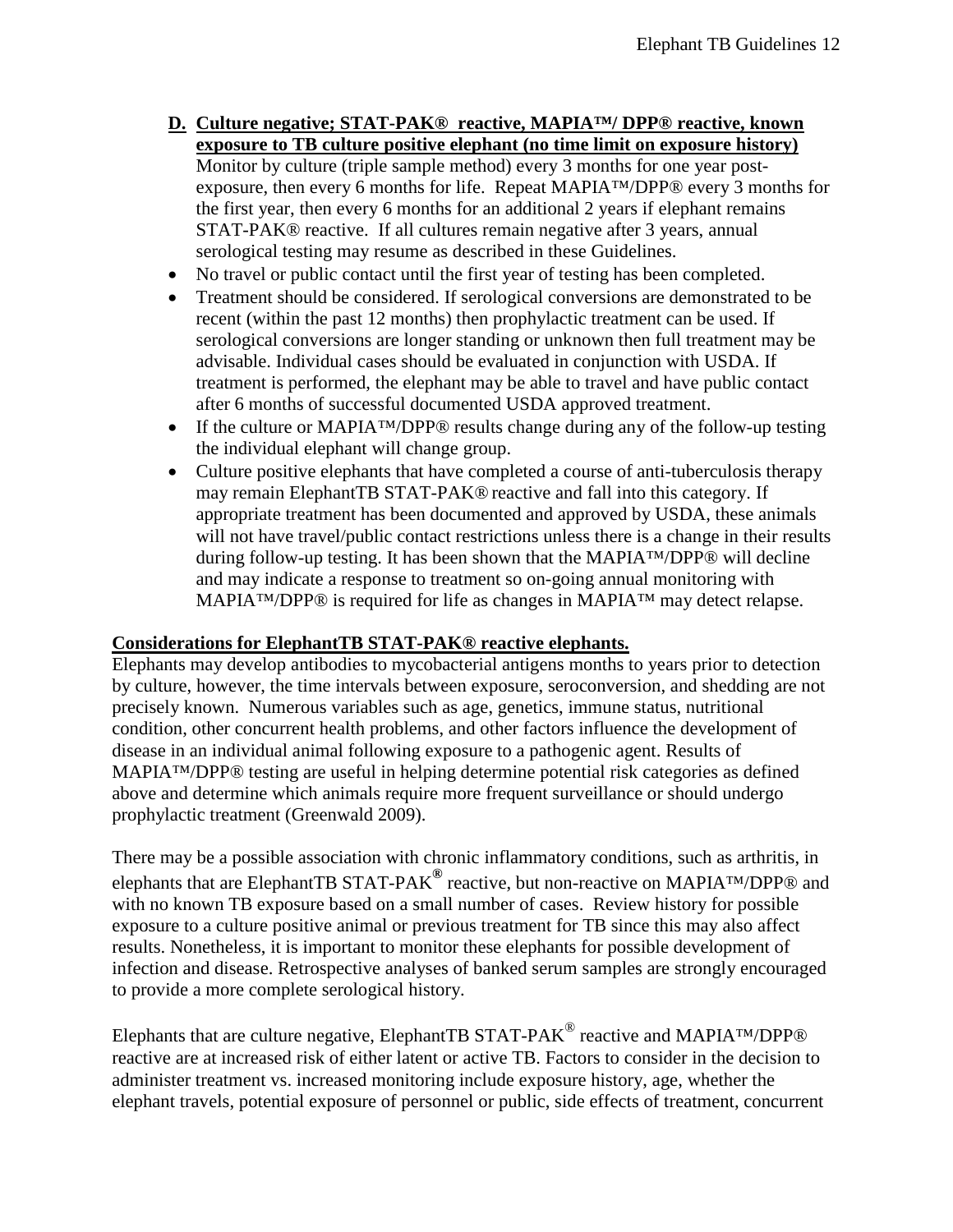**D. Culture negative; STAT-PAK® reactive, MAPIA™/ DPP® reactive, known exposure to TB culture positive elephant (no time limit on exposure history)**

Monitor by culture (triple sample method) every 3 months for one year post-exposure, then every 6 months for life. Repeat MAPIA™/DPP® every 3 months for the first year, then every 6 months for an additional 2 years if elephant remains STAT-PAK® reactive. If all cultures remain negative after 3 years, annual serological testing may resume as described in these Guidelines.

- No travel or public contact until the first year of testing has been completed.
- Treatment should be considered. If serological conversions are demonstrated to be recent (within the past 12 months) then prophylactic treatment can be used. If serological conversions are longer standing or unknown then full treatment may be advisable. Individual cases should be evaluated in conjunction with USDA. If treatment is performed, the elephant may be able to travel and have public contact after 6 months of successful documented USDA approved treatment.
- If the culture or MAPIA™/DPP® results change during any of the follow-up testing the individual elephant will change group.
- Culture positive elephants that have completed a course of anti-tuberculosis therapy may remain ElephantTB STAT-PAK® reactive and fall into this category. If appropriate treatment has been documented and approved by USDA, these animals will not have travel/public contact restrictions unless there is a change in their results during follow-up testing. It has been shown that the MAPIA™/DPP® will decline and may indicate a response to treatment so on-going annual monitoring with MAPIA™/DPP® is required for life as changes in MAPIA™ may detect relapse.

**Considerations for ElephantTB STAT-PAK® reactive elephants.**

Elephants may develop antibodies to mycobacterial antigens months to years prior to detection by culture, however, the time intervals between exposure, seroconversion, and shedding are not precisely known. Numerous variables such as age, genetics, immune status, nutritional condition, other concurrent health problems, and other factors influence the development of disease in an individual animal following exposure to a pathogenic agent. Results of MAPIA™/DPP® testing are useful in helping determine potential risk categories as defined above and determine which animals require more frequent surveillance or should undergo prophylactic treatment (Greenwald 2009).

There may be a possible association with chronic inflammatory conditions, such as arthritis, in elephants that are ElephantTB STAT-PAK® reactive, but non-reactive on MAPIA™/DPP® and with no known TB exposure based on a small number of cases. Review history for possible exposure to a culture positive animal or previous treatment for TB since this may also affect results. Nonetheless, it is important to monitor these elephants for possible development of infection and disease. Retrospective analyses of banked serum samples are strongly encouraged to provide a more complete serological history.

Elephants that are culture negative, ElephantTB STAT-PAK® reactive and MAPIA™/DPP® reactive are at increased risk of either latent or active TB. Factors to consider in the decision to administer treatment vs. increased monitoring include exposure history, age, whether the elephant travels, potential exposure of personnel or public, side effects of treatment, concurrent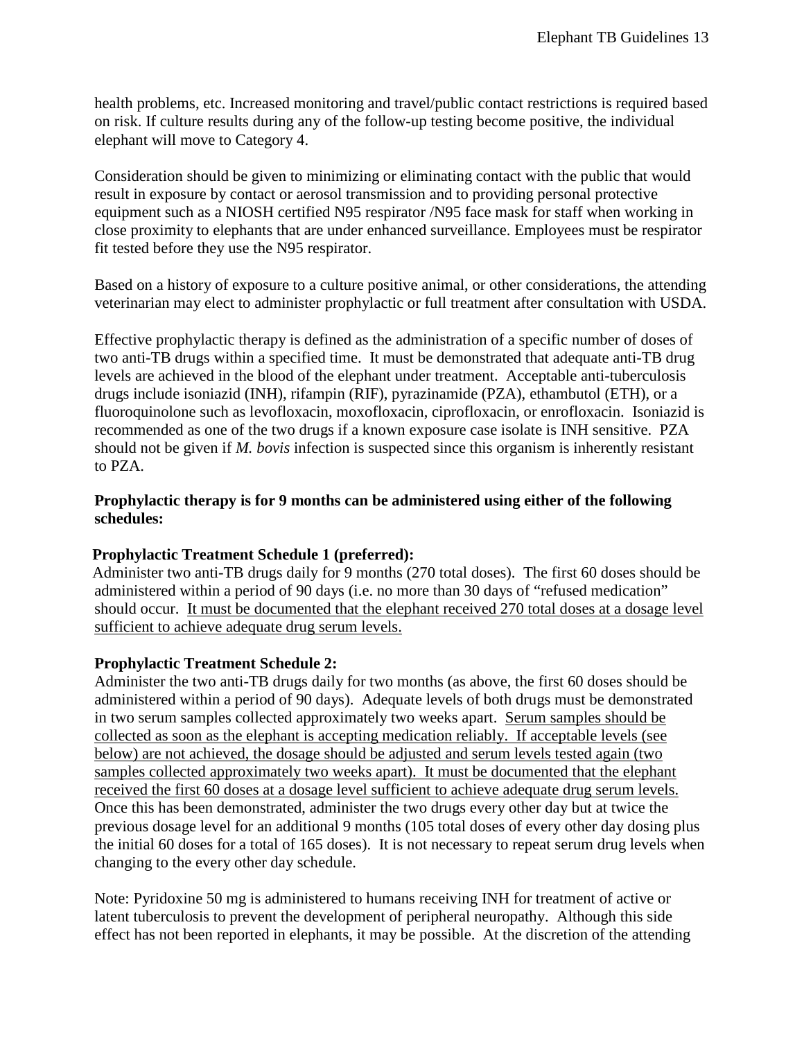health problems, etc. Increased monitoring and travel/public contact restrictions is required based on risk. If culture results during any of the follow-up testing become positive, the individual elephant will move to Category 4.

Consideration should be given to minimizing or eliminating contact with the public that would result in exposure by contact or aerosol transmission and to providing personal protective equipment such as a NIOSH certified N95 respirator /N95 face mask for staff when working in close proximity to elephants that are under enhanced surveillance. Employees must be respirator fit tested before they use the N95 respirator.

Based on a history of exposure to a culture positive animal, or other considerations, the attending veterinarian may elect to administer prophylactic or full treatment after consultation with USDA.

Effective prophylactic therapy is defined as the administration of a specific number of doses of two anti-TB drugs within a specified time. It must be demonstrated that adequate anti-TB drug levels are achieved in the blood of the elephant under treatment. Acceptable anti-tuberculosis drugs include isoniazid (INH), rifampin (RIF), pyrazinamide (PZA), ethambutol (ETH), or a fluoroquinolone such as levofloxacin, moxofloxacin, ciprofloxacin, or enrofloxacin. Isoniazid is recommended as one of the two drugs if a known exposure case isolate is INH sensitive. PZA should not be given if *M. bovis* infection is suspected since this organism is inherently resistant to PZA.

**Prophylactic therapy is for 9 months can be administered using either of the following schedules:**

**Prophylactic Treatment Schedule 1 (preferred):**

Administer two anti-TB drugs daily for 9 months (270 total doses). The first 60 doses should be administered within a period of 90 days (i.e. no more than 30 days of "refused medication" should occur. <u>It must be documented that the elephant received 270 total doses at a dosage level sufficient to achieve adequate drug serum levels.</u>

**Prophylactic Treatment Schedule 2:**

Administer the two anti-TB drugs daily for two months (as above, the first 60 doses should be administered within a period of 90 days). Adequate levels of both drugs must be demonstrated in two serum samples collected approximately two weeks apart. <u>Serum samples should be collected as soon as the elephant is accepting medication reliably. If acceptable levels (see below) are not achieved, the dosage should be adjusted and serum levels tested again (two samples collected approximately two weeks apart). It must be documented that the elephant received the first 60 doses at a dosage level sufficient to achieve adequate drug serum levels.</u> Once this has been demonstrated, administer the two drugs every other day but at twice the previous dosage level for an additional 9 months (105 total doses of every other day dosing plus the initial 60 doses for a total of 165 doses). It is not necessary to repeat serum drug levels when changing to the every other day schedule.

Note: Pyridoxine 50 mg is administered to humans receiving INH for treatment of active or latent tuberculosis to prevent the development of peripheral neuropathy. Although this side effect has not been reported in elephants, it may be possible. At the discretion of the attending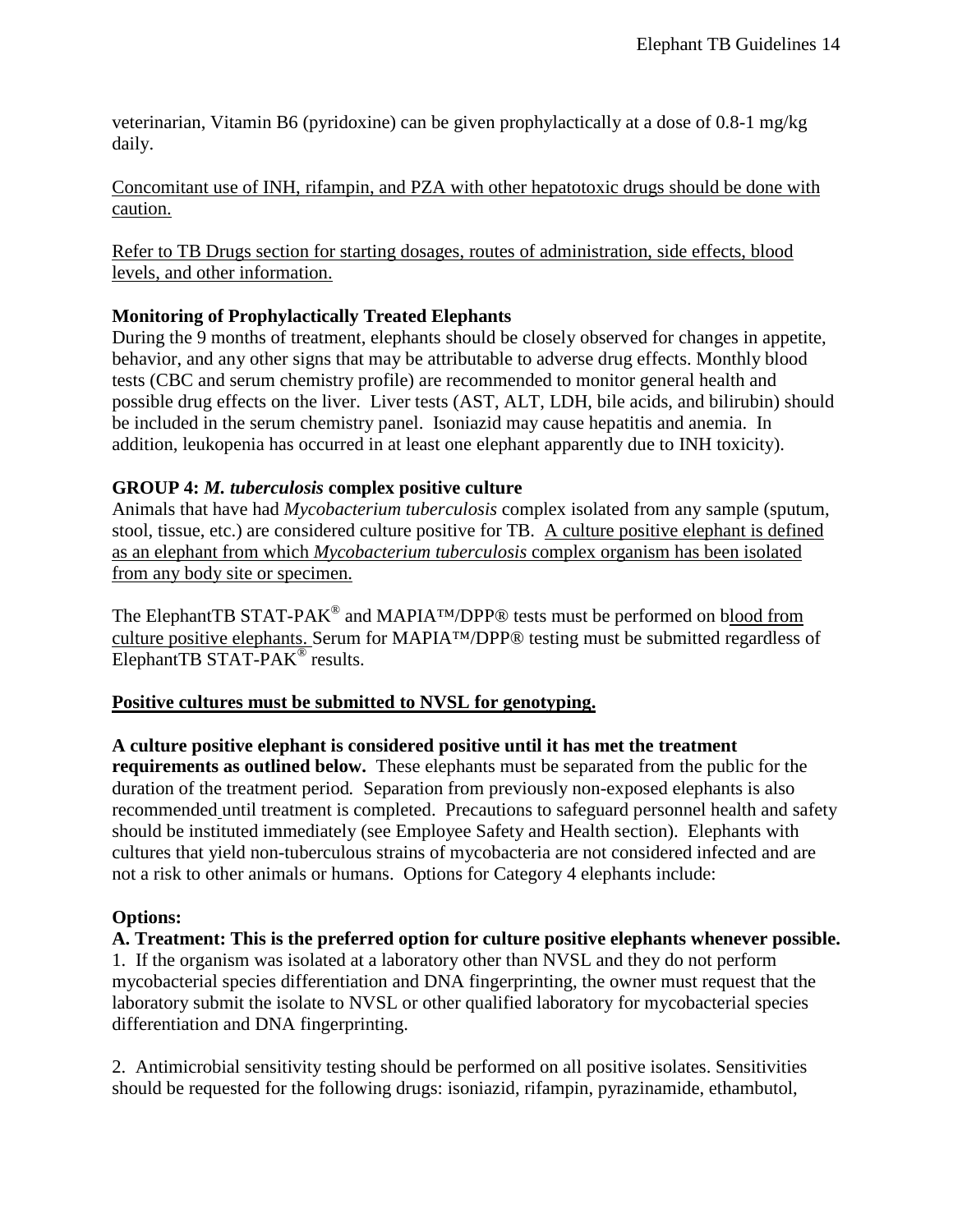veterinarian, Vitamin B6 (pyridoxine) can be given prophylactically at a dose of 0.8-1 mg/kg daily.

Concomitant use of INH, rifampin, and PZA with other hepatotoxic drugs should be done with caution.

Refer to TB Drugs section for starting dosages, routes of administration, side effects, blood levels, and other information.

**Monitoring of Prophylactically Treated Elephants**

During the 9 months of treatment, elephants should be closely observed for changes in appetite, behavior, and any other signs that may be attributable to adverse drug effects. Monthly blood tests (CBC and serum chemistry profile) are recommended to monitor general health and possible drug effects on the liver. Liver tests (AST, ALT, LDH, bile acids, and bilirubin) should be included in the serum chemistry panel. Isoniazid may cause hepatitis and anemia. In addition, leukopenia has occurred in at least one elephant apparently due to INH toxicity).

**GROUP 4: *M. tuberculosis* complex positive culture**

Animals that have had *Mycobacterium tuberculosis* complex isolated from any sample (sputum, stool, tissue, etc.) are considered culture positive for TB. A culture positive elephant is defined as an elephant from which *Mycobacterium tuberculosis* complex organism has been isolated from any body site or specimen.

The ElephantTB STAT-PAK® and MAPIA™/DPP® tests must be performed on blood from culture positive elephants. Serum for MAPIA™/DPP® testing must be submitted regardless of ElephantTB STAT-PAK® results.

**Positive cultures must be submitted to NVSL for genotyping.**

**A culture positive elephant is considered positive until it has met the treatment requirements as outlined below.** These elephants must be separated from the public for the duration of the treatment period. Separation from previously non-exposed elephants is also recommended until treatment is completed. Precautions to safeguard personnel health and safety should be instituted immediately (see Employee Safety and Health section). Elephants with cultures that yield non-tuberculous strains of mycobacteria are not considered infected and are not a risk to other animals or humans. Options for Category 4 elephants include:

**Options:**

**A. Treatment: This is the preferred option for culture positive elephants whenever possible.**

1. If the organism was isolated at a laboratory other than NVSL and they do not perform mycobacterial species differentiation and DNA fingerprinting, the owner must request that the laboratory submit the isolate to NVSL or other qualified laboratory for mycobacterial species differentiation and DNA fingerprinting.

2. Antimicrobial sensitivity testing should be performed on all positive isolates. Sensitivities should be requested for the following drugs: isoniazid, rifampin, pyrazinamide, ethambutol,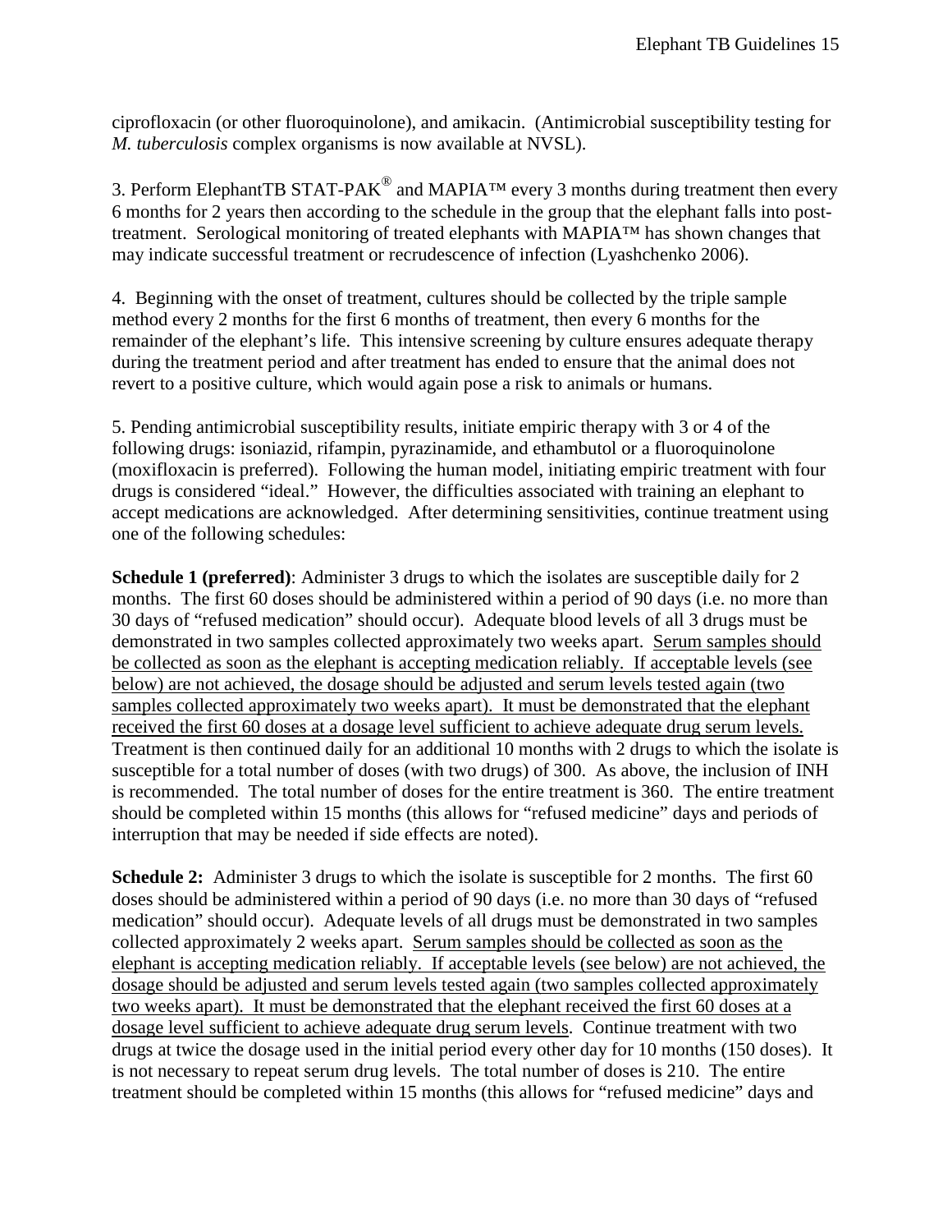ciprofloxacin (or other fluoroquinolone), and amikacin. (Antimicrobial susceptibility testing for *M. tuberculosis* complex organisms is now available at NVSL).

3. Perform ElephantTB STAT-PAK® and MAPIA™ every 3 months during treatment then every 6 months for 2 years then according to the schedule in the group that the elephant falls into post-treatment. Serological monitoring of treated elephants with MAPIA™ has shown changes that may indicate successful treatment or recrudescence of infection (Lyashchenko 2006).

4. Beginning with the onset of treatment, cultures should be collected by the triple sample method every 2 months for the first 6 months of treatment, then every 6 months for the remainder of the elephant's life. This intensive screening by culture ensures adequate therapy during the treatment period and after treatment has ended to ensure that the animal does not revert to a positive culture, which would again pose a risk to animals or humans.

5. Pending antimicrobial susceptibility results, initiate empiric therapy with 3 or 4 of the following drugs: isoniazid, rifampin, pyrazinamide, and ethambutol or a fluoroquinolone (moxifloxacin is preferred). Following the human model, initiating empiric treatment with four drugs is considered "ideal." However, the difficulties associated with training an elephant to accept medications are acknowledged. After determining sensitivities, continue treatment using one of the following schedules:

**Schedule 1 (preferred)**: Administer 3 drugs to which the isolates are susceptible daily for 2 months. The first 60 doses should be administered within a period of 90 days (i.e. no more than 30 days of "refused medication" should occur). Adequate blood levels of all 3 drugs must be demonstrated in two samples collected approximately two weeks apart. Serum samples should be collected as soon as the elephant is accepting medication reliably. If acceptable levels (see below) are not achieved, the dosage should be adjusted and serum levels tested again (two samples collected approximately two weeks apart). It must be demonstrated that the elephant received the first 60 doses at a dosage level sufficient to achieve adequate drug serum levels. Treatment is then continued daily for an additional 10 months with 2 drugs to which the isolate is susceptible for a total number of doses (with two drugs) of 300. As above, the inclusion of INH is recommended. The total number of doses for the entire treatment is 360. The entire treatment should be completed within 15 months (this allows for "refused medicine" days and periods of interruption that may be needed if side effects are noted).

**Schedule 2:** Administer 3 drugs to which the isolate is susceptible for 2 months. The first 60 doses should be administered within a period of 90 days (i.e. no more than 30 days of "refused medication" should occur). Adequate levels of all drugs must be demonstrated in two samples collected approximately 2 weeks apart. Serum samples should be collected as soon as the elephant is accepting medication reliably. If acceptable levels (see below) are not achieved, the dosage should be adjusted and serum levels tested again (two samples collected approximately two weeks apart). It must be demonstrated that the elephant received the first 60 doses at a dosage level sufficient to achieve adequate drug serum levels. Continue treatment with two drugs at twice the dosage used in the initial period every other day for 10 months (150 doses). It is not necessary to repeat serum drug levels. The total number of doses is 210. The entire treatment should be completed within 15 months (this allows for "refused medicine" days and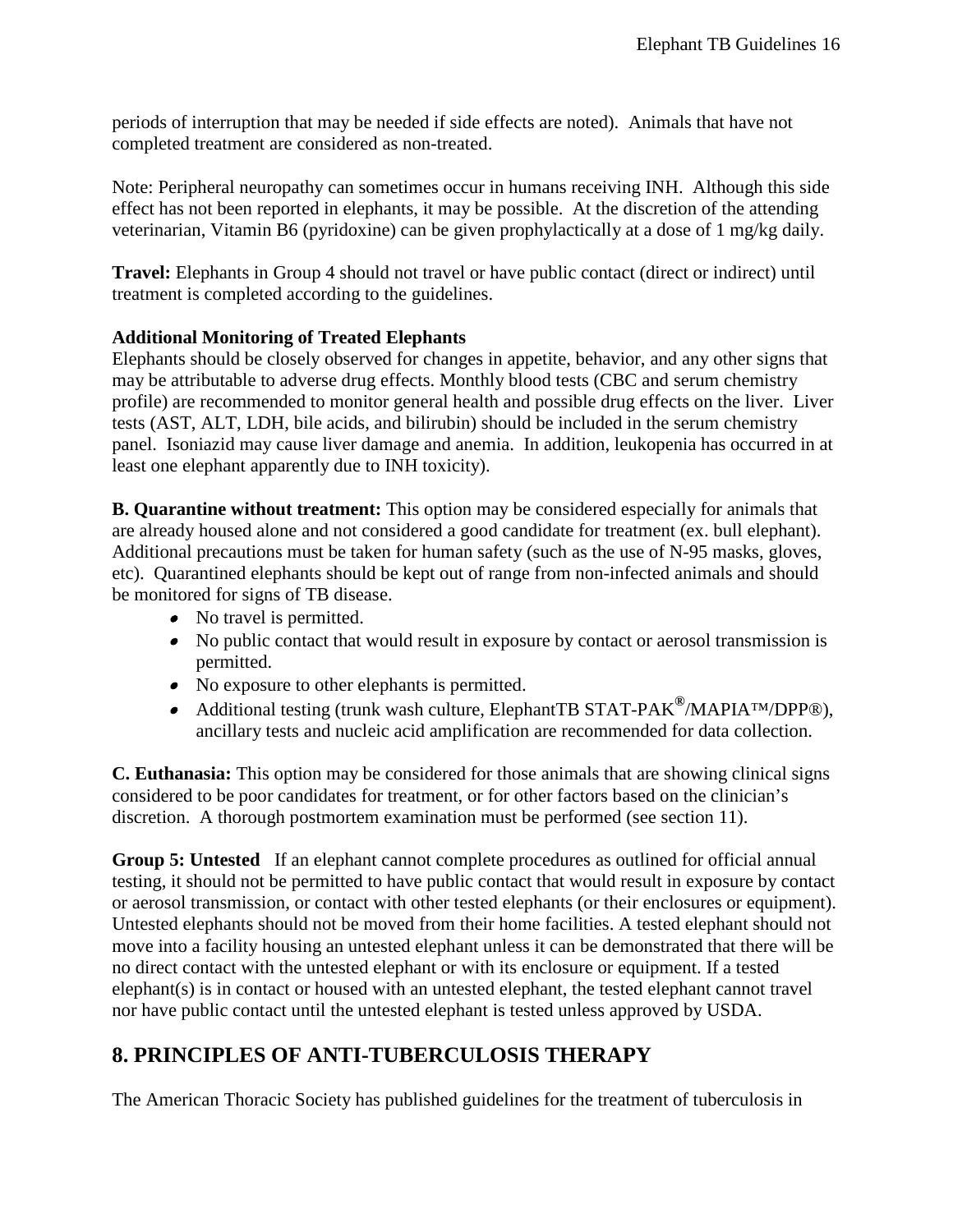periods of interruption that may be needed if side effects are noted). Animals that have not completed treatment are considered as non-treated.

Note: Peripheral neuropathy can sometimes occur in humans receiving INH. Although this side effect has not been reported in elephants, it may be possible. At the discretion of the attending veterinarian, Vitamin B6 (pyridoxine) can be given prophylactically at a dose of 1 mg/kg daily.

**Travel:** Elephants in Group 4 should not travel or have public contact (direct or indirect) until treatment is completed according to the guidelines.

**Additional Monitoring of Treated Elephants**

Elephants should be closely observed for changes in appetite, behavior, and any other signs that may be attributable to adverse drug effects. Monthly blood tests (CBC and serum chemistry profile) are recommended to monitor general health and possible drug effects on the liver. Liver tests (AST, ALT, LDH, bile acids, and bilirubin) should be included in the serum chemistry panel. Isoniazid may cause liver damage and anemia. In addition, leukopenia has occurred in at least one elephant apparently due to INH toxicity).

**B. Quarantine without treatment:** This option may be considered especially for animals that are already housed alone and not considered a good candidate for treatment (ex. bull elephant). Additional precautions must be taken for human safety (such as the use of N-95 masks, gloves, etc). Quarantined elephants should be kept out of range from non-infected animals and should be monitored for signs of TB disease.

- No travel is permitted.
- No public contact that would result in exposure by contact or aerosol transmission is permitted.
- No exposure to other elephants is permitted.
- Additional testing (trunk wash culture, ElephantTB STAT-PAK®/MAPIA™/DPP®), ancillary tests and nucleic acid amplification are recommended for data collection.

**C. Euthanasia:** This option may be considered for those animals that are showing clinical signs considered to be poor candidates for treatment, or for other factors based on the clinician's discretion. A thorough postmortem examination must be performed (see section 11).

**Group 5: Untested** If an elephant cannot complete procedures as outlined for official annual testing, it should not be permitted to have public contact that would result in exposure by contact or aerosol transmission, or contact with other tested elephants (or their enclosures or equipment). Untested elephants should not be moved from their home facilities. A tested elephant should not move into a facility housing an untested elephant unless it can be demonstrated that there will be no direct contact with the untested elephant or with its enclosure or equipment. If a tested elephant(s) is in contact or housed with an untested elephant, the tested elephant cannot travel nor have public contact until the untested elephant is tested unless approved by USDA.

## 8. PRINCIPLES OF ANTI-TUBERCULOSIS THERAPY

The American Thoracic Society has published guidelines for the treatment of tuberculosis in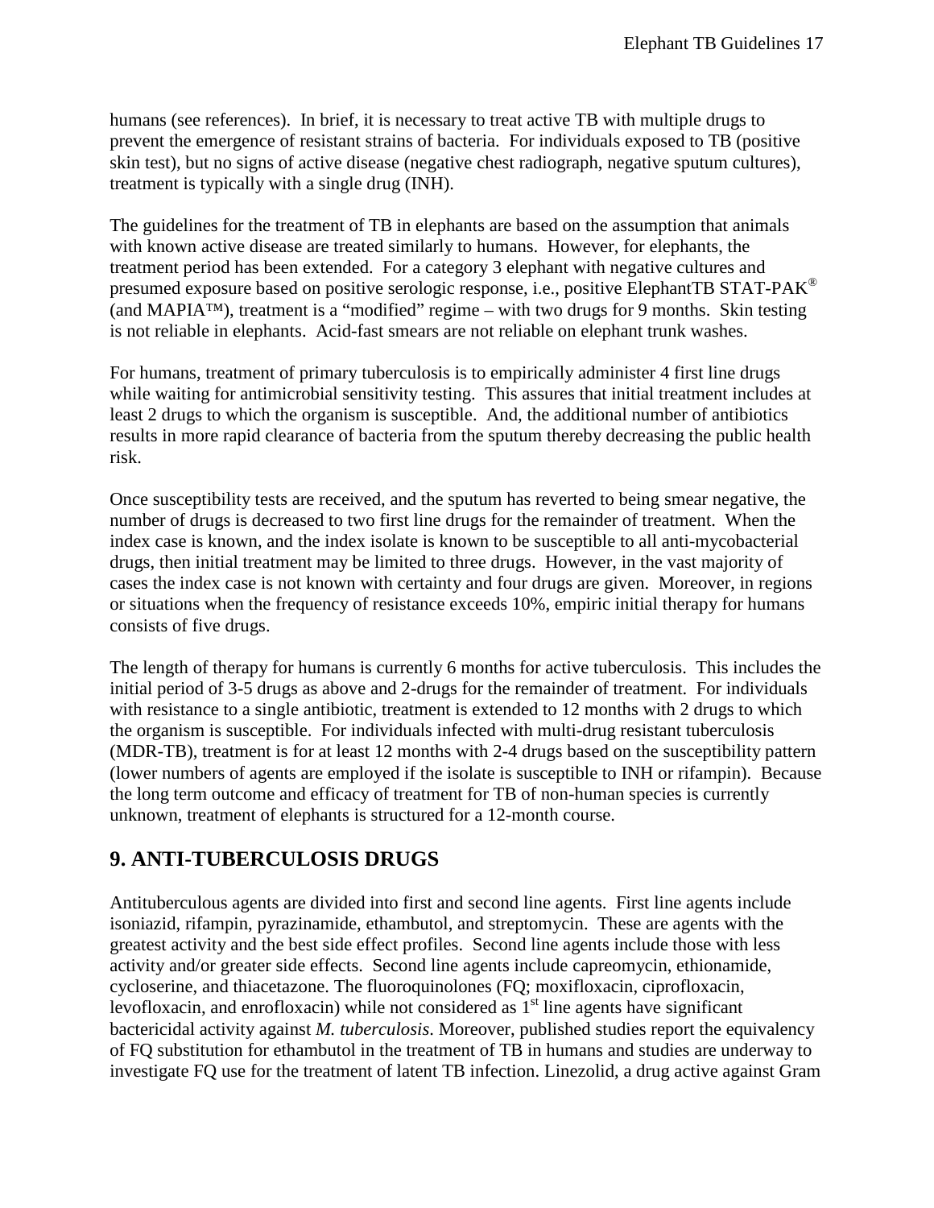humans (see references). In brief, it is necessary to treat active TB with multiple drugs to prevent the emergence of resistant strains of bacteria. For individuals exposed to TB (positive skin test), but no signs of active disease (negative chest radiograph, negative sputum cultures), treatment is typically with a single drug (INH).

The guidelines for the treatment of TB in elephants are based on the assumption that animals with known active disease are treated similarly to humans. However, for elephants, the treatment period has been extended. For a category 3 elephant with negative cultures and presumed exposure based on positive serologic response, i.e., positive ElephantTB STAT-PAK® (and MAPIA™), treatment is a "modified" regime – with two drugs for 9 months. Skin testing is not reliable in elephants. Acid-fast smears are not reliable on elephant trunk washes.

For humans, treatment of primary tuberculosis is to empirically administer 4 first line drugs while waiting for antimicrobial sensitivity testing. This assures that initial treatment includes at least 2 drugs to which the organism is susceptible. And, the additional number of antibiotics results in more rapid clearance of bacteria from the sputum thereby decreasing the public health risk.

Once susceptibility tests are received, and the sputum has reverted to being smear negative, the number of drugs is decreased to two first line drugs for the remainder of treatment. When the index case is known, and the index isolate is known to be susceptible to all anti-mycobacterial drugs, then initial treatment may be limited to three drugs. However, in the vast majority of cases the index case is not known with certainty and four drugs are given. Moreover, in regions or situations when the frequency of resistance exceeds 10%, empiric initial therapy for humans consists of five drugs.

The length of therapy for humans is currently 6 months for active tuberculosis. This includes the initial period of 3-5 drugs as above and 2-drugs for the remainder of treatment. For individuals with resistance to a single antibiotic, treatment is extended to 12 months with 2 drugs to which the organism is susceptible. For individuals infected with multi-drug resistant tuberculosis (MDR-TB), treatment is for at least 12 months with 2-4 drugs based on the susceptibility pattern (lower numbers of agents are employed if the isolate is susceptible to INH or rifampin). Because the long term outcome and efficacy of treatment for TB of non-human species is currently unknown, treatment of elephants is structured for a 12-month course.

## 9. ANTI-TUBERCULOSIS DRUGS

Antituberculous agents are divided into first and second line agents. First line agents include isoniazid, rifampin, pyrazinamide, ethambutol, and streptomycin. These are agents with the greatest activity and the best side effect profiles. Second line agents include those with less activity and/or greater side effects. Second line agents include capreomycin, ethionamide, cycloserine, and thiacetazone. The fluoroquinolones (FQ; moxifloxacin, ciprofloxacin, levofloxacin, and enrofloxacin) while not considered as 1st line agents have significant bactericidal activity against *M. tuberculosis*. Moreover, published studies report the equivalency of FQ substitution for ethambutol in the treatment of TB in humans and studies are underway to investigate FQ use for the treatment of latent TB infection. Linezolid, a drug active against Gram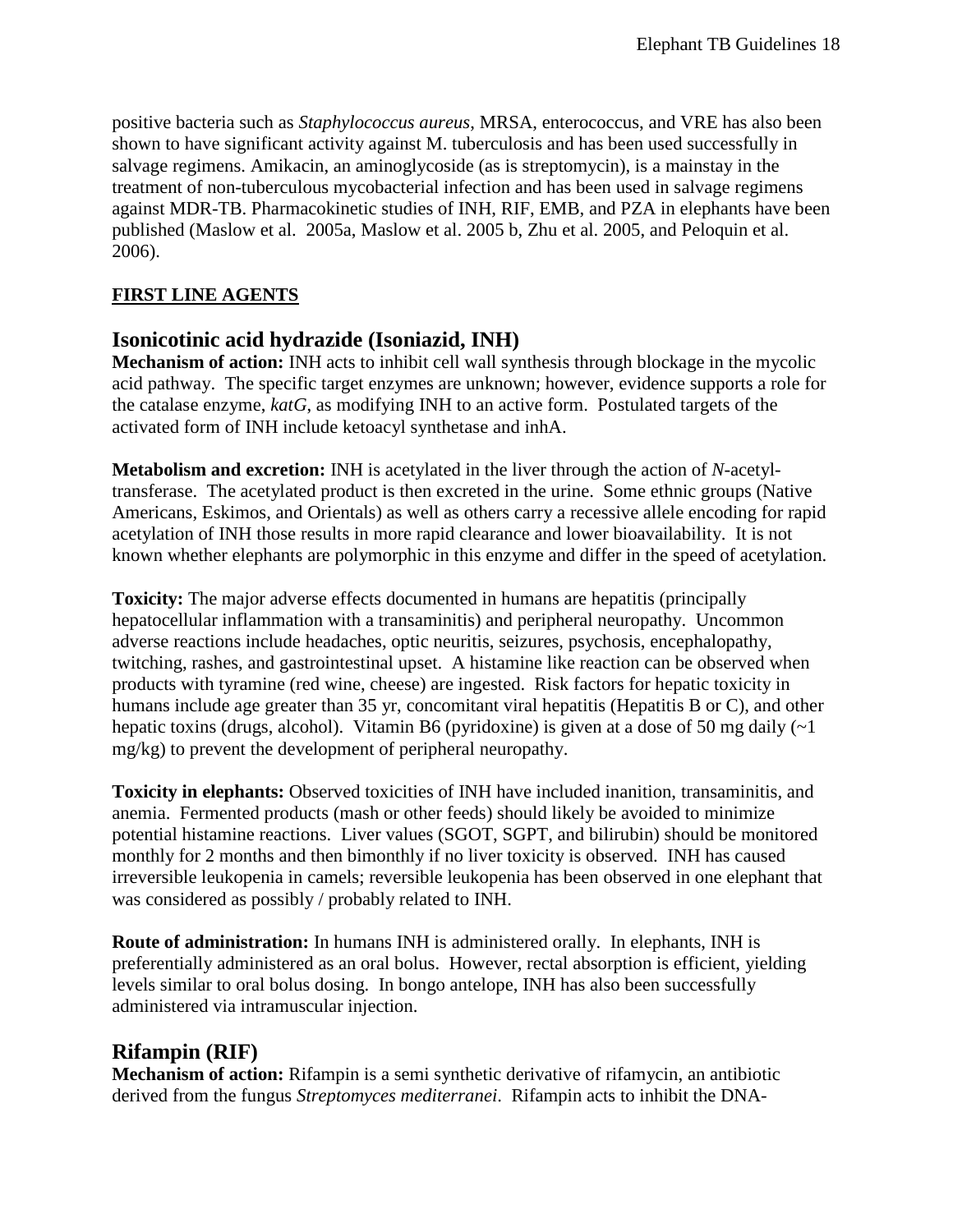positive bacteria such as *Staphylococcus aureus*, MRSA, enterococcus, and VRE has also been shown to have significant activity against M. tuberculosis and has been used successfully in salvage regimens. Amikacin, an aminoglycoside (as is streptomycin), is a mainstay in the treatment of non-tuberculous mycobacterial infection and has been used in salvage regimens against MDR-TB. Pharmacokinetic studies of INH, RIF, EMB, and PZA in elephants have been published (Maslow et al. 2005a, Maslow et al. 2005 b, Zhu et al. 2005, and Peloquin et al. 2006).

**FIRST LINE AGENTS**

## Isonicotinic acid hydrazide (Isoniazid, INH)

**Mechanism of action:** INH acts to inhibit cell wall synthesis through blockage in the mycolic acid pathway. The specific target enzymes are unknown; however, evidence supports a role for the catalase enzyme, *katG*, as modifying INH to an active form. Postulated targets of the activated form of INH include ketoacyl synthetase and inhA.

**Metabolism and excretion:** INH is acetylated in the liver through the action of *N*-acetyl-transferase. The acetylated product is then excreted in the urine. Some ethnic groups (Native Americans, Eskimos, and Orientals) as well as others carry a recessive allele encoding for rapid acetylation of INH those results in more rapid clearance and lower bioavailability. It is not known whether elephants are polymorphic in this enzyme and differ in the speed of acetylation.

**Toxicity:** The major adverse effects documented in humans are hepatitis (principally hepatocellular inflammation with a transaminitis) and peripheral neuropathy. Uncommon adverse reactions include headaches, optic neuritis, seizures, psychosis, encephalopathy, twitching, rashes, and gastrointestinal upset. A histamine like reaction can be observed when products with tyramine (red wine, cheese) are ingested. Risk factors for hepatic toxicity in humans include age greater than 35 yr, concomitant viral hepatitis (Hepatitis B or C), and other hepatic toxins (drugs, alcohol). Vitamin B6 (pyridoxine) is given at a dose of 50 mg daily (~1 mg/kg) to prevent the development of peripheral neuropathy.

**Toxicity in elephants:** Observed toxicities of INH have included inanition, transaminitis, and anemia. Fermented products (mash or other feeds) should likely be avoided to minimize potential histamine reactions. Liver values (SGOT, SGPT, and bilirubin) should be monitored monthly for 2 months and then bimonthly if no liver toxicity is observed. INH has caused irreversible leukopenia in camels; reversible leukopenia has been observed in one elephant that was considered as possibly / probably related to INH.

**Route of administration:** In humans INH is administered orally. In elephants, INH is preferentially administered as an oral bolus. However, rectal absorption is efficient, yielding levels similar to oral bolus dosing. In bongo antelope, INH has also been successfully administered via intramuscular injection.

## Rifampin (RIF)

**Mechanism of action:** Rifampin is a semi synthetic derivative of rifamycin, an antibiotic derived from the fungus *Streptomyces mediterranei*. Rifampin acts to inhibit the DNA-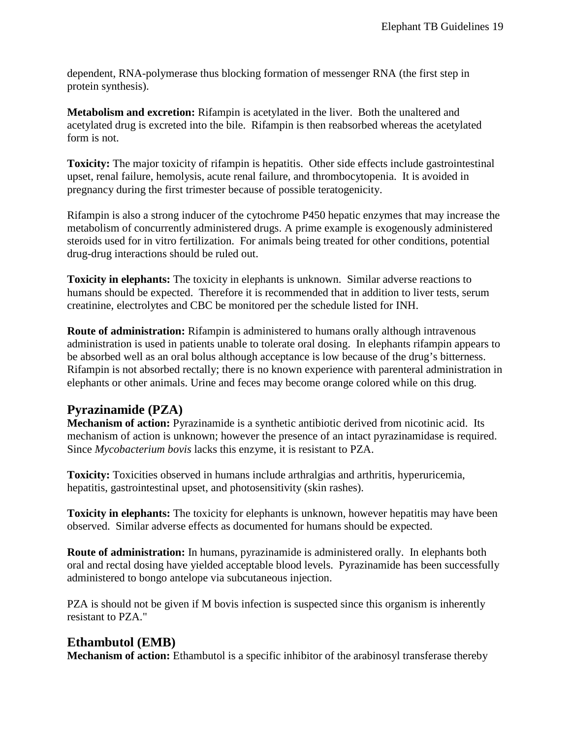dependent, RNA-polymerase thus blocking formation of messenger RNA (the first step in protein synthesis).

**Metabolism and excretion:** Rifampin is acetylated in the liver. Both the unaltered and acetylated drug is excreted into the bile. Rifampin is then reabsorbed whereas the acetylated form is not.

**Toxicity:** The major toxicity of rifampin is hepatitis. Other side effects include gastrointestinal upset, renal failure, hemolysis, acute renal failure, and thrombocytopenia. It is avoided in pregnancy during the first trimester because of possible teratogenicity.

Rifampin is also a strong inducer of the cytochrome P450 hepatic enzymes that may increase the metabolism of concurrently administered drugs. A prime example is exogenously administered steroids used for in vitro fertilization. For animals being treated for other conditions, potential drug-drug interactions should be ruled out.

**Toxicity in elephants:** The toxicity in elephants is unknown. Similar adverse reactions to humans should be expected. Therefore it is recommended that in addition to liver tests, serum creatinine, electrolytes and CBC be monitored per the schedule listed for INH.

**Route of administration:** Rifampin is administered to humans orally although intravenous administration is used in patients unable to tolerate oral dosing. In elephants rifampin appears to be absorbed well as an oral bolus although acceptance is low because of the drug's bitterness. Rifampin is not absorbed rectally; there is no known experience with parenteral administration in elephants or other animals. Urine and feces may become orange colored while on this drug.

## Pyrazinamide (PZA)

**Mechanism of action:** Pyrazinamide is a synthetic antibiotic derived from nicotinic acid. Its mechanism of action is unknown; however the presence of an intact pyrazinamidase is required. Since *Mycobacterium bovis* lacks this enzyme, it is resistant to PZA.

**Toxicity:** Toxicities observed in humans include arthralgias and arthritis, hyperuricemia, hepatitis, gastrointestinal upset, and photosensitivity (skin rashes).

**Toxicity in elephants:** The toxicity for elephants is unknown, however hepatitis may have been observed. Similar adverse effects as documented for humans should be expected.

**Route of administration:** In humans, pyrazinamide is administered orally. In elephants both oral and rectal dosing have yielded acceptable blood levels. Pyrazinamide has been successfully administered to bongo antelope via subcutaneous injection.

PZA is should not be given if M bovis infection is suspected since this organism is inherently resistant to PZA."

## Ethambutol (EMB)

**Mechanism of action:** Ethambutol is a specific inhibitor of the arabinosyl transferase thereby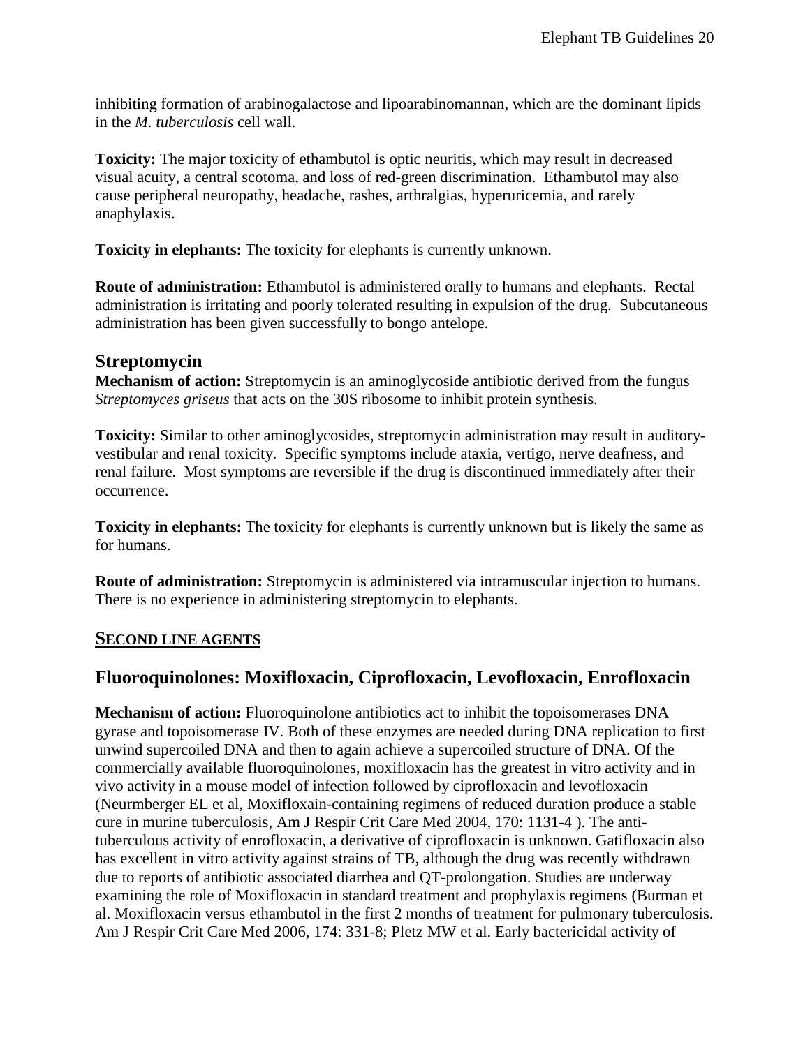inhibiting formation of arabinogalactose and lipoarabinomannan, which are the dominant lipids in the *M. tuberculosis* cell wall.

**Toxicity:** The major toxicity of ethambutol is optic neuritis, which may result in decreased visual acuity, a central scotoma, and loss of red-green discrimination. Ethambutol may also cause peripheral neuropathy, headache, rashes, arthralgias, hyperuricemia, and rarely anaphylaxis.

**Toxicity in elephants:** The toxicity for elephants is currently unknown.

**Route of administration:** Ethambutol is administered orally to humans and elephants. Rectal administration is irritating and poorly tolerated resulting in expulsion of the drug. Subcutaneous administration has been given successfully to bongo antelope.

## Streptomycin

**Mechanism of action:** Streptomycin is an aminoglycoside antibiotic derived from the fungus *Streptomyces griseus* that acts on the 30S ribosome to inhibit protein synthesis.

**Toxicity:** Similar to other aminoglycosides, streptomycin administration may result in auditory-vestibular and renal toxicity. Specific symptoms include ataxia, vertigo, nerve deafness, and renal failure. Most symptoms are reversible if the drug is discontinued immediately after their occurrence.

**Toxicity in elephants:** The toxicity for elephants is currently unknown but is likely the same as for humans.

**Route of administration:** Streptomycin is administered via intramuscular injection to humans. There is no experience in administering streptomycin to elephants.

## SECOND LINE AGENTS

## Fluoroquinolones: Moxifloxacin, Ciprofloxacin, Levofloxacin, Enrofloxacin

**Mechanism of action:** Fluoroquinolone antibiotics act to inhibit the topoisomerases DNA gyrase and topoisomerase IV. Both of these enzymes are needed during DNA replication to first unwind supercoiled DNA and then to again achieve a supercoiled structure of DNA. Of the commercially available fluoroquinolones, moxifloxacin has the greatest in vitro activity and in vivo activity in a mouse model of infection followed by ciprofloxacin and levofloxacin (Neurmberger EL et al, Moxifloxain-containing regimens of reduced duration produce a stable cure in murine tuberculosis, Am J Respir Crit Care Med 2004, 170: 1131-4 ). The anti-tuberculous activity of enrofloxacin, a derivative of ciprofloxacin is unknown. Gatifloxacin also has excellent in vitro activity against strains of TB, although the drug was recently withdrawn due to reports of antibiotic associated diarrhea and QT-prolongation. Studies are underway examining the role of Moxifloxacin in standard treatment and prophylaxis regimens (Burman et al. Moxifloxacin versus ethambutol in the first 2 months of treatment for pulmonary tuberculosis. Am J Respir Crit Care Med 2006, 174: 331-8; Pletz MW et al. Early bactericidal activity of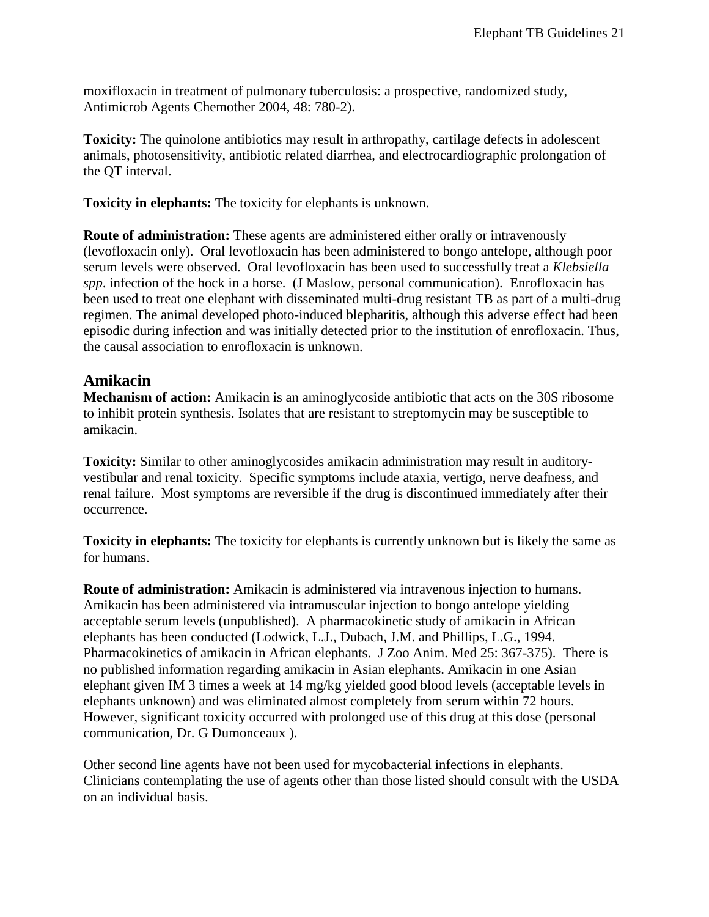moxifloxacin in treatment of pulmonary tuberculosis: a prospective, randomized study, Antimicrob Agents Chemother 2004, 48: 780-2).

**Toxicity:** The quinolone antibiotics may result in arthropathy, cartilage defects in adolescent animals, photosensitivity, antibiotic related diarrhea, and electrocardiographic prolongation of the QT interval.

**Toxicity in elephants:** The toxicity for elephants is unknown.

**Route of administration:** These agents are administered either orally or intravenously (levofloxacin only). Oral levofloxacin has been administered to bongo antelope, although poor serum levels were observed. Oral levofloxacin has been used to successfully treat a *Klebsiella spp*. infection of the hock in a horse. (J Maslow, personal communication). Enrofloxacin has been used to treat one elephant with disseminated multi-drug resistant TB as part of a multi-drug regimen. The animal developed photo-induced blepharitis, although this adverse effect had been episodic during infection and was initially detected prior to the institution of enrofloxacin. Thus, the causal association to enrofloxacin is unknown.

## Amikacin

**Mechanism of action:** Amikacin is an aminoglycoside antibiotic that acts on the 30S ribosome to inhibit protein synthesis. Isolates that are resistant to streptomycin may be susceptible to amikacin.

**Toxicity:** Similar to other aminoglycosides amikacin administration may result in auditory-vestibular and renal toxicity. Specific symptoms include ataxia, vertigo, nerve deafness, and renal failure. Most symptoms are reversible if the drug is discontinued immediately after their occurrence.

**Toxicity in elephants:** The toxicity for elephants is currently unknown but is likely the same as for humans.

**Route of administration:** Amikacin is administered via intravenous injection to humans. Amikacin has been administered via intramuscular injection to bongo antelope yielding acceptable serum levels (unpublished). A pharmacokinetic study of amikacin in African elephants has been conducted (Lodwick, L.J., Dubach, J.M. and Phillips, L.G., 1994. Pharmacokinetics of amikacin in African elephants. J Zoo Anim. Med 25: 367-375). There is no published information regarding amikacin in Asian elephants. Amikacin in one Asian elephant given IM 3 times a week at 14 mg/kg yielded good blood levels (acceptable levels in elephants unknown) and was eliminated almost completely from serum within 72 hours. However, significant toxicity occurred with prolonged use of this drug at this dose (personal communication, Dr. G Dumonceaux ).

Other second line agents have not been used for mycobacterial infections in elephants. Clinicians contemplating the use of agents other than those listed should consult with the USDA on an individual basis.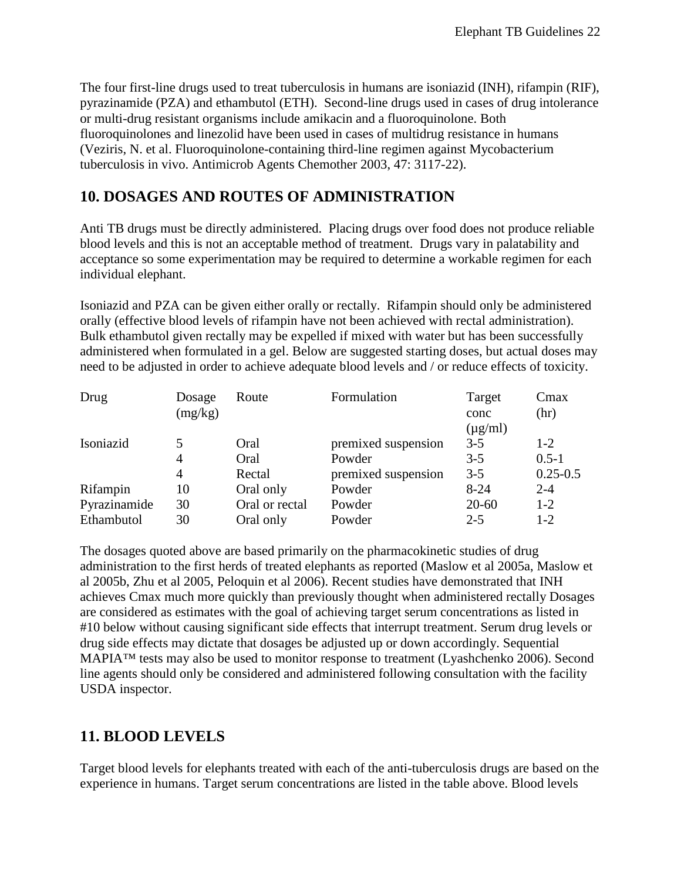The four first-line drugs used to treat tuberculosis in humans are isoniazid (INH), rifampin (RIF), pyrazinamide (PZA) and ethambutol (ETH). Second-line drugs used in cases of drug intolerance or multi-drug resistant organisms include amikacin and a fluoroquinolone. Both fluoroquinolones and linezolid have been used in cases of multidrug resistance in humans (Veziris, N. et al. Fluoroquinolone-containing third-line regimen against Mycobacterium tuberculosis in vivo. Antimicrob Agents Chemother 2003, 47: 3117-22).

## 10. DOSAGES AND ROUTES OF ADMINISTRATION

Anti TB drugs must be directly administered. Placing drugs over food does not produce reliable blood levels and this is not an acceptable method of treatment. Drugs vary in palatability and acceptance so some experimentation may be required to determine a workable regimen for each individual elephant.

Isoniazid and PZA can be given either orally or rectally. Rifampin should only be administered orally (effective blood levels of rifampin have not been achieved with rectal administration). Bulk ethambutol given rectally may be expelled if mixed with water but has been successfully administered when formulated in a gel. Below are suggested starting doses, but actual doses may need to be adjusted in order to achieve adequate blood levels and / or reduce effects of toxicity.

| Drug | Dosage (mg/kg) | Route | Formulation | Target conc (µg/ml) | Cmax (hr) |
|---|---|---|---|---|---|
| Isoniazid | 5 | Oral | premixed suspension | 3-5 | 1-2 |
| | 4 | Oral | Powder | 3-5 | 0.5-1 |
| | 4 | Rectal | premixed suspension | 3-5 | 0.25-0.5 |
| Rifampin | 10 | Oral only | Powder | 8-24 | 2-4 |
| Pyrazinamide | 30 | Oral or rectal | Powder | 20-60 | 1-2 |
| Ethambutol | 30 | Oral only | Powder | 2-5 | 1-2 |

The dosages quoted above are based primarily on the pharmacokinetic studies of drug administration to the first herds of treated elephants as reported (Maslow et al 2005a, Maslow et al 2005b, Zhu et al 2005, Peloquin et al 2006). Recent studies have demonstrated that INH achieves Cmax much more quickly than previously thought when administered rectally Dosages are considered as estimates with the goal of achieving target serum concentrations as listed in #10 below without causing significant side effects that interrupt treatment. Serum drug levels or drug side effects may dictate that dosages be adjusted up or down accordingly. Sequential MAPIA™ tests may also be used to monitor response to treatment (Lyashchenko 2006). Second line agents should only be considered and administered following consultation with the facility USDA inspector.

## 11. BLOOD LEVELS

Target blood levels for elephants treated with each of the anti-tuberculosis drugs are based on the experience in humans. Target serum concentrations are listed in the table above. Blood levels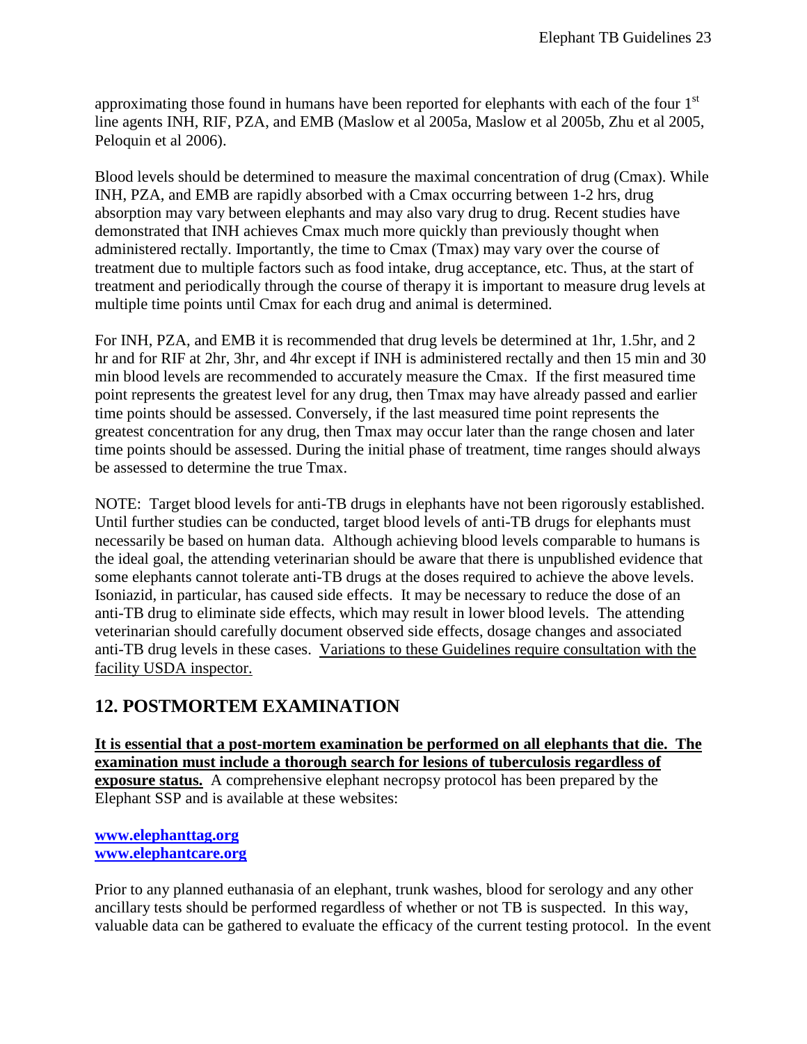approximating those found in humans have been reported for elephants with each of the four 1st line agents INH, RIF, PZA, and EMB (Maslow et al 2005a, Maslow et al 2005b, Zhu et al 2005, Peloquin et al 2006).

Blood levels should be determined to measure the maximal concentration of drug (Cmax). While INH, PZA, and EMB are rapidly absorbed with a Cmax occurring between 1-2 hrs, drug absorption may vary between elephants and may also vary drug to drug. Recent studies have demonstrated that INH achieves Cmax much more quickly than previously thought when administered rectally. Importantly, the time to Cmax (Tmax) may vary over the course of treatment due to multiple factors such as food intake, drug acceptance, etc. Thus, at the start of treatment and periodically through the course of therapy it is important to measure drug levels at multiple time points until Cmax for each drug and animal is determined.

For INH, PZA, and EMB it is recommended that drug levels be determined at 1hr, 1.5hr, and 2 hr and for RIF at 2hr, 3hr, and 4hr except if INH is administered rectally and then 15 min and 30 min blood levels are recommended to accurately measure the Cmax. If the first measured time point represents the greatest level for any drug, then Tmax may have already passed and earlier time points should be assessed. Conversely, if the last measured time point represents the greatest concentration for any drug, then Tmax may occur later than the range chosen and later time points should be assessed. During the initial phase of treatment, time ranges should always be assessed to determine the true Tmax.

NOTE: Target blood levels for anti-TB drugs in elephants have not been rigorously established. Until further studies can be conducted, target blood levels of anti-TB drugs for elephants must necessarily be based on human data. Although achieving blood levels comparable to humans is the ideal goal, the attending veterinarian should be aware that there is unpublished evidence that some elephants cannot tolerate anti-TB drugs at the doses required to achieve the above levels. Isoniazid, in particular, has caused side effects. It may be necessary to reduce the dose of an anti-TB drug to eliminate side effects, which may result in lower blood levels. The attending veterinarian should carefully document observed side effects, dosage changes and associated anti-TB drug levels in these cases. Variations to these Guidelines require consultation with the facility USDA inspector.

## 12. POSTMORTEM EXAMINATION

**It is essential that a post-mortem examination be performed on all elephants that die. The examination must include a thorough search for lesions of tuberculosis regardless of exposure status.** A comprehensive elephant necropsy protocol has been prepared by the Elephant SSP and is available at these websites:

**www.elephanttag.org**
**www.elephantcare.org**

Prior to any planned euthanasia of an elephant, trunk washes, blood for serology and any other ancillary tests should be performed regardless of whether or not TB is suspected. In this way, valuable data can be gathered to evaluate the efficacy of the current testing protocol. In the event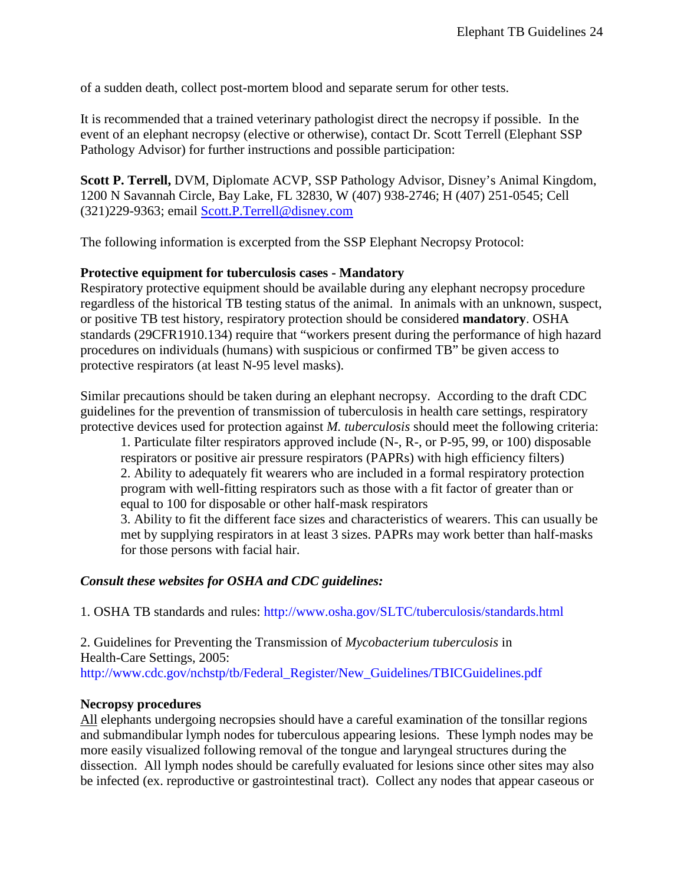of a sudden death, collect post-mortem blood and separate serum for other tests.

It is recommended that a trained veterinary pathologist direct the necropsy if possible. In the event of an elephant necropsy (elective or otherwise), contact Dr. Scott Terrell (Elephant SSP Pathology Advisor) for further instructions and possible participation:

**Scott P. Terrell,** DVM, Diplomate ACVP, SSP Pathology Advisor, Disney's Animal Kingdom, 1200 N Savannah Circle, Bay Lake, FL 32830, W (407) 938-2746; H (407) 251-0545; Cell (321)229-9363; email Scott.P.Terrell@disney.com

The following information is excerpted from the SSP Elephant Necropsy Protocol:

**Protective equipment for tuberculosis cases - Mandatory**

Respiratory protective equipment should be available during any elephant necropsy procedure regardless of the historical TB testing status of the animal. In animals with an unknown, suspect, or positive TB test history, respiratory protection should be considered **mandatory**. OSHA standards (29CFR1910.134) require that "workers present during the performance of high hazard procedures on individuals (humans) with suspicious or confirmed TB" be given access to protective respirators (at least N-95 level masks).

Similar precautions should be taken during an elephant necropsy. According to the draft CDC guidelines for the prevention of transmission of tuberculosis in health care settings, respiratory protective devices used for protection against *M. tuberculosis* should meet the following criteria:

1. Particulate filter respirators approved include (N-, R-, or P-95, 99, or 100) disposable respirators or positive air pressure respirators (PAPRs) with high efficiency filters)
2. Ability to adequately fit wearers who are included in a formal respiratory protection program with well-fitting respirators such as those with a fit factor of greater than or equal to 100 for disposable or other half-mask respirators
3. Ability to fit the different face sizes and characteristics of wearers. This can usually be met by supplying respirators in at least 3 sizes. PAPRs may work better than half-masks for those persons with facial hair.

***Consult these websites for OSHA and CDC guidelines:***

1. OSHA TB standards and rules: http://www.osha.gov/SLTC/tuberculosis/standards.html

2. Guidelines for Preventing the Transmission of *Mycobacterium tuberculosis* in Health-Care Settings, 2005:
http://www.cdc.gov/nchstp/tb/Federal_Register/New_Guidelines/TBICGuidelines.pdf

**Necropsy procedures**

All elephants undergoing necropsies should have a careful examination of the tonsillar regions and submandibular lymph nodes for tuberculous appearing lesions. These lymph nodes may be more easily visualized following removal of the tongue and laryngeal structures during the dissection. All lymph nodes should be carefully evaluated for lesions since other sites may also be infected (ex. reproductive or gastrointestinal tract). Collect any nodes that appear caseous or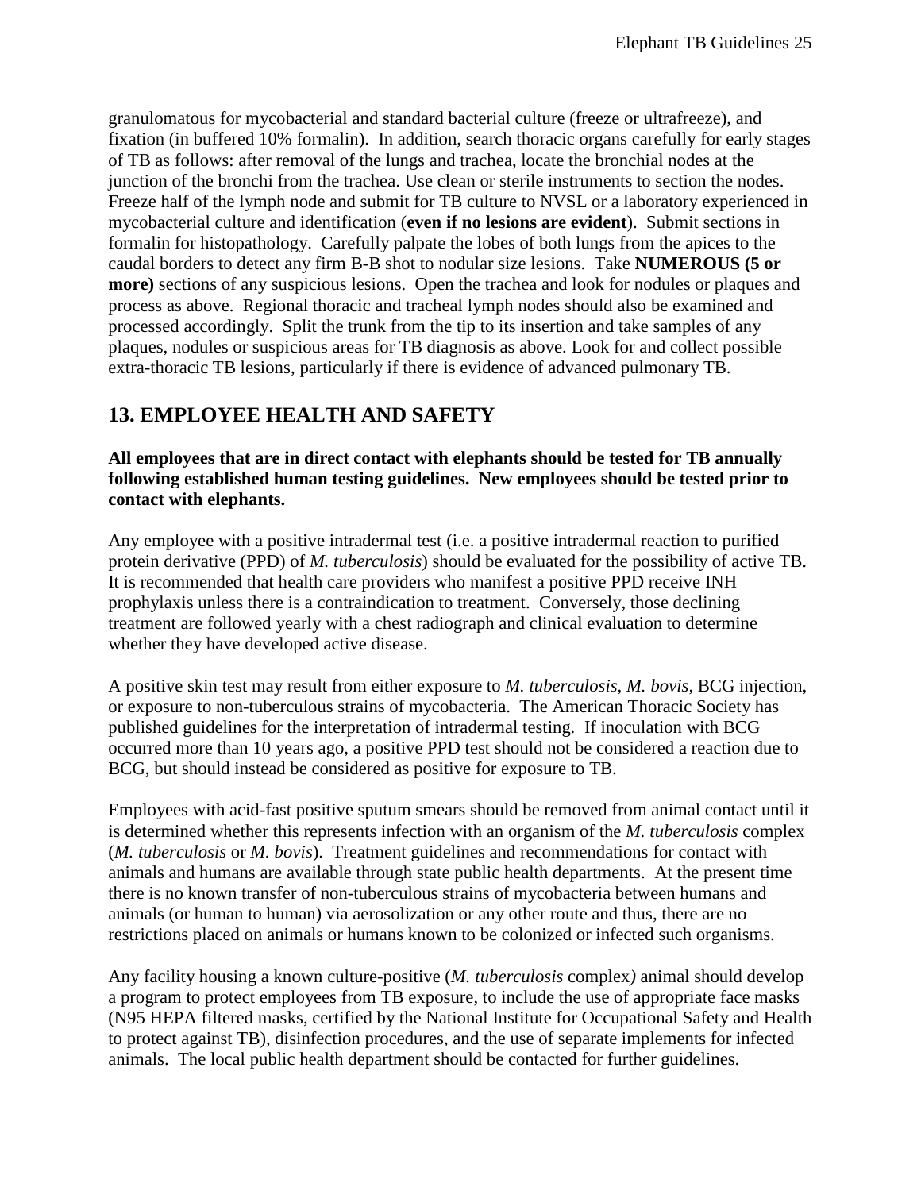granulomatous for mycobacterial and standard bacterial culture (freeze or ultrafreeze), and fixation (in buffered 10% formalin). In addition, search thoracic organs carefully for early stages of TB as follows: after removal of the lungs and trachea, locate the bronchial nodes at the junction of the bronchi from the trachea. Use clean or sterile instruments to section the nodes. Freeze half of the lymph node and submit for TB culture to NVSL or a laboratory experienced in mycobacterial culture and identification (**even if no lesions are evident**). Submit sections in formalin for histopathology. Carefully palpate the lobes of both lungs from the apices to the caudal borders to detect any firm B-B shot to nodular size lesions. Take **NUMEROUS (5 or more)** sections of any suspicious lesions. Open the trachea and look for nodules or plaques and process as above. Regional thoracic and tracheal lymph nodes should also be examined and processed accordingly. Split the trunk from the tip to its insertion and take samples of any plaques, nodules or suspicious areas for TB diagnosis as above. Look for and collect possible extra-thoracic TB lesions, particularly if there is evidence of advanced pulmonary TB.

## 13. EMPLOYEE HEALTH AND SAFETY

**All employees that are in direct contact with elephants should be tested for TB annually following established human testing guidelines. New employees should be tested prior to contact with elephants.**

Any employee with a positive intradermal test (i.e. a positive intradermal reaction to purified protein derivative (PPD) of *M. tuberculosis*) should be evaluated for the possibility of active TB. It is recommended that health care providers who manifest a positive PPD receive INH prophylaxis unless there is a contraindication to treatment. Conversely, those declining treatment are followed yearly with a chest radiograph and clinical evaluation to determine whether they have developed active disease.

A positive skin test may result from either exposure to *M. tuberculosis*, *M. bovis*, BCG injection, or exposure to non-tuberculous strains of mycobacteria. The American Thoracic Society has published guidelines for the interpretation of intradermal testing. If inoculation with BCG occurred more than 10 years ago, a positive PPD test should not be considered a reaction due to BCG, but should instead be considered as positive for exposure to TB.

Employees with acid-fast positive sputum smears should be removed from animal contact until it is determined whether this represents infection with an organism of the *M. tuberculosis* complex (*M. tuberculosis* or *M. bovis*). Treatment guidelines and recommendations for contact with animals and humans are available through state public health departments. At the present time there is no known transfer of non-tuberculous strains of mycobacteria between humans and animals (or human to human) via aerosolization or any other route and thus, there are no restrictions placed on animals or humans known to be colonized or infected such organisms.

Any facility housing a known culture-positive (*M. tuberculosis* complex*)* animal should develop a program to protect employees from TB exposure, to include the use of appropriate face masks (N95 HEPA filtered masks, certified by the National Institute for Occupational Safety and Health to protect against TB), disinfection procedures, and the use of separate implements for infected animals. The local public health department should be contacted for further guidelines.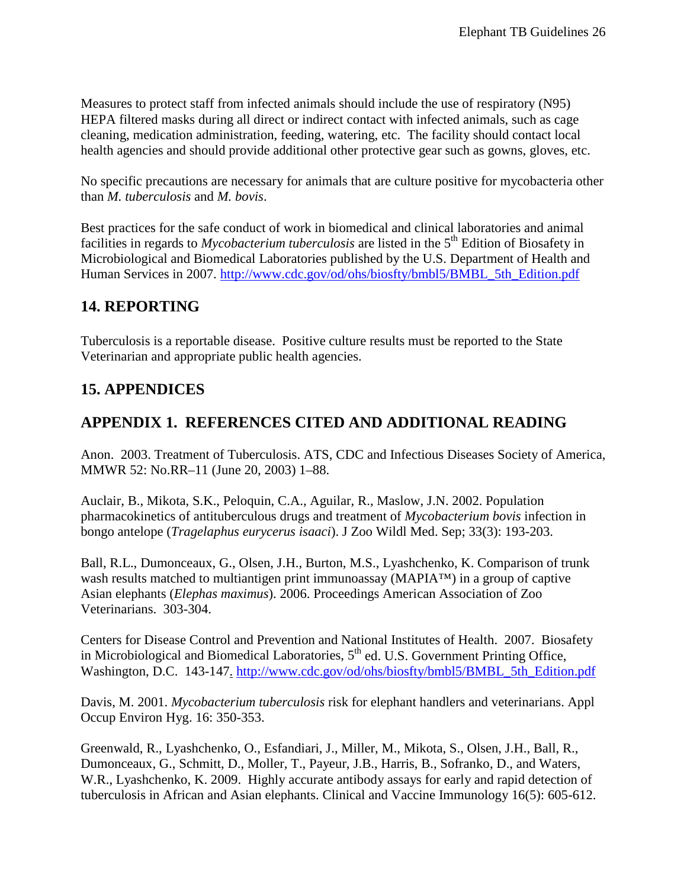Measures to protect staff from infected animals should include the use of respiratory (N95) HEPA filtered masks during all direct or indirect contact with infected animals, such as cage cleaning, medication administration, feeding, watering, etc. The facility should contact local health agencies and should provide additional other protective gear such as gowns, gloves, etc.

No specific precautions are necessary for animals that are culture positive for mycobacteria other than *M. tuberculosis* and *M. bovis*.

Best practices for the safe conduct of work in biomedical and clinical laboratories and animal facilities in regards to *Mycobacterium tuberculosis* are listed in the 5th Edition of Biosafety in Microbiological and Biomedical Laboratories published by the U.S. Department of Health and Human Services in 2007. http://www.cdc.gov/od/ohs/biosfty/bmbl5/BMBL_5th_Edition.pdf

## 14. REPORTING

Tuberculosis is a reportable disease. Positive culture results must be reported to the State Veterinarian and appropriate public health agencies.

## 15. APPENDICES

## APPENDIX 1. REFERENCES CITED AND ADDITIONAL READING

Anon. 2003. Treatment of Tuberculosis. ATS, CDC and Infectious Diseases Society of America, MMWR 52: No.RR–11 (June 20, 2003) 1–88.

Auclair, B., Mikota, S.K., Peloquin, C.A., Aguilar, R., Maslow, J.N. 2002. Population pharmacokinetics of antituberculous drugs and treatment of *Mycobacterium bovis* infection in bongo antelope (*Tragelaphus eurycerus isaaci*). J Zoo Wildl Med. Sep; 33(3): 193-203.

Ball, R.L., Dumonceaux, G., Olsen, J.H., Burton, M.S., Lyashchenko, K. Comparison of trunk wash results matched to multiantigen print immunoassay (MAPIA™) in a group of captive Asian elephants (*Elephas maximus*). 2006. Proceedings American Association of Zoo Veterinarians. 303-304.

Centers for Disease Control and Prevention and National Institutes of Health. 2007. Biosafety in Microbiological and Biomedical Laboratories, 5th ed. U.S. Government Printing Office, Washington, D.C. 143-147. http://www.cdc.gov/od/ohs/biosfty/bmbl5/BMBL_5th_Edition.pdf

Davis, M. 2001. *Mycobacterium tuberculosis* risk for elephant handlers and veterinarians. Appl Occup Environ Hyg. 16: 350-353.

Greenwald, R., Lyashchenko, O., Esfandiari, J., Miller, M., Mikota, S., Olsen, J.H., Ball, R., Dumonceaux, G., Schmitt, D., Moller, T., Payeur, J.B., Harris, B., Sofranko, D., and Waters, W.R., Lyashchenko, K. 2009. Highly accurate antibody assays for early and rapid detection of tuberculosis in African and Asian elephants. Clinical and Vaccine Immunology 16(5): 605-612.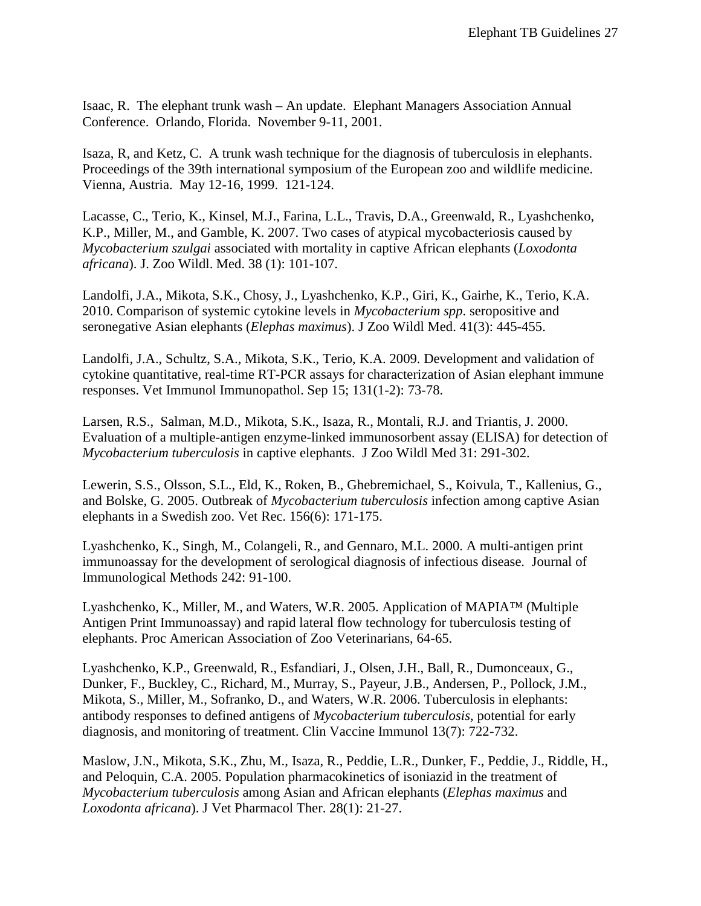Isaac, R. The elephant trunk wash – An update. Elephant Managers Association Annual Conference. Orlando, Florida. November 9-11, 2001.

Isaza, R, and Ketz, C. A trunk wash technique for the diagnosis of tuberculosis in elephants. Proceedings of the 39th international symposium of the European zoo and wildlife medicine. Vienna, Austria. May 12-16, 1999. 121-124.

Lacasse, C., Terio, K., Kinsel, M.J., Farina, L.L., Travis, D.A., Greenwald, R., Lyashchenko, K.P., Miller, M., and Gamble, K. 2007. Two cases of atypical mycobacteriosis caused by *Mycobacterium szulgai* associated with mortality in captive African elephants (*Loxodonta africana*). J. Zoo Wildl. Med. 38 (1): 101-107.

Landolfi, J.A., Mikota, S.K., Chosy, J., Lyashchenko, K.P., Giri, K., Gairhe, K., Terio, K.A. 2010. Comparison of systemic cytokine levels in *Mycobacterium spp*. seropositive and seronegative Asian elephants (*Elephas maximus*). J Zoo Wildl Med. 41(3): 445-455.

Landolfi, J.A., Schultz, S.A., Mikota, S.K., Terio, K.A. 2009. Development and validation of cytokine quantitative, real-time RT-PCR assays for characterization of Asian elephant immune responses. Vet Immunol Immunopathol. Sep 15; 131(1-2): 73-78.

Larsen, R.S., Salman, M.D., Mikota, S.K., Isaza, R., Montali, R.J. and Triantis, J. 2000. Evaluation of a multiple-antigen enzyme-linked immunosorbent assay (ELISA) for detection of *Mycobacterium tuberculosis* in captive elephants. J Zoo Wildl Med 31: 291-302.

Lewerin, S.S., Olsson, S.L., Eld, K., Roken, B., Ghebremichael, S., Koivula, T., Kallenius, G., and Bolske, G. 2005. Outbreak of *Mycobacterium tuberculosis* infection among captive Asian elephants in a Swedish zoo. Vet Rec. 156(6): 171-175.

Lyashchenko, K., Singh, M., Colangeli, R., and Gennaro, M.L. 2000. A multi-antigen print immunoassay for the development of serological diagnosis of infectious disease. Journal of Immunological Methods 242: 91-100.

Lyashchenko, K., Miller, M., and Waters, W.R. 2005. Application of MAPIA™ (Multiple Antigen Print Immunoassay) and rapid lateral flow technology for tuberculosis testing of elephants. Proc American Association of Zoo Veterinarians, 64-65.

Lyashchenko, K.P., Greenwald, R., Esfandiari, J., Olsen, J.H., Ball, R., Dumonceaux, G., Dunker, F., Buckley, C., Richard, M., Murray, S., Payeur, J.B., Andersen, P., Pollock, J.M., Mikota, S., Miller, M., Sofranko, D., and Waters, W.R. 2006. Tuberculosis in elephants: antibody responses to defined antigens of *Mycobacterium tuberculosis*, potential for early diagnosis, and monitoring of treatment. Clin Vaccine Immunol 13(7): 722-732.

Maslow, J.N., Mikota, S.K., Zhu, M., Isaza, R., Peddie, L.R., Dunker, F., Peddie, J., Riddle, H., and Peloquin, C.A. 2005. Population pharmacokinetics of isoniazid in the treatment of *Mycobacterium tuberculosis* among Asian and African elephants (*Elephas maximus* and *Loxodonta africana*). J Vet Pharmacol Ther. 28(1): 21-27.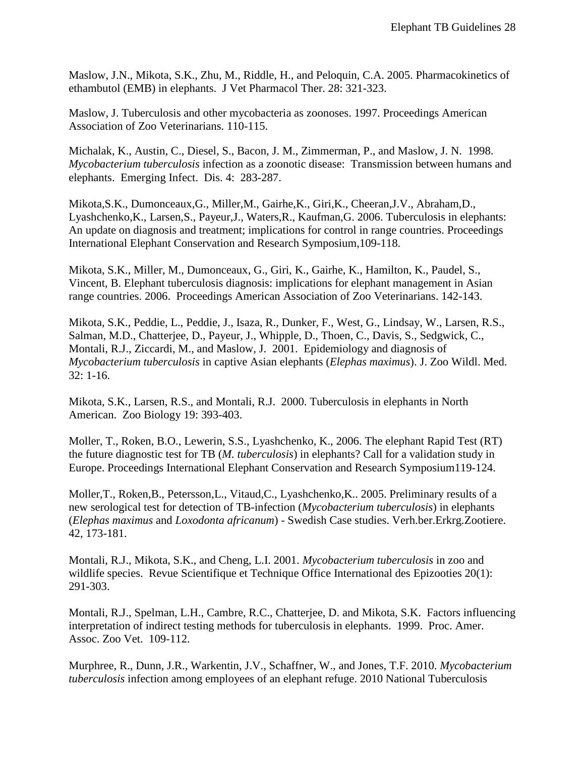Maslow, J.N., Mikota, S.K., Zhu, M., Riddle, H., and Peloquin, C.A. 2005. Pharmacokinetics of ethambutol (EMB) in elephants. J Vet Pharmacol Ther. 28: 321-323.

Maslow, J. Tuberculosis and other mycobacteria as zoonoses. 1997. Proceedings American Association of Zoo Veterinarians. 110-115.

Michalak, K., Austin, C., Diesel, S., Bacon, J. M., Zimmerman, P., and Maslow, J. N. 1998. *Mycobacterium tuberculosis* infection as a zoonotic disease: Transmission between humans and elephants. Emerging Infect. Dis. 4: 283-287.

Mikota,S.K., Dumonceaux,G., Miller,M., Gairhe,K., Giri,K., Cheeran,J.V., Abraham,D., Lyashchenko,K., Larsen,S., Payeur,J., Waters,R., Kaufman,G. 2006. Tuberculosis in elephants: An update on diagnosis and treatment; implications for control in range countries. Proceedings International Elephant Conservation and Research Symposium,109-118.

Mikota, S.K., Miller, M., Dumonceaux, G., Giri, K., Gairhe, K., Hamilton, K., Paudel, S., Vincent, B. Elephant tuberculosis diagnosis: implications for elephant management in Asian range countries. 2006. Proceedings American Association of Zoo Veterinarians. 142-143.

Mikota, S.K., Peddie, L., Peddie, J., Isaza, R., Dunker, F., West, G., Lindsay, W., Larsen, R.S., Salman, M.D., Chatterjee, D., Payeur, J., Whipple, D., Thoen, C., Davis, S., Sedgwick, C., Montali, R.J., Ziccardi, M., and Maslow, J. 2001. Epidemiology and diagnosis of *Mycobacterium tuberculosis* in captive Asian elephants (*Elephas maximus*). J. Zoo Wildl. Med. 32: 1-16.

Mikota, S.K., Larsen, R.S., and Montali, R.J. 2000. Tuberculosis in elephants in North American. Zoo Biology 19: 393-403.

Moller, T., Roken, B.O., Lewerin, S.S., Lyashchenko, K., 2006. The elephant Rapid Test (RT) the future diagnostic test for TB (*M. tuberculosis*) in elephants? Call for a validation study in Europe. Proceedings International Elephant Conservation and Research Symposium119-124.

Moller,T., Roken,B., Petersson,L., Vitaud,C., Lyashchenko,K.. 2005. Preliminary results of a new serological test for detection of TB-infection (*Mycobacterium tuberculosis*) in elephants (*Elephas maximus* and *Loxodonta africanum*) - Swedish Case studies. Verh.ber.Erkrg.Zootiere. 42, 173-181.

Montali, R.J., Mikota, S.K., and Cheng, L.I. 2001. *Mycobacterium tuberculosis* in zoo and wildlife species. Revue Scientifique et Technique Office International des Epizooties 20(1): 291-303.

Montali, R.J., Spelman, L.H., Cambre, R.C., Chatterjee, D. and Mikota, S.K. Factors influencing interpretation of indirect testing methods for tuberculosis in elephants. 1999. Proc. Amer. Assoc. Zoo Vet. 109-112.

Murphree, R., Dunn, J.R., Warkentin, J.V., Schaffner, W., and Jones, T.F. 2010. *Mycobacterium tuberculosis* infection among employees of an elephant refuge. 2010 National Tuberculosis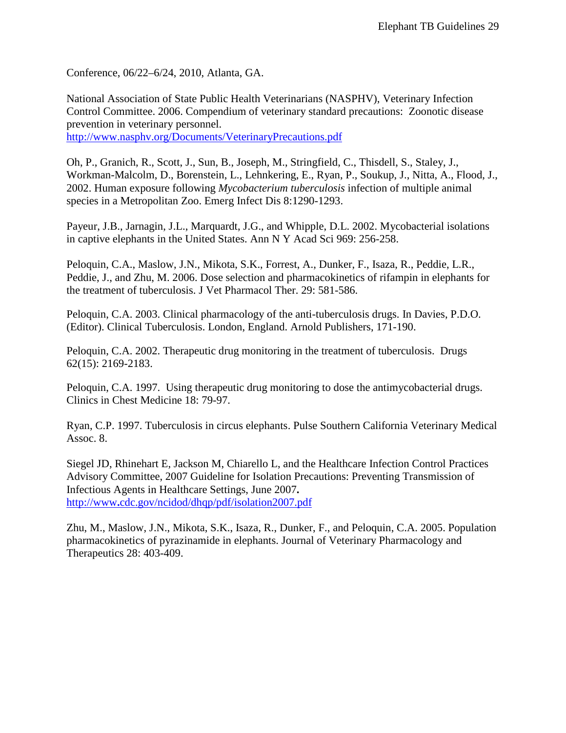Conference, 06/22–6/24, 2010, Atlanta, GA.

National Association of State Public Health Veterinarians (NASPHV), Veterinary Infection Control Committee. 2006. Compendium of veterinary standard precautions: Zoonotic disease prevention in veterinary personnel. http://www.nasphv.org/Documents/VeterinaryPrecautions.pdf

Oh, P., Granich, R., Scott, J., Sun, B., Joseph, M., Stringfield, C., Thisdell, S., Staley, J., Workman-Malcolm, D., Borenstein, L., Lehnkering, E., Ryan, P., Soukup, J., Nitta, A., Flood, J., 2002. Human exposure following *Mycobacterium tuberculosis* infection of multiple animal species in a Metropolitan Zoo. Emerg Infect Dis 8:1290-1293.

Payeur, J.B., Jarnagin, J.L., Marquardt, J.G., and Whipple, D.L. 2002. Mycobacterial isolations in captive elephants in the United States. Ann N Y Acad Sci 969: 256-258.

Peloquin, C.A., Maslow, J.N., Mikota, S.K., Forrest, A., Dunker, F., Isaza, R., Peddie, L.R., Peddie, J., and Zhu, M. 2006. Dose selection and pharmacokinetics of rifampin in elephants for the treatment of tuberculosis. J Vet Pharmacol Ther. 29: 581-586.

Peloquin, C.A. 2003. Clinical pharmacology of the anti-tuberculosis drugs. In Davies, P.D.O. (Editor). Clinical Tuberculosis. London, England. Arnold Publishers, 171-190.

Peloquin, C.A. 2002. Therapeutic drug monitoring in the treatment of tuberculosis. Drugs 62(15): 2169-2183.

Peloquin, C.A. 1997. Using therapeutic drug monitoring to dose the antimycobacterial drugs. Clinics in Chest Medicine 18: 79-97.

Ryan, C.P. 1997. Tuberculosis in circus elephants. Pulse Southern California Veterinary Medical Assoc. 8.

Siegel JD, Rhinehart E, Jackson M, Chiarello L, and the Healthcare Infection Control Practices Advisory Committee, 2007 Guideline for Isolation Precautions: Preventing Transmission of Infectious Agents in Healthcare Settings, June 2007**.** http://www.cdc.gov/ncidod/dhqp/pdf/isolation2007.pdf

Zhu, M., Maslow, J.N., Mikota, S.K., Isaza, R., Dunker, F., and Peloquin, C.A. 2005. Population pharmacokinetics of pyrazinamide in elephants. Journal of Veterinary Pharmacology and Therapeutics 28: 403-409.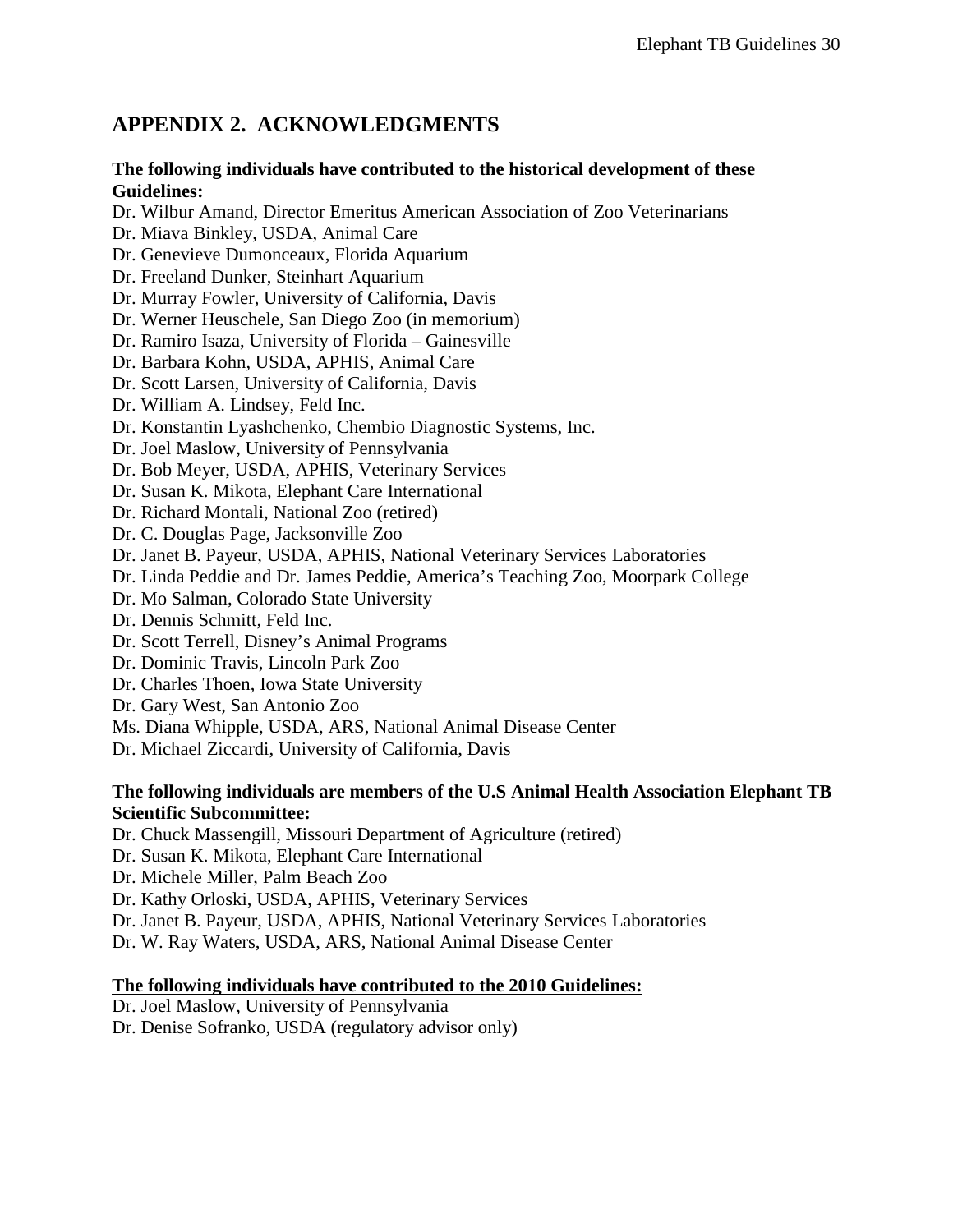## APPENDIX 2. ACKNOWLEDGMENTS

**The following individuals have contributed to the historical development of these Guidelines:**

Dr. Wilbur Amand, Director Emeritus American Association of Zoo Veterinarians
Dr. Miava Binkley, USDA, Animal Care
Dr. Genevieve Dumonceaux, Florida Aquarium
Dr. Freeland Dunker, Steinhart Aquarium
Dr. Murray Fowler, University of California, Davis
Dr. Werner Heuschele, San Diego Zoo (in memorium)
Dr. Ramiro Isaza, University of Florida – Gainesville
Dr. Barbara Kohn, USDA, APHIS, Animal Care
Dr. Scott Larsen, University of California, Davis
Dr. William A. Lindsey, Feld Inc.
Dr. Konstantin Lyashchenko, Chembio Diagnostic Systems, Inc.
Dr. Joel Maslow, University of Pennsylvania
Dr. Bob Meyer, USDA, APHIS, Veterinary Services
Dr. Susan K. Mikota, Elephant Care International
Dr. Richard Montali, National Zoo (retired)
Dr. C. Douglas Page, Jacksonville Zoo
Dr. Janet B. Payeur, USDA, APHIS, National Veterinary Services Laboratories
Dr. Linda Peddie and Dr. James Peddie, America's Teaching Zoo, Moorpark College
Dr. Mo Salman, Colorado State University
Dr. Dennis Schmitt, Feld Inc.
Dr. Scott Terrell, Disney's Animal Programs
Dr. Dominic Travis, Lincoln Park Zoo
Dr. Charles Thoen, Iowa State University
Dr. Gary West, San Antonio Zoo
Ms. Diana Whipple, USDA, ARS, National Animal Disease Center
Dr. Michael Ziccardi, University of California, Davis

**The following individuals are members of the U.S Animal Health Association Elephant TB Scientific Subcommittee:**

Dr. Chuck Massengill, Missouri Department of Agriculture (retired)
Dr. Susan K. Mikota, Elephant Care International
Dr. Michele Miller, Palm Beach Zoo
Dr. Kathy Orloski, USDA, APHIS, Veterinary Services
Dr. Janet B. Payeur, USDA, APHIS, National Veterinary Services Laboratories
Dr. W. Ray Waters, USDA, ARS, National Animal Disease Center

**The following individuals have contributed to the 2010 Guidelines:**

Dr. Joel Maslow, University of Pennsylvania
Dr. Denise Sofranko, USDA (regulatory advisor only)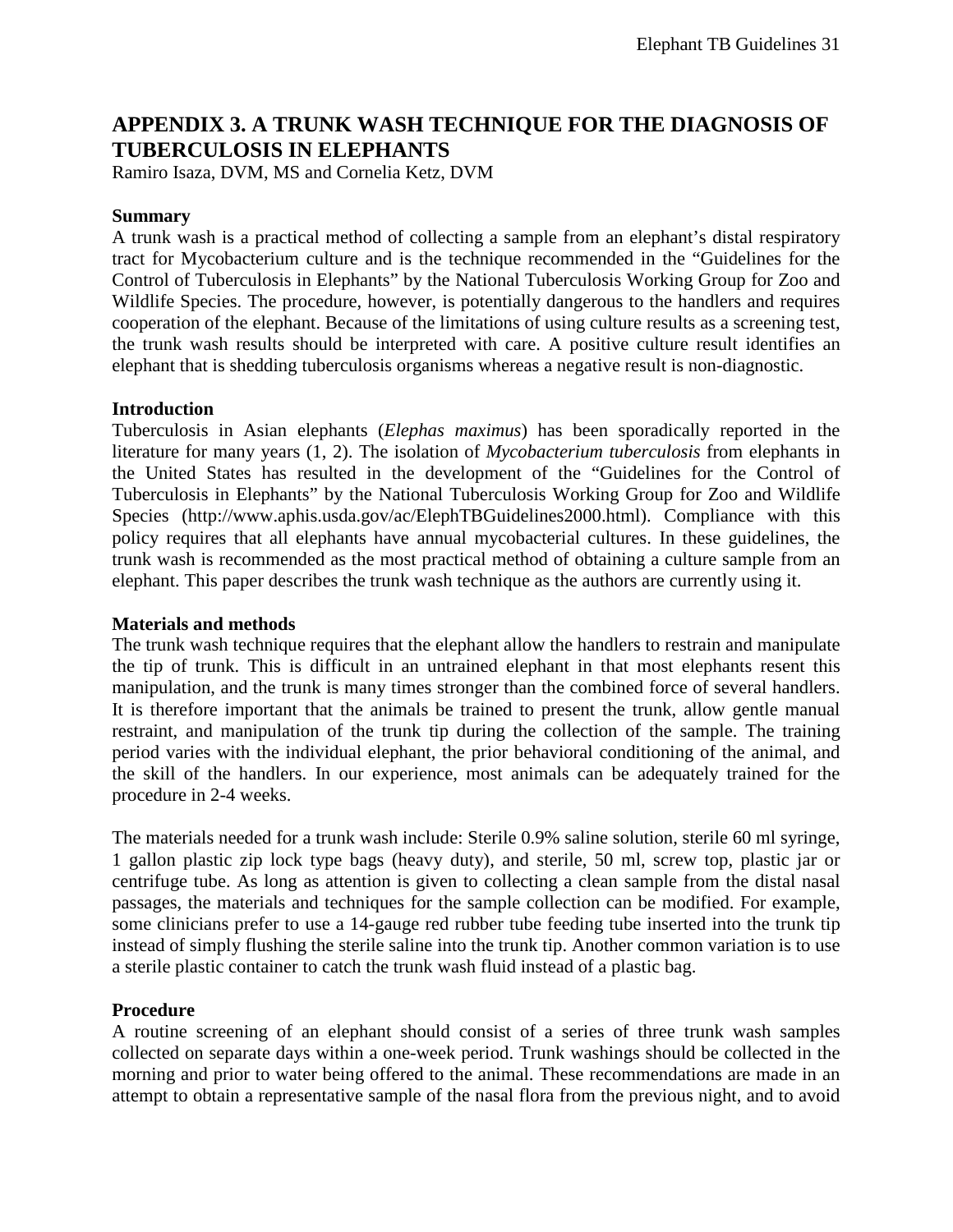## APPENDIX 3. A TRUNK WASH TECHNIQUE FOR THE DIAGNOSIS OF TUBERCULOSIS IN ELEPHANTS

Ramiro Isaza, DVM, MS and Cornelia Ketz, DVM

**Summary**

A trunk wash is a practical method of collecting a sample from an elephant's distal respiratory tract for Mycobacterium culture and is the technique recommended in the "Guidelines for the Control of Tuberculosis in Elephants" by the National Tuberculosis Working Group for Zoo and Wildlife Species. The procedure, however, is potentially dangerous to the handlers and requires cooperation of the elephant. Because of the limitations of using culture results as a screening test, the trunk wash results should be interpreted with care. A positive culture result identifies an elephant that is shedding tuberculosis organisms whereas a negative result is non-diagnostic.

**Introduction**

Tuberculosis in Asian elephants (*Elephas maximus*) has been sporadically reported in the literature for many years (1, 2). The isolation of *Mycobacterium tuberculosis* from elephants in the United States has resulted in the development of the "Guidelines for the Control of Tuberculosis in Elephants" by the National Tuberculosis Working Group for Zoo and Wildlife Species (http://www.aphis.usda.gov/ac/ElephTBGuidelines2000.html). Compliance with this policy requires that all elephants have annual mycobacterial cultures. In these guidelines, the trunk wash is recommended as the most practical method of obtaining a culture sample from an elephant. This paper describes the trunk wash technique as the authors are currently using it.

**Materials and methods**

The trunk wash technique requires that the elephant allow the handlers to restrain and manipulate the tip of trunk. This is difficult in an untrained elephant in that most elephants resent this manipulation, and the trunk is many times stronger than the combined force of several handlers. It is therefore important that the animals be trained to present the trunk, allow gentle manual restraint, and manipulation of the trunk tip during the collection of the sample. The training period varies with the individual elephant, the prior behavioral conditioning of the animal, and the skill of the handlers. In our experience, most animals can be adequately trained for the procedure in 2-4 weeks.

The materials needed for a trunk wash include: Sterile 0.9% saline solution, sterile 60 ml syringe, 1 gallon plastic zip lock type bags (heavy duty), and sterile, 50 ml, screw top, plastic jar or centrifuge tube. As long as attention is given to collecting a clean sample from the distal nasal passages, the materials and techniques for the sample collection can be modified. For example, some clinicians prefer to use a 14-gauge red rubber tube feeding tube inserted into the trunk tip instead of simply flushing the sterile saline into the trunk tip. Another common variation is to use a sterile plastic container to catch the trunk wash fluid instead of a plastic bag.

**Procedure**

A routine screening of an elephant should consist of a series of three trunk wash samples collected on separate days within a one-week period. Trunk washings should be collected in the morning and prior to water being offered to the animal. These recommendations are made in an attempt to obtain a representative sample of the nasal flora from the previous night, and to avoid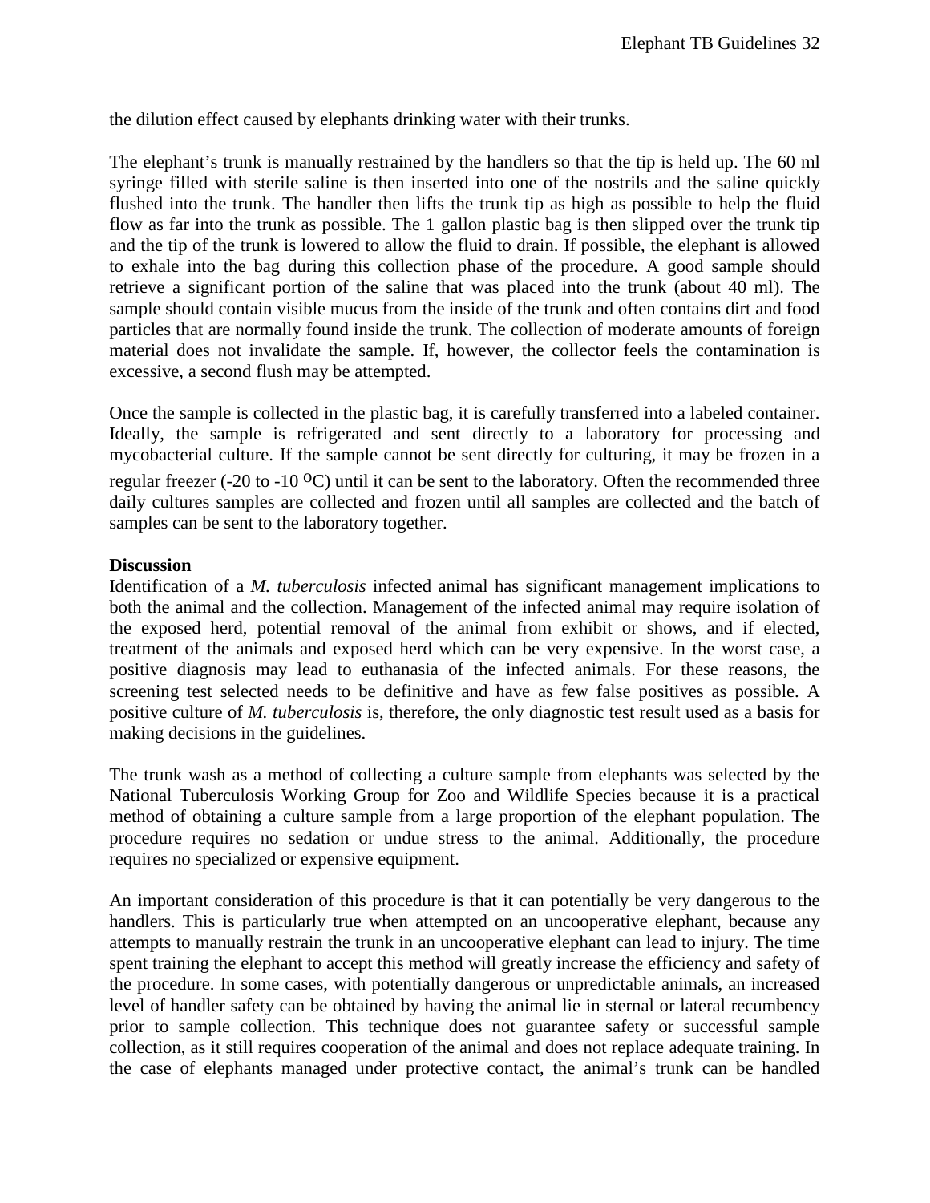the dilution effect caused by elephants drinking water with their trunks.

The elephant's trunk is manually restrained by the handlers so that the tip is held up. The 60 ml syringe filled with sterile saline is then inserted into one of the nostrils and the saline quickly flushed into the trunk. The handler then lifts the trunk tip as high as possible to help the fluid flow as far into the trunk as possible. The 1 gallon plastic bag is then slipped over the trunk tip and the tip of the trunk is lowered to allow the fluid to drain. If possible, the elephant is allowed to exhale into the bag during this collection phase of the procedure. A good sample should retrieve a significant portion of the saline that was placed into the trunk (about 40 ml). The sample should contain visible mucus from the inside of the trunk and often contains dirt and food particles that are normally found inside the trunk. The collection of moderate amounts of foreign material does not invalidate the sample. If, however, the collector feels the contamination is excessive, a second flush may be attempted.

Once the sample is collected in the plastic bag, it is carefully transferred into a labeled container. Ideally, the sample is refrigerated and sent directly to a laboratory for processing and mycobacterial culture. If the sample cannot be sent directly for culturing, it may be frozen in a regular freezer (-20 to -10 $^{o}$C) until it can be sent to the laboratory. Often the recommended three daily cultures samples are collected and frozen until all samples are collected and the batch of samples can be sent to the laboratory together.

**Discussion**

Identification of a *M. tuberculosis* infected animal has significant management implications to both the animal and the collection. Management of the infected animal may require isolation of the exposed herd, potential removal of the animal from exhibit or shows, and if elected, treatment of the animals and exposed herd which can be very expensive. In the worst case, a positive diagnosis may lead to euthanasia of the infected animals. For these reasons, the screening test selected needs to be definitive and have as few false positives as possible. A positive culture of *M. tuberculosis* is, therefore, the only diagnostic test result used as a basis for making decisions in the guidelines.

The trunk wash as a method of collecting a culture sample from elephants was selected by the National Tuberculosis Working Group for Zoo and Wildlife Species because it is a practical method of obtaining a culture sample from a large proportion of the elephant population. The procedure requires no sedation or undue stress to the animal. Additionally, the procedure requires no specialized or expensive equipment.

An important consideration of this procedure is that it can potentially be very dangerous to the handlers. This is particularly true when attempted on an uncooperative elephant, because any attempts to manually restrain the trunk in an uncooperative elephant can lead to injury. The time spent training the elephant to accept this method will greatly increase the efficiency and safety of the procedure. In some cases, with potentially dangerous or unpredictable animals, an increased level of handler safety can be obtained by having the animal lie in sternal or lateral recumbency prior to sample collection. This technique does not guarantee safety or successful sample collection, as it still requires cooperation of the animal and does not replace adequate training. In the case of elephants managed under protective contact, the animal's trunk can be handled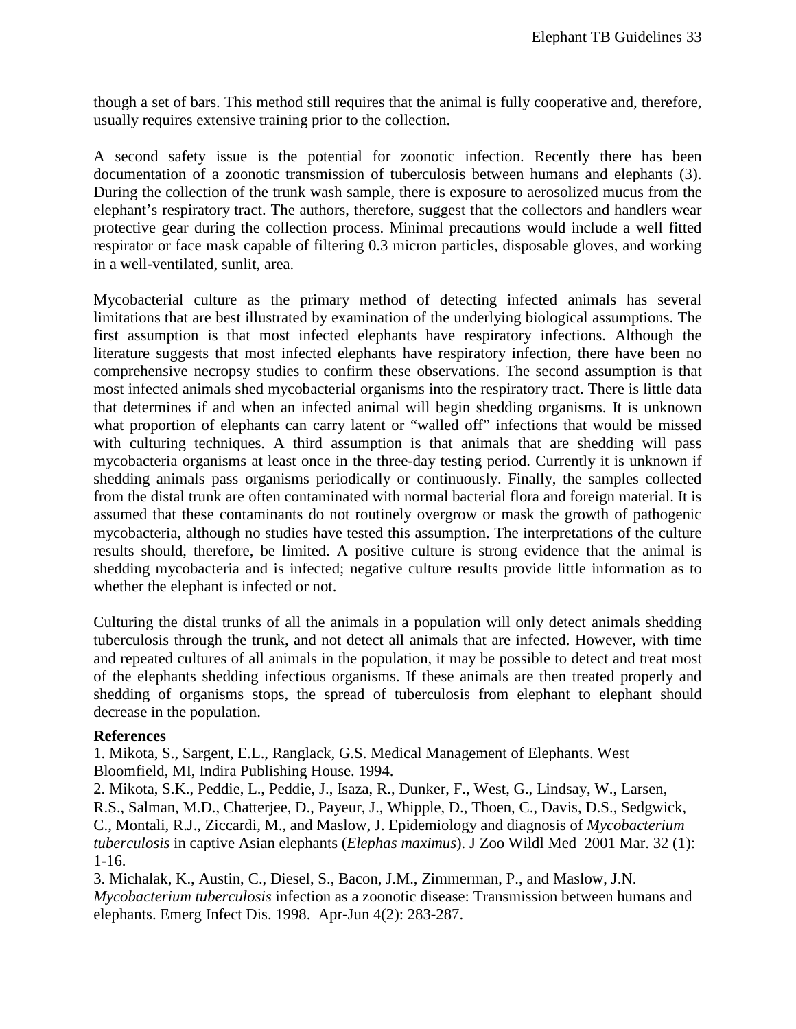though a set of bars. This method still requires that the animal is fully cooperative and, therefore, usually requires extensive training prior to the collection.

A second safety issue is the potential for zoonotic infection. Recently there has been documentation of a zoonotic transmission of tuberculosis between humans and elephants (3). During the collection of the trunk wash sample, there is exposure to aerosolized mucus from the elephant's respiratory tract. The authors, therefore, suggest that the collectors and handlers wear protective gear during the collection process. Minimal precautions would include a well fitted respirator or face mask capable of filtering 0.3 micron particles, disposable gloves, and working in a well-ventilated, sunlit, area.

Mycobacterial culture as the primary method of detecting infected animals has several limitations that are best illustrated by examination of the underlying biological assumptions. The first assumption is that most infected elephants have respiratory infections. Although the literature suggests that most infected elephants have respiratory infection, there have been no comprehensive necropsy studies to confirm these observations. The second assumption is that most infected animals shed mycobacterial organisms into the respiratory tract. There is little data that determines if and when an infected animal will begin shedding organisms. It is unknown what proportion of elephants can carry latent or "walled off" infections that would be missed with culturing techniques. A third assumption is that animals that are shedding will pass mycobacteria organisms at least once in the three-day testing period. Currently it is unknown if shedding animals pass organisms periodically or continuously. Finally, the samples collected from the distal trunk are often contaminated with normal bacterial flora and foreign material. It is assumed that these contaminants do not routinely overgrow or mask the growth of pathogenic mycobacteria, although no studies have tested this assumption. The interpretations of the culture results should, therefore, be limited. A positive culture is strong evidence that the animal is shedding mycobacteria and is infected; negative culture results provide little information as to whether the elephant is infected or not.

Culturing the distal trunks of all the animals in a population will only detect animals shedding tuberculosis through the trunk, and not detect all animals that are infected. However, with time and repeated cultures of all animals in the population, it may be possible to detect and treat most of the elephants shedding infectious organisms. If these animals are then treated properly and shedding of organisms stops, the spread of tuberculosis from elephant to elephant should decrease in the population.

**References**

1. Mikota, S., Sargent, E.L., Ranglack, G.S. Medical Management of Elephants. West Bloomfield, MI, Indira Publishing House. 1994.
2. Mikota, S.K., Peddie, L., Peddie, J., Isaza, R., Dunker, F., West, G., Lindsay, W., Larsen, R.S., Salman, M.D., Chatterjee, D., Payeur, J., Whipple, D., Thoen, C., Davis, D.S., Sedgwick, C., Montali, R.J., Ziccardi, M., and Maslow, J. Epidemiology and diagnosis of *Mycobacterium tuberculosis* in captive Asian elephants (*Elephas maximus*). J Zoo Wildl Med 2001 Mar. 32 (1): 1-16.
3. Michalak, K., Austin, C., Diesel, S., Bacon, J.M., Zimmerman, P., and Maslow, J.N. *Mycobacterium tuberculosis* infection as a zoonotic disease: Transmission between humans and elephants. Emerg Infect Dis. 1998. Apr-Jun 4(2): 283-287.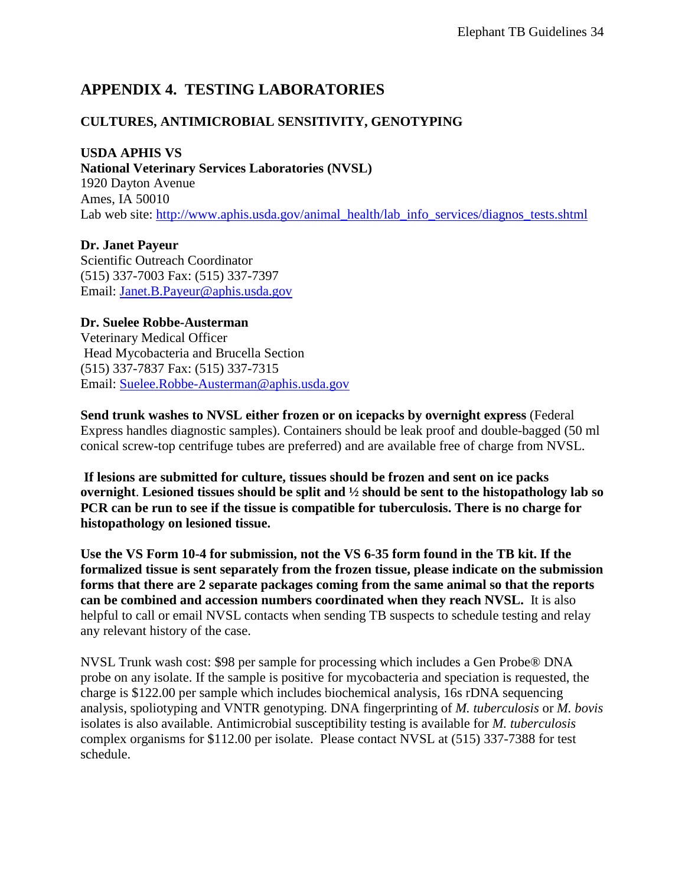# APPENDIX 4. TESTING LABORATORIES

## CULTURES, ANTIMICROBIAL SENSITIVITY, GENOTYPING

**USDA APHIS VS**
**National Veterinary Services Laboratories (NVSL)**
1920 Dayton Avenue
Ames, IA 50010
Lab web site: [http://www.aphis.usda.gov/animal_health/lab_info_services/diagnos_tests.shtml](http://www.aphis.usda.gov/animal_health/lab_info_services/diagnos_tests.shtml)

**Dr. Janet Payeur**
Scientific Outreach Coordinator
(515) 337-7003 Fax: (515) 337-7397
Email: [Janet.B.Payeur@aphis.usda.gov](mailto:Janet.B.Payeur@aphis.usda.gov)

**Dr. Suelee Robbe-Austerman**
Veterinary Medical Officer
Head Mycobacteria and Brucella Section
(515) 337-7837 Fax: (515) 337-7315
Email: [Suelee.Robbe-Austerman@aphis.usda.gov](mailto:Suelee.Robbe-Austerman@aphis.usda.gov)

**Send trunk washes to NVSL either frozen or on icepacks by overnight express** (Federal Express handles diagnostic samples). Containers should be leak proof and double-bagged (50 ml conical screw-top centrifuge tubes are preferred) and are available free of charge from NVSL.

**If lesions are submitted for culture, tissues should be frozen and sent on ice packs overnight**. **Lesioned tissues should be split and ½ should be sent to the histopathology lab so PCR can be run to see if the tissue is compatible for tuberculosis. There is no charge for histopathology on lesioned tissue.**

**Use the VS Form 10-4 for submission, not the VS 6-35 form found in the TB kit. If the formalized tissue is sent separately from the frozen tissue, please indicate on the submission forms that there are 2 separate packages coming from the same animal so that the reports can be combined and accession numbers coordinated when they reach NVSL.** It is also helpful to call or email NVSL contacts when sending TB suspects to schedule testing and relay any relevant history of the case.

NVSL Trunk wash cost: $98 per sample for processing which includes a Gen Probe® DNA probe on any isolate. If the sample is positive for mycobacteria and speciation is requested, the charge is $122.00 per sample which includes biochemical analysis, 16s rDNA sequencing analysis, spoliotyping and VNTR genotyping. DNA fingerprinting of *M. tuberculosis* or *M. bovis* isolates is also available. Antimicrobial susceptibility testing is available for *M. tuberculosis* complex organisms for $112.00 per isolate. Please contact NVSL at (515) 337-7388 for test schedule.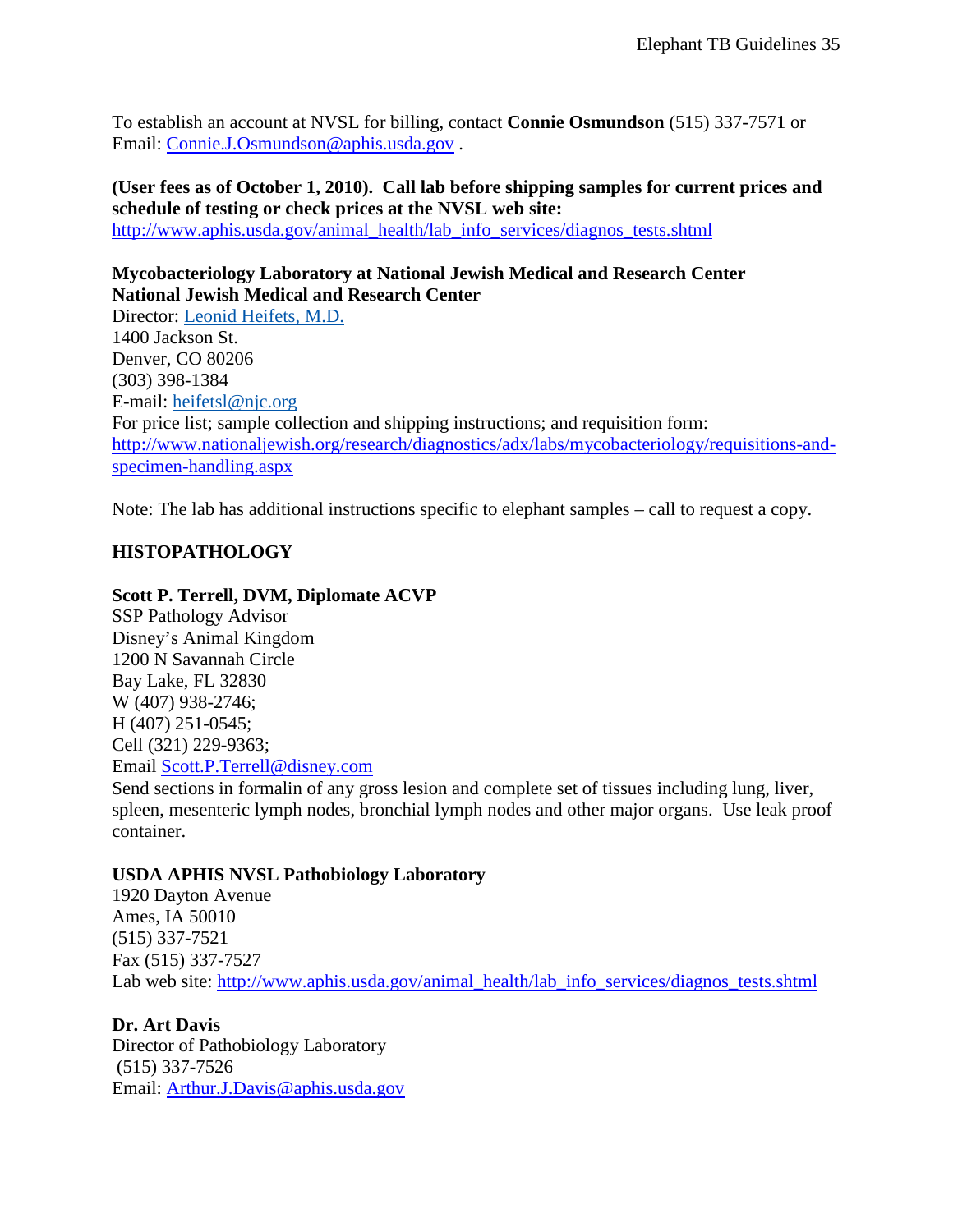To establish an account at NVSL for billing, contact **Connie Osmundson** (515) 337-7571 or Email: Connie.J.Osmundson@aphis.usda.gov .

**(User fees as of October 1, 2010). Call lab before shipping samples for current prices and schedule of testing or check prices at the NVSL web site:**
http://www.aphis.usda.gov/animal_health/lab_info_services/diagnos_tests.shtml

**Mycobacteriology Laboratory at National Jewish Medical and Research Center**
**National Jewish Medical and Research Center**
Director: Leonid Heifets, M.D.
1400 Jackson St.
Denver, CO 80206
(303) 398-1384
E-mail: heifetsl@njc.org
For price list; sample collection and shipping instructions; and requisition form:
http://www.nationaljewish.org/research/diagnostics/adx/labs/mycobacteriology/requisitions-and-specimen-handling.aspx

Note: The lab has additional instructions specific to elephant samples – call to request a copy.

## HISTOPATHOLOGY

**Scott P. Terrell, DVM, Diplomate ACVP**
SSP Pathology Advisor
Disney's Animal Kingdom
1200 N Savannah Circle
Bay Lake, FL 32830
W (407) 938-2746;
H (407) 251-0545;
Cell (321) 229-9363;
Email Scott.P.Terrell@disney.com
Send sections in formalin of any gross lesion and complete set of tissues including lung, liver, spleen, mesenteric lymph nodes, bronchial lymph nodes and other major organs. Use leak proof container.

**USDA APHIS NVSL Pathobiology Laboratory**
1920 Dayton Avenue
Ames, IA 50010
(515) 337-7521
Fax (515) 337-7527
Lab web site: http://www.aphis.usda.gov/animal_health/lab_info_services/diagnos_tests.shtml

**Dr. Art Davis**
Director of Pathobiology Laboratory
(515) 337-7526
Email: Arthur.J.Davis@aphis.usda.gov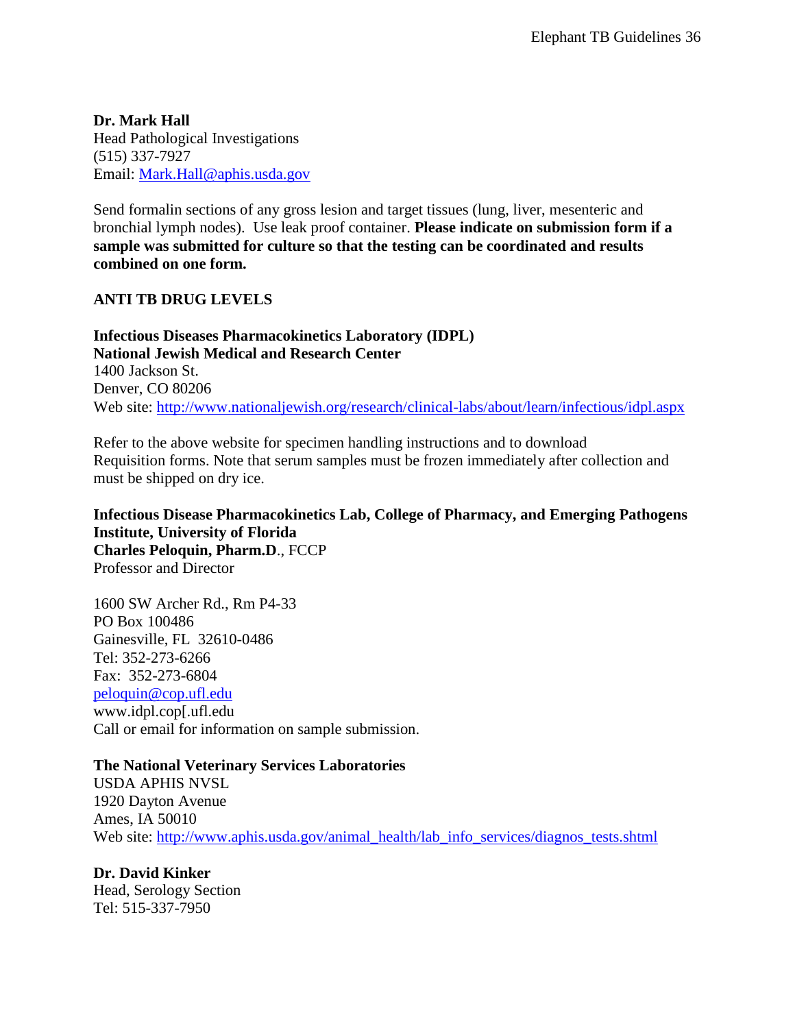**Dr. Mark Hall**
Head Pathological Investigations
(515) 337-7927
Email: Mark.Hall@aphis.usda.gov

Send formalin sections of any gross lesion and target tissues (lung, liver, mesenteric and bronchial lymph nodes). Use leak proof container. **Please indicate on submission form if a sample was submitted for culture so that the testing can be coordinated and results combined on one form.**

## ANTI TB DRUG LEVELS

**Infectious Diseases Pharmacokinetics Laboratory (IDPL)**
**National Jewish Medical and Research Center**
1400 Jackson St.
Denver, CO 80206
Web site: http://www.nationaljewish.org/research/clinical-labs/about/learn/infectious/idpl.aspx

Refer to the above website for specimen handling instructions and to download Requisition forms. Note that serum samples must be frozen immediately after collection and must be shipped on dry ice.

**Infectious Disease Pharmacokinetics Lab, College of Pharmacy, and Emerging Pathogens Institute, University of Florida**
**Charles Peloquin, Pharm.D**., FCCP
Professor and Director

1600 SW Archer Rd., Rm P4-33
PO Box 100486
Gainesville, FL 32610-0486
Tel: 352-273-6266
Fax: 352-273-6804
peloquin@cop.ufl.edu
www.idpl.cop[.ufl.edu
Call or email for information on sample submission.

**The National Veterinary Services Laboratories**
USDA APHIS NVSL
1920 Dayton Avenue
Ames, IA 50010
Web site: http://www.aphis.usda.gov/animal_health/lab_info_services/diagnos_tests.shtml

**Dr. David Kinker**
Head, Serology Section
Tel: 515-337-7950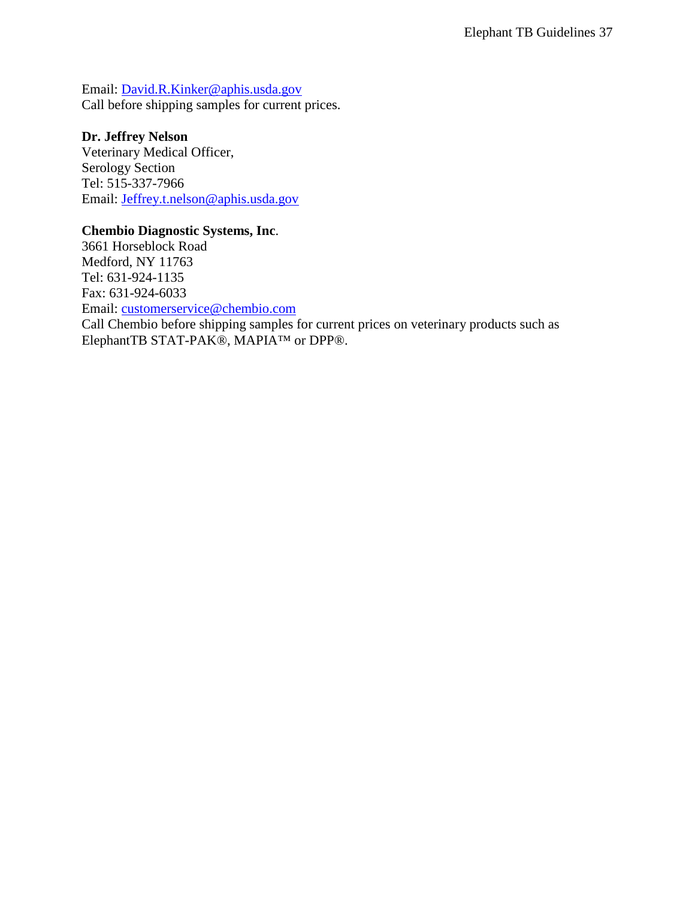Email: David.R.Kinker@aphis.usda.gov
Call before shipping samples for current prices.

**Dr. Jeffrey Nelson**
Veterinary Medical Officer,
Serology Section
Tel: 515-337-7966
Email: Jeffrey.t.nelson@aphis.usda.gov

**Chembio Diagnostic Systems, Inc**.
3661 Horseblock Road
Medford, NY 11763
Tel: 631-924-1135
Fax: 631-924-6033
Email: customerservice@chembio.com
Call Chembio before shipping samples for current prices on veterinary products such as ElephantTB STAT-PAK®, MAPIA™ or DPP®.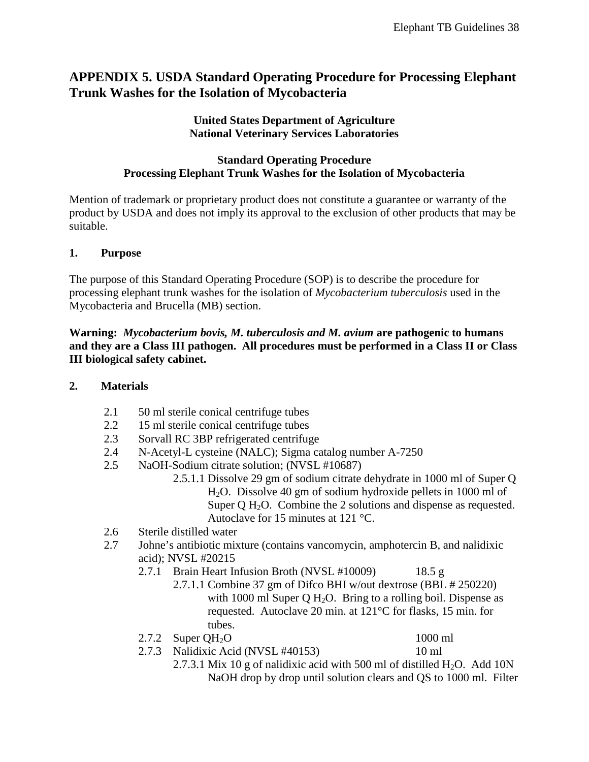# APPENDIX 5. USDA Standard Operating Procedure for Processing Elephant Trunk Washes for the Isolation of Mycobacteria

**United States Department of Agriculture**
**National Veterinary Services Laboratories**

**Standard Operating Procedure**
**Processing Elephant Trunk Washes for the Isolation of Mycobacteria**

Mention of trademark or proprietary product does not constitute a guarantee or warranty of the product by USDA and does not imply its approval to the exclusion of other products that may be suitable.

## 1. Purpose

The purpose of this Standard Operating Procedure (SOP) is to describe the procedure for processing elephant trunk washes for the isolation of *Mycobacterium tuberculosis* used in the Mycobacteria and Brucella (MB) section.

**Warning: *Mycobacterium bovis, M. tuberculosis and M. avium* are pathogenic to humans and they are a Class III pathogen. All procedures must be performed in a Class II or Class III biological safety cabinet.**

## 2. Materials

- 2.1 50 ml sterile conical centrifuge tubes
- 2.2 15 ml sterile conical centrifuge tubes
- 2.3 Sorvall RC 3BP refrigerated centrifuge
- 2.4 N-Acetyl-L cysteine (NALC); Sigma catalog number A-7250
- 2.5 NaOH-Sodium citrate solution; (NVSL #10687)
  - 2.5.1.1 Dissolve 29 gm of sodium citrate dehydrate in 1000 ml of Super Q $H_2O$. Dissolve 40 gm of sodium hydroxide pellets in 1000 ml of Super Q $H_2O$. Combine the 2 solutions and dispense as requested. Autoclave for 15 minutes at 121 °C.
- 2.6 Sterile distilled water
- 2.7 Johne's antibiotic mixture (contains vancomycin, amphotercin B, and nalidixic acid); NVSL #20215
  - 2.7.1 Brain Heart Infusion Broth (NVSL #10009) 18.5 g
    - 2.7.1.1 Combine 37 gm of Difco BHI w/out dextrose (BBL # 250220) with 1000 ml Super Q $H_2O$. Bring to a rolling boil. Dispense as requested. Autoclave 20 min. at 121°C for flasks, 15 min. for tubes.
  - 2.7.2 Super Q$H_2O$ 1000 ml
  - 2.7.3 Nalidixic Acid (NVSL #40153) 10 ml
    - 2.7.3.1 Mix 10 g of nalidixic acid with 500 ml of distilled $H_2O$. Add 10N NaOH drop by drop until solution clears and QS to 1000 ml. Filter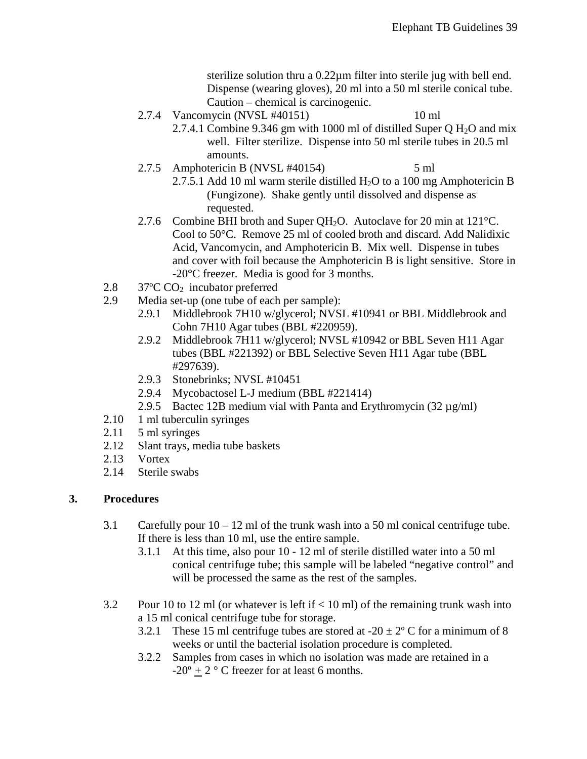sterilize solution thru a 0.22µm filter into sterile jug with bell end. Dispense (wearing gloves), 20 ml into a 50 ml sterile conical tube. Caution – chemical is carcinogenic.

- 2.7.4 Vancomycin (NVSL #40151) 10 ml
  - 2.7.4.1 Combine 9.346 gm with 1000 ml of distilled Super Q $H_2O$ and mix well. Filter sterilize. Dispense into 50 ml sterile tubes in 20.5 ml amounts.
- 2.7.5 Amphotericin B (NVSL #40154) 5 ml
  - 2.7.5.1 Add 10 ml warm sterile distilled $H_2O$ to a 100 mg Amphotericin B (Fungizone). Shake gently until dissolved and dispense as requested.
- 2.7.6 Combine BHI broth and Super $QH_2O$. Autoclave for 20 min at 121°C. Cool to 50°C. Remove 25 ml of cooled broth and discard. Add Nalidixic Acid, Vancomycin, and Amphotericin B. Mix well. Dispense in tubes and cover with foil because the Amphotericin B is light sensitive. Store in -20°C freezer. Media is good for 3 months.

2.8 37ºC $CO_2$ incubator preferred

2.9 Media set-up (one tube of each per sample):
- 2.9.1 Middlebrook 7H10 w/glycerol; NVSL #10941 or BBL Middlebrook and Cohn 7H10 Agar tubes (BBL #220959).
- 2.9.2 Middlebrook 7H11 w/glycerol; NVSL #10942 or BBL Seven H11 Agar tubes (BBL #221392) or BBL Selective Seven H11 Agar tube (BBL #297639).
- 2.9.3 Stonebrinks; NVSL #10451
- 2.9.4 Mycobactosel L-J medium (BBL #221414)
- 2.9.5 Bactec 12B medium vial with Panta and Erythromycin (32 µg/ml)

2.10 1 ml tuberculin syringes

2.11 5 ml syringes

2.12 Slant trays, media tube baskets

2.13 Vortex

2.14 Sterile swabs

## 3. Procedures

3.1 Carefully pour 10 – 12 ml of the trunk wash into a 50 ml conical centrifuge tube. If there is less than 10 ml, use the entire sample.
- 3.1.1 At this time, also pour 10 - 12 ml of sterile distilled water into a 50 ml conical centrifuge tube; this sample will be labeled "negative control" and will be processed the same as the rest of the samples.

3.2 Pour 10 to 12 ml (or whatever is left if < 10 ml) of the remaining trunk wash into a 15 ml conical centrifuge tube for storage.
- 3.2.1 These 15 ml centrifuge tubes are stored at -20 ± 2º C for a minimum of 8 weeks or until the bacterial isolation procedure is completed.
- 3.2.2 Samples from cases in which no isolation was made are retained in a -20º ± 2 ° C freezer for at least 6 months.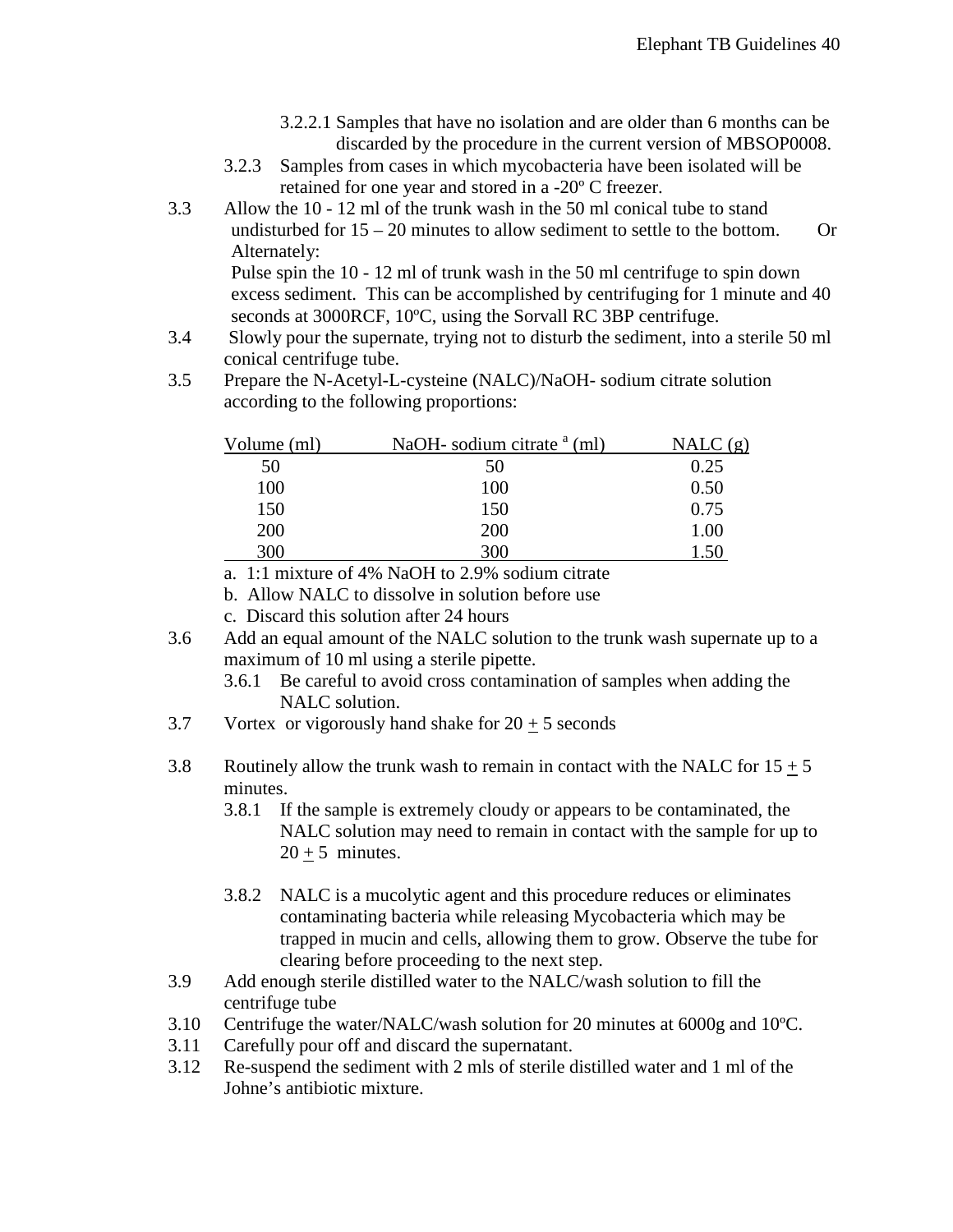3.2.2.1 Samples that have no isolation and are older than 6 months can be discarded by the procedure in the current version of MBSOP0008.

3.2.3 Samples from cases in which mycobacteria have been isolated will be retained for one year and stored in a -20º C freezer.

3.3 Allow the 10 - 12 ml of the trunk wash in the 50 ml conical tube to stand undisturbed for 15 – 20 minutes to allow sediment to settle to the bottom. Or Alternately:
Pulse spin the 10 - 12 ml of trunk wash in the 50 ml centrifuge to spin down excess sediment. This can be accomplished by centrifuging for 1 minute and 40 seconds at 3000RCF, 10ºC, using the Sorvall RC 3BP centrifuge.

3.4 Slowly pour the supernate, trying not to disturb the sediment, into a sterile 50 ml conical centrifuge tube.

3.5 Prepare the N-Acetyl-L-cysteine (NALC)/NaOH- sodium citrate solution according to the following proportions:

| Volume (ml) | NaOH- sodium citrate [a] (ml) | NALC (g) |
|---|---|---|
| 50 | 50 | 0.25 |
| 100 | 100 | 0.50 |
| 150 | 150 | 0.75 |
| 200 | 200 | 1.00 |
| 300 | 300 | 1.50 |

a. 1:1 mixture of 4% NaOH to 2.9% sodium citrate
b. Allow NALC to dissolve in solution before use
c. Discard this solution after 24 hours

3.6 Add an equal amount of the NALC solution to the trunk wash supernate up to a maximum of 10 ml using a sterile pipette.

3.6.1 Be careful to avoid cross contamination of samples when adding the NALC solution.

3.7 Vortex or vigorously hand shake for 20 $\pm$ 5 seconds

3.8 Routinely allow the trunk wash to remain in contact with the NALC for 15 $\pm$ 5 minutes.

3.8.1 If the sample is extremely cloudy or appears to be contaminated, the NALC solution may need to remain in contact with the sample for up to 20 $\pm$ 5 minutes.

3.8.2 NALC is a mucolytic agent and this procedure reduces or eliminates contaminating bacteria while releasing Mycobacteria which may be trapped in mucin and cells, allowing them to grow. Observe the tube for clearing before proceeding to the next step.

3.9 Add enough sterile distilled water to the NALC/wash solution to fill the centrifuge tube

3.10 Centrifuge the water/NALC/wash solution for 20 minutes at 6000g and 10ºC.

3.11 Carefully pour off and discard the supernatant.

3.12 Re-suspend the sediment with 2 mls of sterile distilled water and 1 ml of the Johne's antibiotic mixture.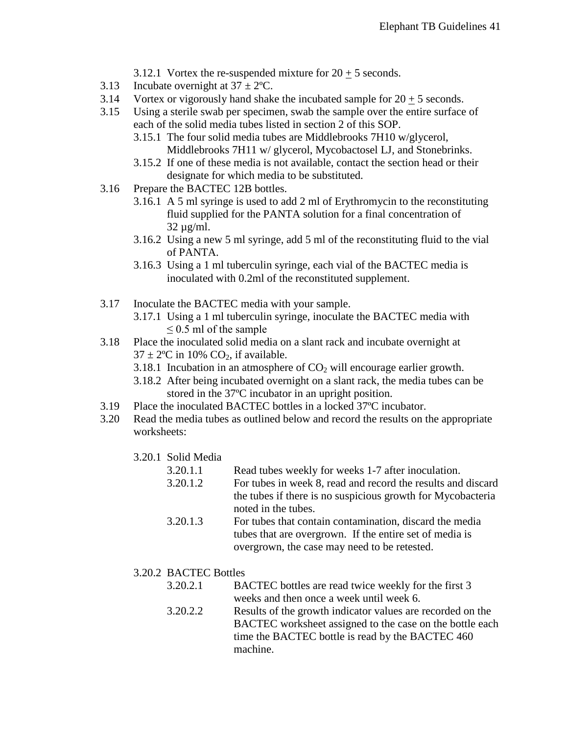3.12.1 Vortex the re-suspended mixture for 20 $\pm$ 5 seconds.

3.13 Incubate overnight at 37 ± 2ºC.

3.14 Vortex or vigorously hand shake the incubated sample for 20 $\pm$ 5 seconds.

3.15 Using a sterile swab per specimen, swab the sample over the entire surface of each of the solid media tubes listed in section 2 of this SOP.

3.15.1 The four solid media tubes are Middlebrooks 7H10 w/glycerol, Middlebrooks 7H11 w/ glycerol, Mycobactosel LJ, and Stonebrinks.

3.15.2 If one of these media is not available, contact the section head or their designate for which media to be substituted.

3.16 Prepare the BACTEC 12B bottles.

3.16.1 A 5 ml syringe is used to add 2 ml of Erythromycin to the reconstituting fluid supplied for the PANTA solution for a final concentration of 32 µg/ml.

3.16.2 Using a new 5 ml syringe, add 5 ml of the reconstituting fluid to the vial of PANTA.

3.16.3 Using a 1 ml tuberculin syringe, each vial of the BACTEC media is inoculated with 0.2ml of the reconstituted supplement.

3.17 Inoculate the BACTEC media with your sample.

3.17.1 Using a 1 ml tuberculin syringe, inoculate the BACTEC media with ≤ 0.5 ml of the sample

3.18 Place the inoculated solid media on a slant rack and incubate overnight at 37 ± 2ºC in 10% $CO_2$, if available.

3.18.1 Incubation in an atmosphere of $CO_2$ will encourage earlier growth.

3.18.2 After being incubated overnight on a slant rack, the media tubes can be stored in the 37ºC incubator in an upright position.

3.19 Place the inoculated BACTEC bottles in a locked 37ºC incubator.

3.20 Read the media tubes as outlined below and record the results on the appropriate worksheets:

3.20.1 Solid Media

3.20.1.1 Read tubes weekly for weeks 1-7 after inoculation.

3.20.1.2 For tubes in week 8, read and record the results and discard the tubes if there is no suspicious growth for Mycobacteria noted in the tubes.

3.20.1.3 For tubes that contain contamination, discard the media tubes that are overgrown. If the entire set of media is overgrown, the case may need to be retested.

3.20.2 BACTEC Bottles

3.20.2.1 BACTEC bottles are read twice weekly for the first 3 weeks and then once a week until week 6.

3.20.2.2 Results of the growth indicator values are recorded on the BACTEC worksheet assigned to the case on the bottle each time the BACTEC bottle is read by the BACTEC 460 machine.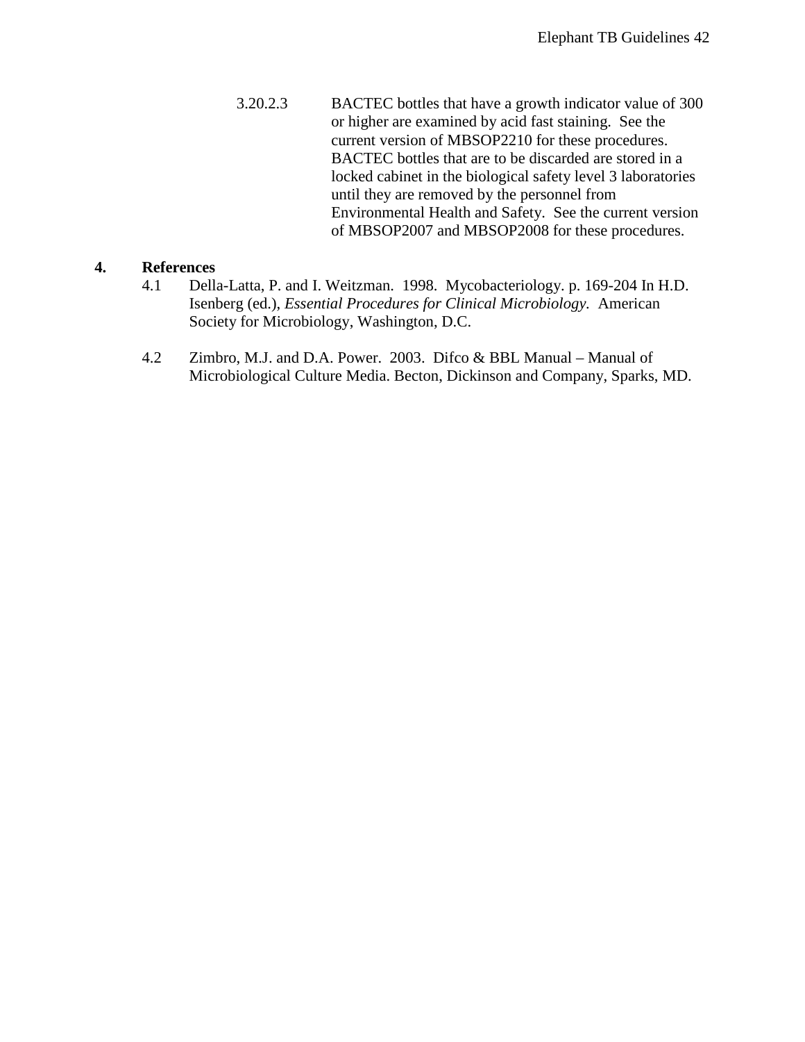3.20.2.3 BACTEC bottles that have a growth indicator value of 300 or higher are examined by acid fast staining. See the current version of MBSOP2210 for these procedures. BACTEC bottles that are to be discarded are stored in a locked cabinet in the biological safety level 3 laboratories until they are removed by the personnel from Environmental Health and Safety. See the current version of MBSOP2007 and MBSOP2008 for these procedures.

## 4. References

4.1 Della-Latta, P. and I. Weitzman. 1998. Mycobacteriology. p. 169-204 In H.D. Isenberg (ed.), *Essential Procedures for Clinical Microbiology.* American Society for Microbiology, Washington, D.C.

4.2 Zimbro, M.J. and D.A. Power. 2003. Difco & BBL Manual – Manual of Microbiological Culture Media. Becton, Dickinson and Company, Sparks, MD.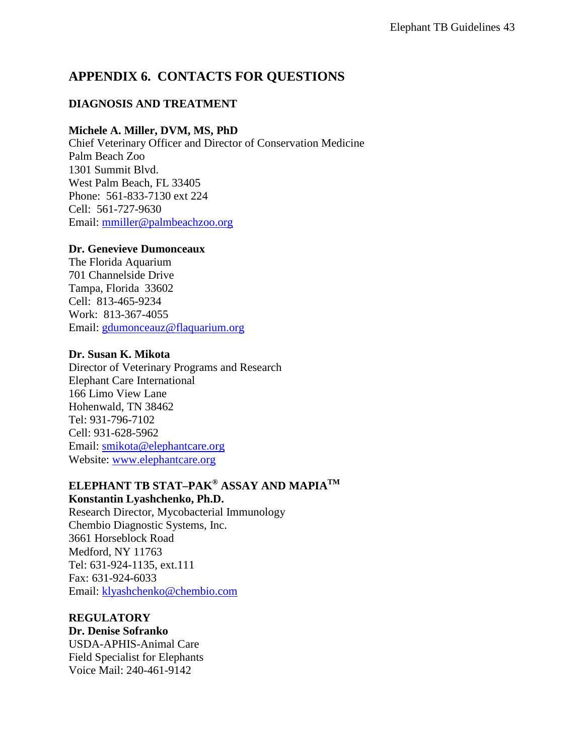# APPENDIX 6. CONTACTS FOR QUESTIONS

## DIAGNOSIS AND TREATMENT

**Michele A. Miller, DVM, MS, PhD**
Chief Veterinary Officer and Director of Conservation Medicine
Palm Beach Zoo
1301 Summit Blvd.
West Palm Beach, FL 33405
Phone: 561-833-7130 ext 224
Cell: 561-727-9630
Email: mmiller@palmbeachzoo.org

**Dr. Genevieve Dumonceaux**
The Florida Aquarium
701 Channelside Drive
Tampa, Florida 33602
Cell: 813-465-9234
Work: 813-367-4055
Email: gdumonceauz@flaquarium.org

**Dr. Susan K. Mikota**
Director of Veterinary Programs and Research
Elephant Care International
166 Limo View Lane
Hohenwald, TN 38462
Tel: 931-796-7102
Cell: 931-628-5962
Email: smikota@elephantcare.org
Website: www.elephantcare.org

## ELEPHANT TB STAT–PAK® ASSAY AND MAPIA™

**Konstantin Lyashchenko, Ph.D.**
Research Director, Mycobacterial Immunology
Chembio Diagnostic Systems, Inc.
3661 Horseblock Road
Medford, NY 11763
Tel: 631-924-1135, ext.111
Fax: 631-924-6033
Email: klyashchenko@chembio.com

## REGULATORY

**Dr. Denise Sofranko**
USDA-APHIS-Animal Care
Field Specialist for Elephants
Voice Mail: 240-461-9142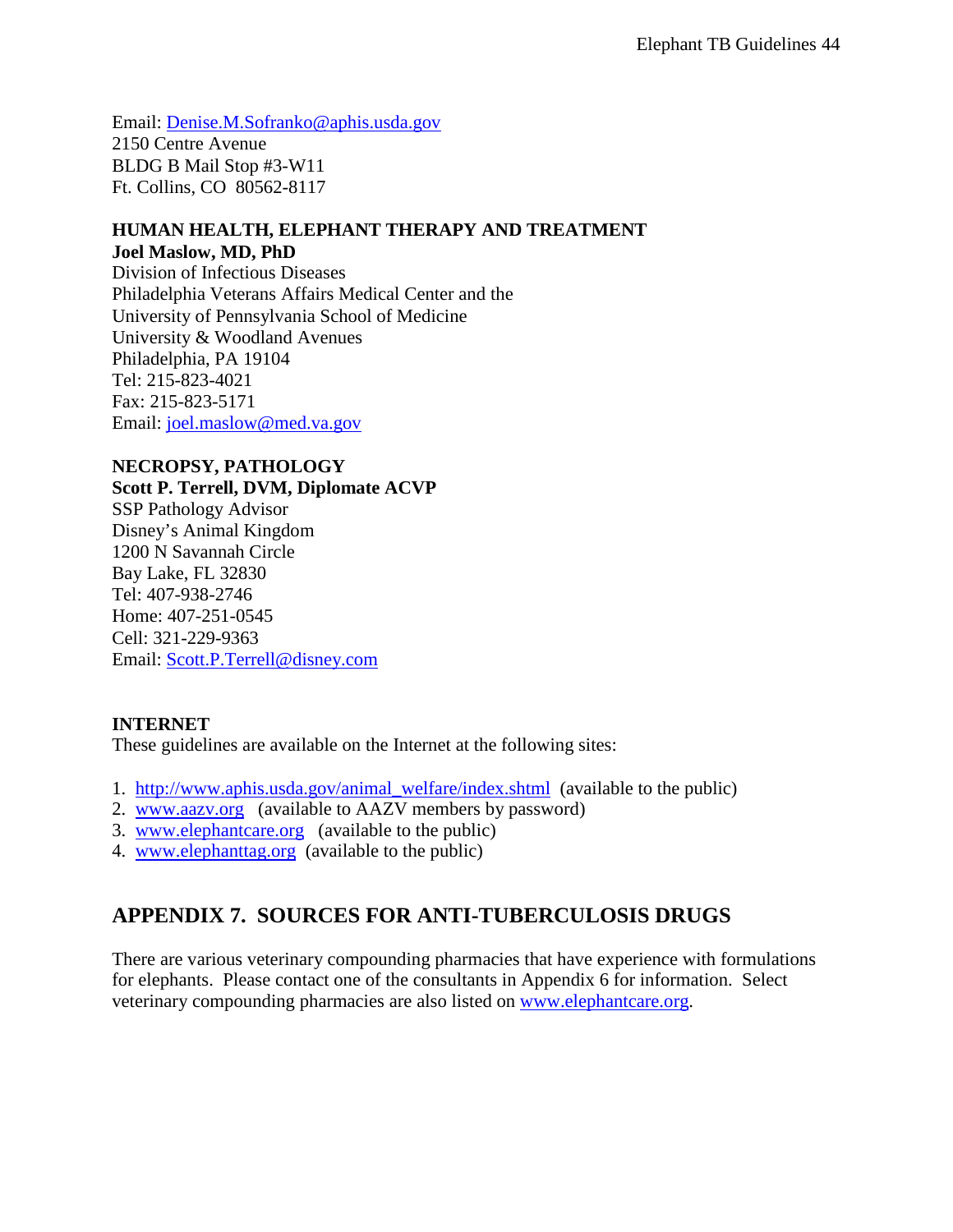Email: Denise.M.Sofranko@aphis.usda.gov
2150 Centre Avenue
BLDG B Mail Stop #3-W11
Ft. Collins, CO 80562-8117

**HUMAN HEALTH, ELEPHANT THERAPY AND TREATMENT**
**Joel Maslow, MD, PhD**
Division of Infectious Diseases
Philadelphia Veterans Affairs Medical Center and the
University of Pennsylvania School of Medicine
University & Woodland Avenues
Philadelphia, PA 19104
Tel: 215-823-4021
Fax: 215-823-5171
Email: joel.maslow@med.va.gov

**NECROPSY, PATHOLOGY**
**Scott P. Terrell, DVM, Diplomate ACVP**
SSP Pathology Advisor
Disney's Animal Kingdom
1200 N Savannah Circle
Bay Lake, FL 32830
Tel: 407-938-2746
Home: 407-251-0545
Cell: 321-229-9363
Email: Scott.P.Terrell@disney.com

**INTERNET**
These guidelines are available on the Internet at the following sites:

1. http://www.aphis.usda.gov/animal_welfare/index.shtml (available to the public)
2. www.aazv.org (available to AAZV members by password)
3. www.elephantcare.org (available to the public)
4. www.elephanttag.org (available to the public)

## APPENDIX 7. SOURCES FOR ANTI-TUBERCULOSIS DRUGS

There are various veterinary compounding pharmacies that have experience with formulations for elephants. Please contact one of the consultants in Appendix 6 for information. Select veterinary compounding pharmacies are also listed on www.elephantcare.org.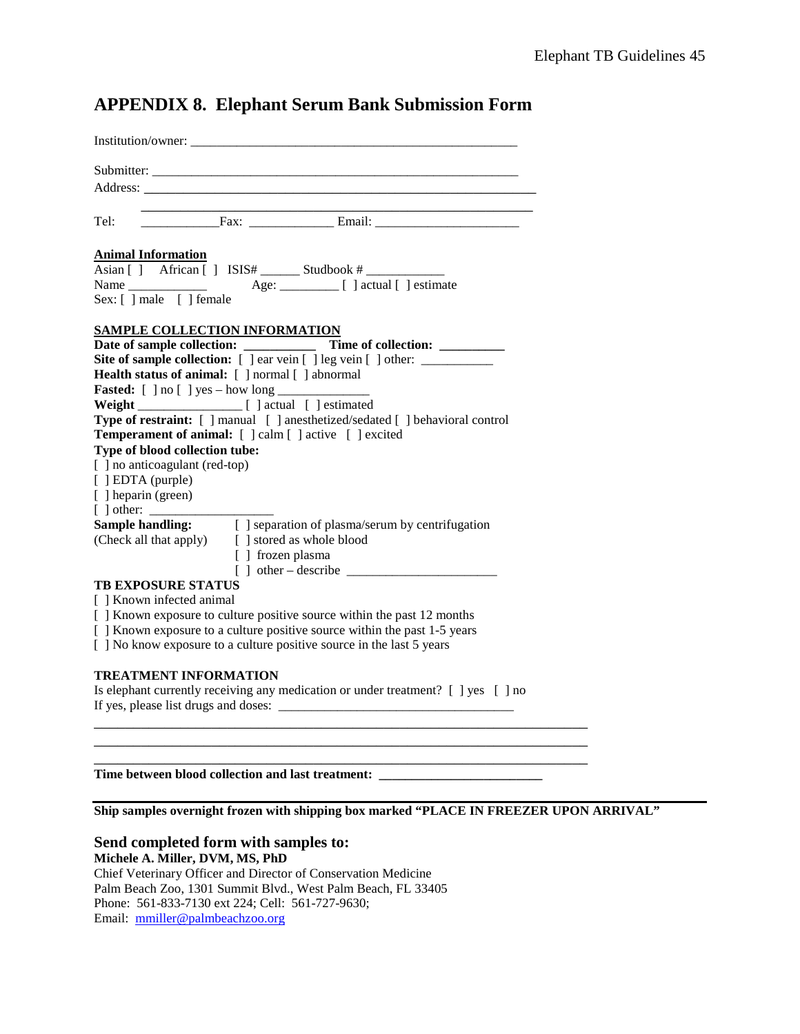# APPENDIX 8. Elephant Serum Bank Submission Form

Institution/owner: ____________________________________________________

Submitter: ____________________________________________________
Address: ____________________________________________________

____________________________________________________

Tel: ____________Fax: _____________ Email: ______________________

**Animal Information**

Asian [ ] African [ ] ISIS# ______ Studbook # ____________
Name ____________ Age: _________ [ ] actual [ ] estimate
Sex: [ ] male [ ] female

**SAMPLE COLLECTION INFORMATION**

**Date of sample collection:** ___________ **Time of collection:** __________
**Site of sample collection:** [ ] ear vein [ ] leg vein [ ] other: ___________
**Health status of animal:** [ ] normal [ ] abnormal
**Fasted:** [ ] no [ ] yes – how long ______________
**Weight** ________________ [ ] actual [ ] estimated
**Type of restraint:** [ ] manual [ ] anesthetized/sedated [ ] behavioral control
**Temperament of animal:** [ ] calm [ ] active [ ] excited
**Type of blood collection tube:**
[ ] no anticoagulant (red-top)
[ ] EDTA (purple)
[ ] heparin (green)
[ ] other: ___________________
**Sample handling:** [ ] separation of plasma/serum by centrifugation
(Check all that apply) [ ] stored as whole blood
[ ] frozen plasma
[ ] other – describe _______________________

**TB EXPOSURE STATUS**

[ ] Known infected animal
[ ] Known exposure to culture positive source within the past 12 months
[ ] Known exposure to a culture positive source within the past 1-5 years
[ ] No know exposure to a culture positive source in the last 5 years

**TREATMENT INFORMATION**

Is elephant currently receiving any medication or under treatment? [ ] yes [ ] no
If yes, please list drugs and doses: ___________________________________

____________________________________________________________________________
____________________________________________________________________________
____________________________________________________________________________

**Time between blood collection and last treatment:** ________________________

**Ship samples overnight frozen with shipping box marked "PLACE IN FREEZER UPON ARRIVAL"**

## Send completed form with samples to:

**Michele A. Miller, DVM, MS, PhD**
Chief Veterinary Officer and Director of Conservation Medicine
Palm Beach Zoo, 1301 Summit Blvd., West Palm Beach, FL 33405
Phone: 561-833-7130 ext 224; Cell: 561-727-9630;
Email: mmiller@palmbeachzoo.org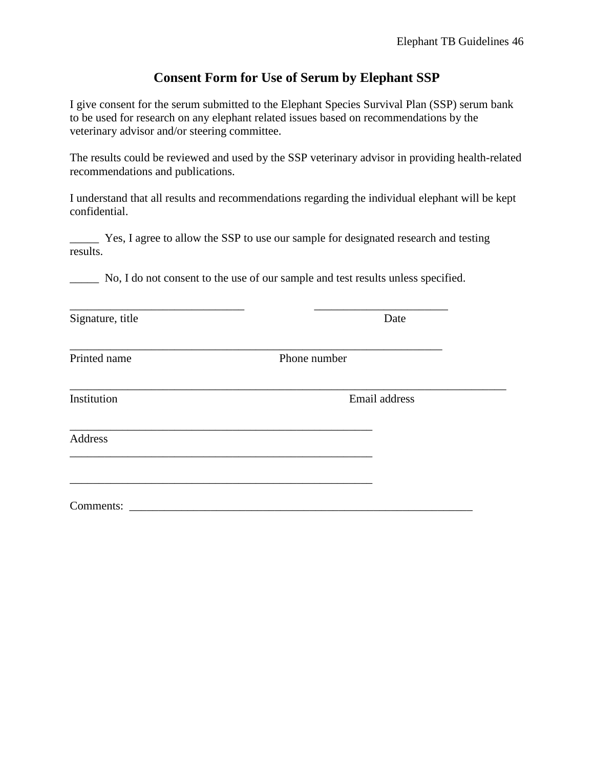## Consent Form for Use of Serum by Elephant SSP

I give consent for the serum submitted to the Elephant Species Survival Plan (SSP) serum bank to be used for research on any elephant related issues based on recommendations by the veterinary advisor and/or steering committee.

The results could be reviewed and used by the SSP veterinary advisor in providing health-related recommendations and publications.

I understand that all results and recommendations regarding the individual elephant will be kept confidential.

_____ Yes, I agree to allow the SSP to use our sample for designated research and testing results.

_____ No, I do not consent to the use of our sample and test results unless specified.

_______________________________ &nbsp;&nbsp;&nbsp;&nbsp;&nbsp;&nbsp;&nbsp;&nbsp; ________________________
Signature, title &nbsp;&nbsp;&nbsp;&nbsp;&nbsp;&nbsp;&nbsp;&nbsp;&nbsp;&nbsp;&nbsp;&nbsp;&nbsp;&nbsp;&nbsp;&nbsp;&nbsp;&nbsp;&nbsp;&nbsp;&nbsp;&nbsp;&nbsp;&nbsp;&nbsp;&nbsp;&nbsp;&nbsp; Date

___________________________________________________________________
Printed name &nbsp;&nbsp;&nbsp;&nbsp;&nbsp;&nbsp;&nbsp;&nbsp;&nbsp;&nbsp;&nbsp;&nbsp;&nbsp;&nbsp;&nbsp;&nbsp;&nbsp;&nbsp;&nbsp;&nbsp;&nbsp;&nbsp;&nbsp;&nbsp; Phone number

_______________________________________________________________________________
Institution &nbsp;&nbsp;&nbsp;&nbsp;&nbsp;&nbsp;&nbsp;&nbsp;&nbsp;&nbsp;&nbsp;&nbsp;&nbsp;&nbsp;&nbsp;&nbsp;&nbsp;&nbsp;&nbsp;&nbsp;&nbsp;&nbsp;&nbsp;&nbsp;&nbsp;&nbsp;&nbsp;&nbsp;&nbsp;&nbsp;&nbsp;&nbsp;&nbsp;&nbsp; Email address

_______________________________________________________
Address
_______________________________________________________

_______________________________________________________

Comments: ______________________________________________________________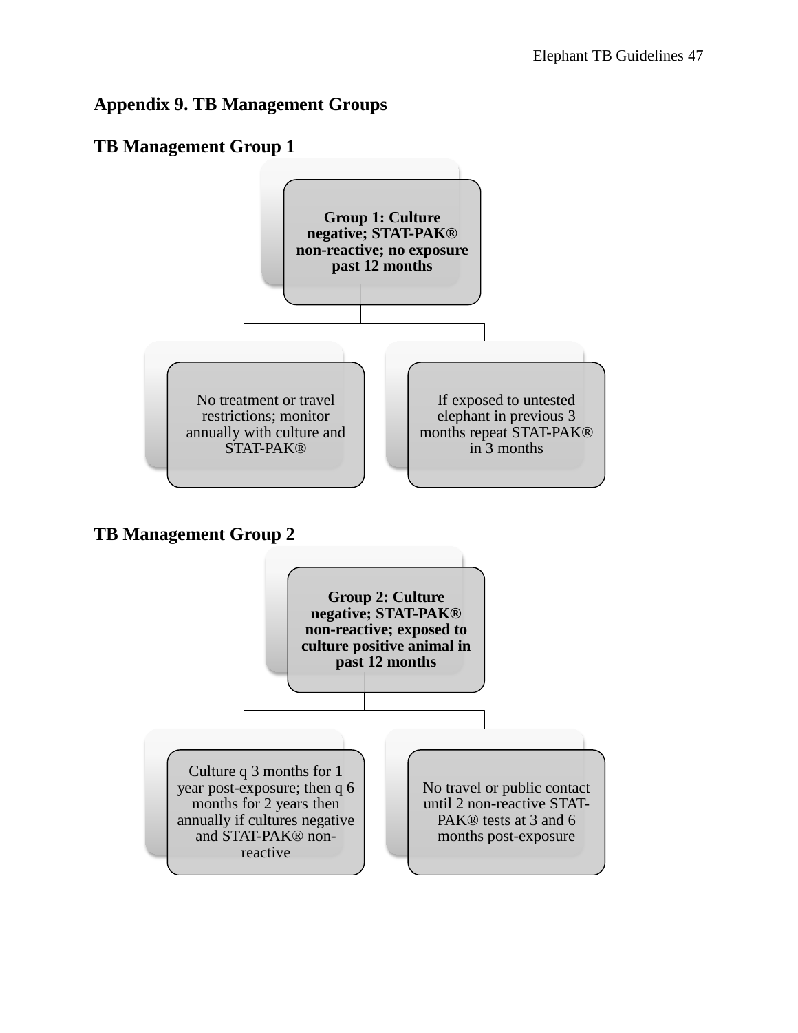# Appendix 9. TB Management Groups

## TB Management Group 1

**Group 1: Culture negative; STAT-PAK® non-reactive; no exposure past 12 months**

- No treatment or travel restrictions; monitor annually with culture and STAT-PAK®
- If exposed to untested elephant in previous 3 months repeat STAT-PAK® in 3 months

## TB Management Group 2

**Group 2: Culture negative; STAT-PAK® non-reactive; exposed to culture positive animal in past 12 months**

- Culture q 3 months for 1 year post-exposure; then q 6 months for 2 years then annually if cultures negative and STAT-PAK® non-reactive
- No travel or public contact until 2 non-reactive STAT-PAK® tests at 3 and 6 months post-exposure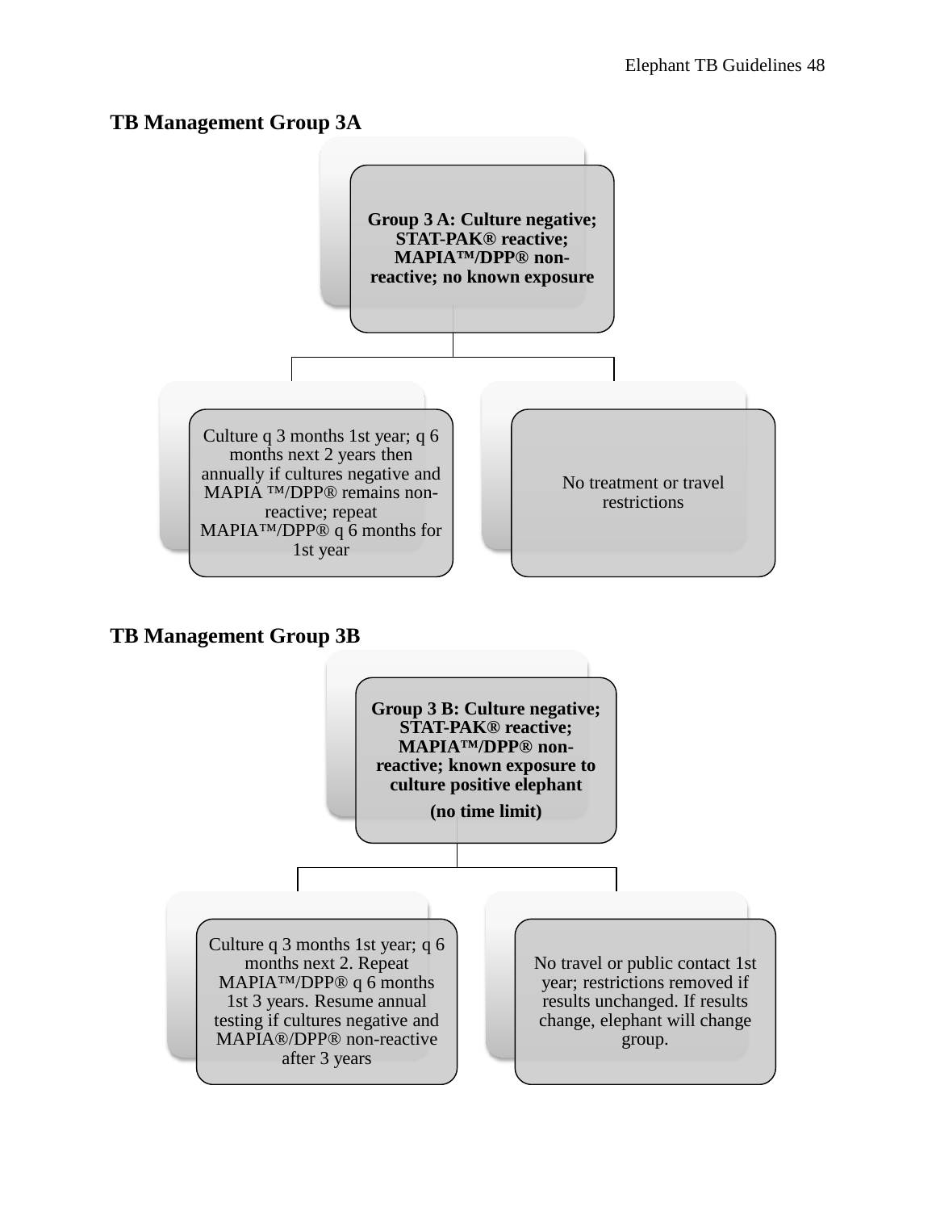## TB Management Group 3A

**Group 3 A: Culture negative; STAT-PAK® reactive; MAPIA™/DPP® non-reactive; no known exposure**

- Culture q 3 months 1st year; q 6 months next 2 years then annually if cultures negative and MAPIA ™/DPP® remains non-reactive; repeat MAPIA™/DPP® q 6 months for 1st year
- No treatment or travel restrictions

## TB Management Group 3B

**Group 3 B: Culture negative; STAT-PAK® reactive; MAPIA™/DPP® non-reactive; known exposure to culture positive elephant**

**(no time limit)**

- Culture q 3 months 1st year; q 6 months next 2. Repeat MAPIA™/DPP® q 6 months 1st 3 years. Resume annual testing if cultures negative and MAPIA®/DPP® non-reactive after 3 years
- No travel or public contact 1st year; restrictions removed if results unchanged. If results change, elephant will change group.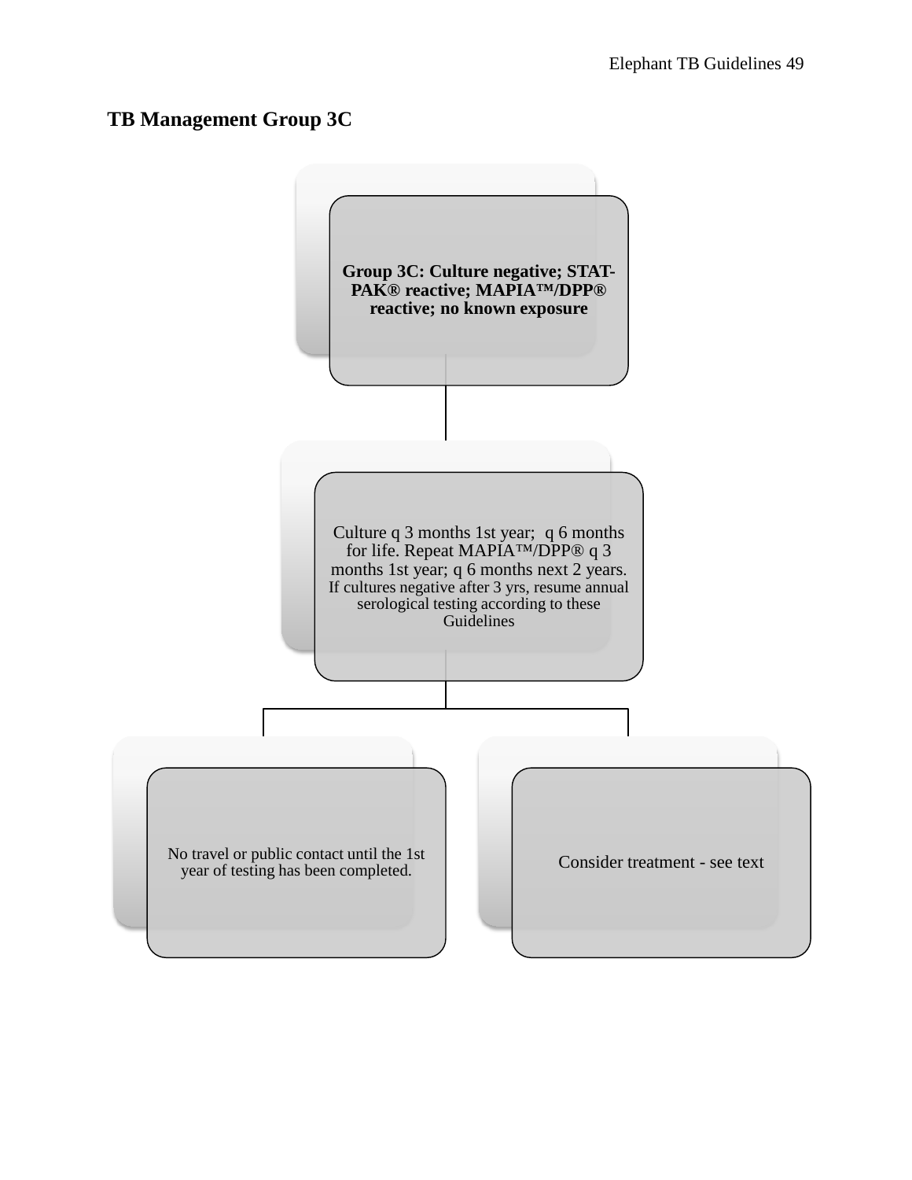## TB Management Group 3C

**Group 3C: Culture negative; STAT-PAK® reactive; MAPIA™/DPP® reactive; no known exposure**

Culture q 3 months 1st year; q 6 months for life. Repeat MAPIA™/DPP® q 3 months 1st year; q 6 months next 2 years. If cultures negative after 3 yrs, resume annual serological testing according to these Guidelines

- No travel or public contact until the 1st year of testing has been completed.
- Consider treatment - see text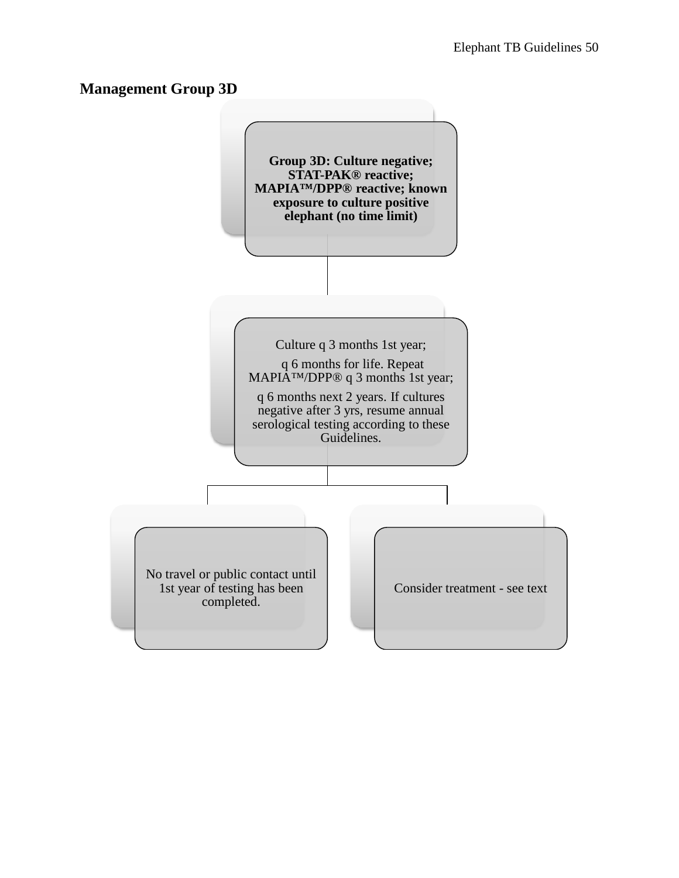## Management Group 3D

**Group 3D: Culture negative; STAT-PAK® reactive; MAPIA™/DPP® reactive; known exposure to culture positive elephant (no time limit)**

Culture q 3 months 1st year;

q 6 months for life. Repeat MAPIA™/DPP® q 3 months 1st year;

q 6 months next 2 years. If cultures negative after 3 yrs, resume annual serological testing according to these Guidelines.

No travel or public contact until 1st year of testing has been completed.

Consider treatment - see text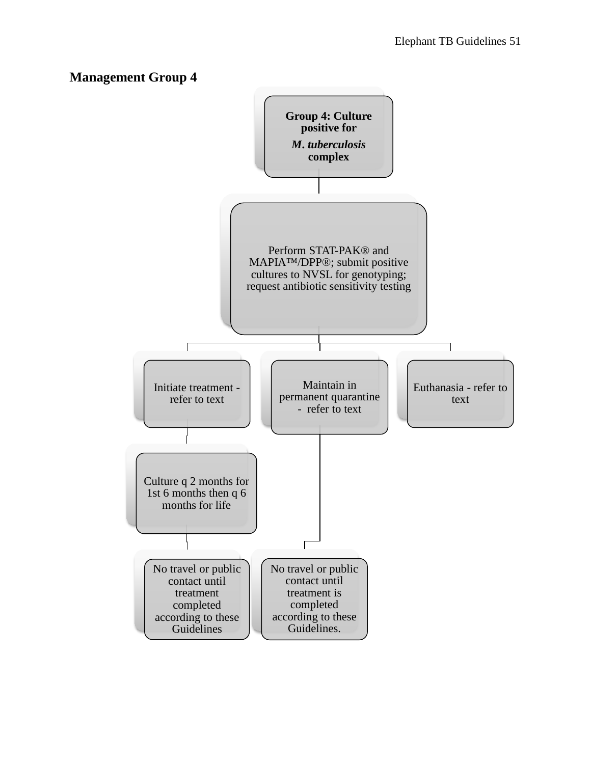## Management Group 4

**Group 4: Culture positive for *M. tuberculosis* complex**

Perform STAT-PAK® and MAPIA™/DPP®; submit positive cultures to NVSL for genotyping; request antibiotic sensitivity testing

Initiate treatment - refer to text

Maintain in permanent quarantine - refer to text

Euthanasia - refer to text

Culture q 2 months for 1st 6 months then q 6 months for life

No travel or public contact until treatment completed according to these Guidelines

No travel or public contact until treatment is completed according to these Guidelines.